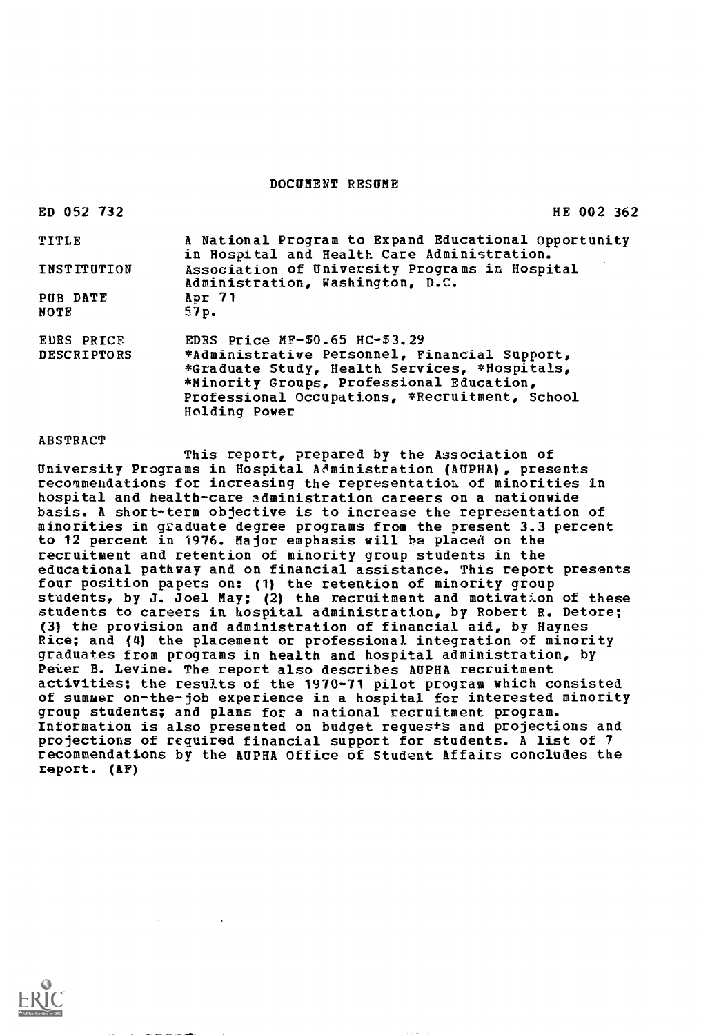# DOCUMENT RESUME

ED 052 732 HE 002 362

| | |
|---|---|
| TITLE | A National Program to Expand Educational Opportunity in Hospital and Health Care Administration. |
| INSTITUTION | Association of University Programs in Hospital Administration, Washington, D.C. |
| PUB DATE | Apr 71 |
| NOTE | 57p. |
| EDRS PRICE | EDRS Price MF-$0.65 HC-$3.29 |
| DESCRIPTORS | *Administrative Personnel, Financial Support, *Graduate Study, Health Services, *Hospitals, *Minority Groups, Professional Education, Professional Occupations, *Recruitment, School Holding Power |

## ABSTRACT

This report, prepared by the Association of University Programs in Hospital Administration (AUPHA), presents recommendations for increasing the representation of minorities in hospital and health-care administration careers on a nationwide basis. A short-term objective is to increase the representation of minorities in graduate degree programs from the present 3.3 percent to 12 percent in 1976. Major emphasis will be placed on the recruitment and retention of minority group students in the educational pathway and on financial assistance. This report presents four position papers on: (1) the retention of minority group students, by J. Joel May; (2) the recruitment and motivation of these students to careers in hospital administration, by Robert R. Detore; (3) the provision and administration of financial aid, by Haynes Rice; and (4) the placement or professional integration of minority graduates from programs in health and hospital administration, by Peter B. Levine. The report also describes AUPHA recruitment activities; the results of the 1970-71 pilot program which consisted of summer on-the-job experience in a hospital for interested minority group students; and plans for a national recruitment program. Information is also presented on budget requests and projections and projections of required financial support for students. A list of 7 recommendations by the AUPHA Office of Student Affairs concludes the report. (AF)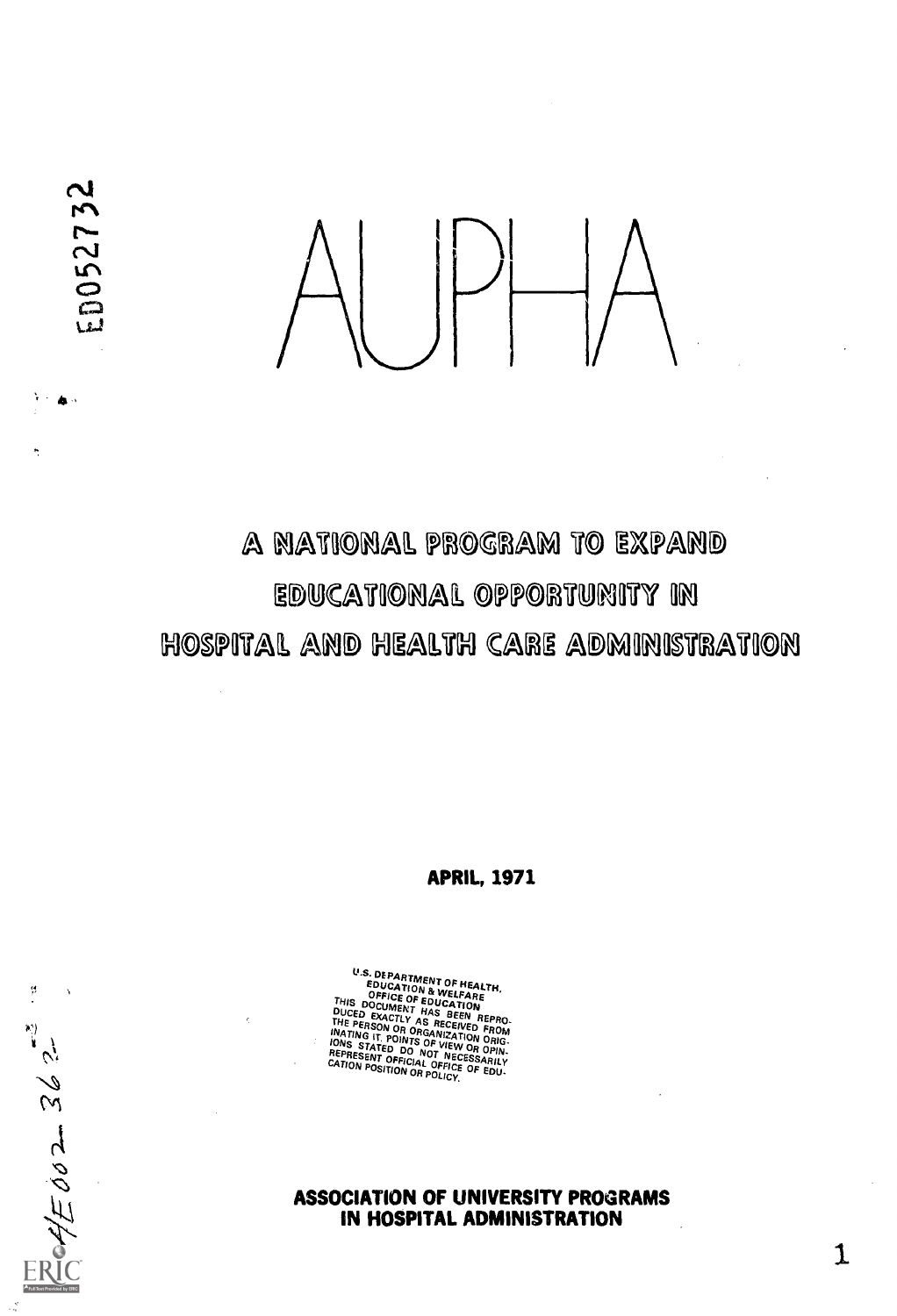ED052732

# AUPHA

## A NATIONAL PROGRAM TO EXPAND EDUCATIONAL OPPORTUNITY IN HOSPITAL AND HEALTH CARE ADMINISTRATION

**APRIL, 1971**

U.S. DEPARTMENT OF HEALTH, EDUCATION & WELFARE
OFFICE OF EDUCATION
THIS DOCUMENT HAS BEEN REPRODUCED EXACTLY AS RECEIVED FROM THE PERSON OR ORGANIZATION ORIGINATING IT. POINTS OF VIEW OR OPINIONS STATED DO NOT NECESSARILY REPRESENT OFFICIAL OFFICE OF EDUCATION POSITION OR POLICY.

HE 002 362

**ASSOCIATION OF UNIVERSITY PROGRAMS IN HOSPITAL ADMINISTRATION**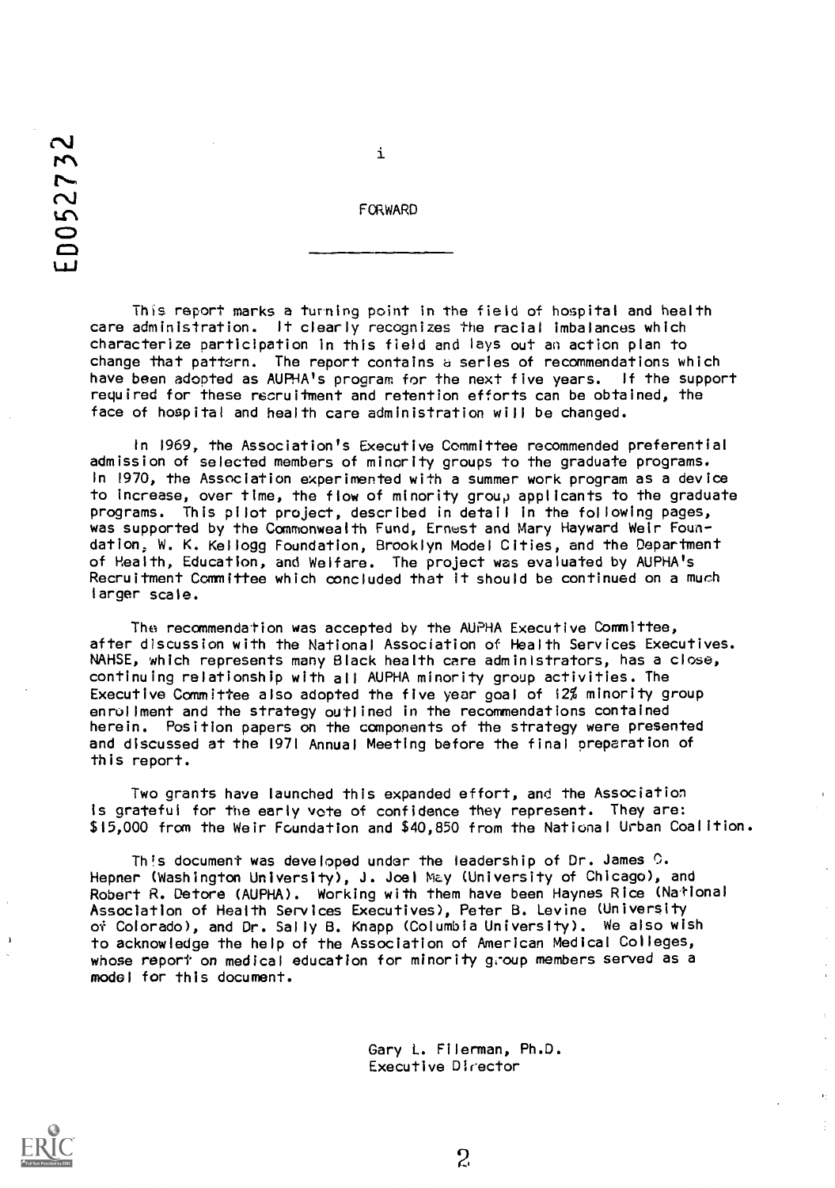# FORWARD

This report marks a turning point in the field of hospital and health care administration. It clearly recognizes the racial imbalances which characterize participation in this field and lays out an action plan to change that pattern. The report contains a series of recommendations which have been adopted as AUPHA's program for the next five years. If the support required for these recruitment and retention efforts can be obtained, the face of hospital and health care administration will be changed.

In 1969, the Association's Executive Committee recommended preferential admission of selected members of minority groups to the graduate programs. In 1970, the Association experimented with a summer work program as a device to increase, over time, the flow of minority group applicants to the graduate programs. This pilot project, described in detail in the following pages, was supported by the Commonwealth Fund, Ernest and Mary Hayward Weir Foundation, W. K. Kellogg Foundation, Brooklyn Model Cities, and the Department of Health, Education, and Welfare. The project was evaluated by AUPHA's Recruitment Committee which concluded that it should be continued on a much larger scale.

The recommendation was accepted by the AUPHA Executive Committee, after discussion with the National Association of Health Services Executives. NAHSE, which represents many Black health care administrators, has a close, continuing relationship with all AUPHA minority group activities. The Executive Committee also adopted the five year goal of 12% minority group enrollment and the strategy outlined in the recommendations contained herein. Position papers on the components of the strategy were presented and discussed at the 1971 Annual Meeting before the final preparation of this report.

Two grants have launched this expanded effort, and the Association is grateful for the early vote of confidence they represent. They are: $15,000 from the Weir Foundation and $40,850 from the National Urban Coalition.

This document was developed under the leadership of Dr. James O. Hepner (Washington University), J. Joel May (University of Chicago), and Robert R. Detore (AUPHA). Working with them have been Haynes Rice (National Association of Health Services Executives), Peter B. Levine (University of Colorado), and Dr. Sally B. Knapp (Columbia University). We also wish to acknowledge the help of the Association of American Medical Colleges, whose report on medical education for minority group members served as a model for this document.

Gary L. Filerman, Ph.D.
Executive Director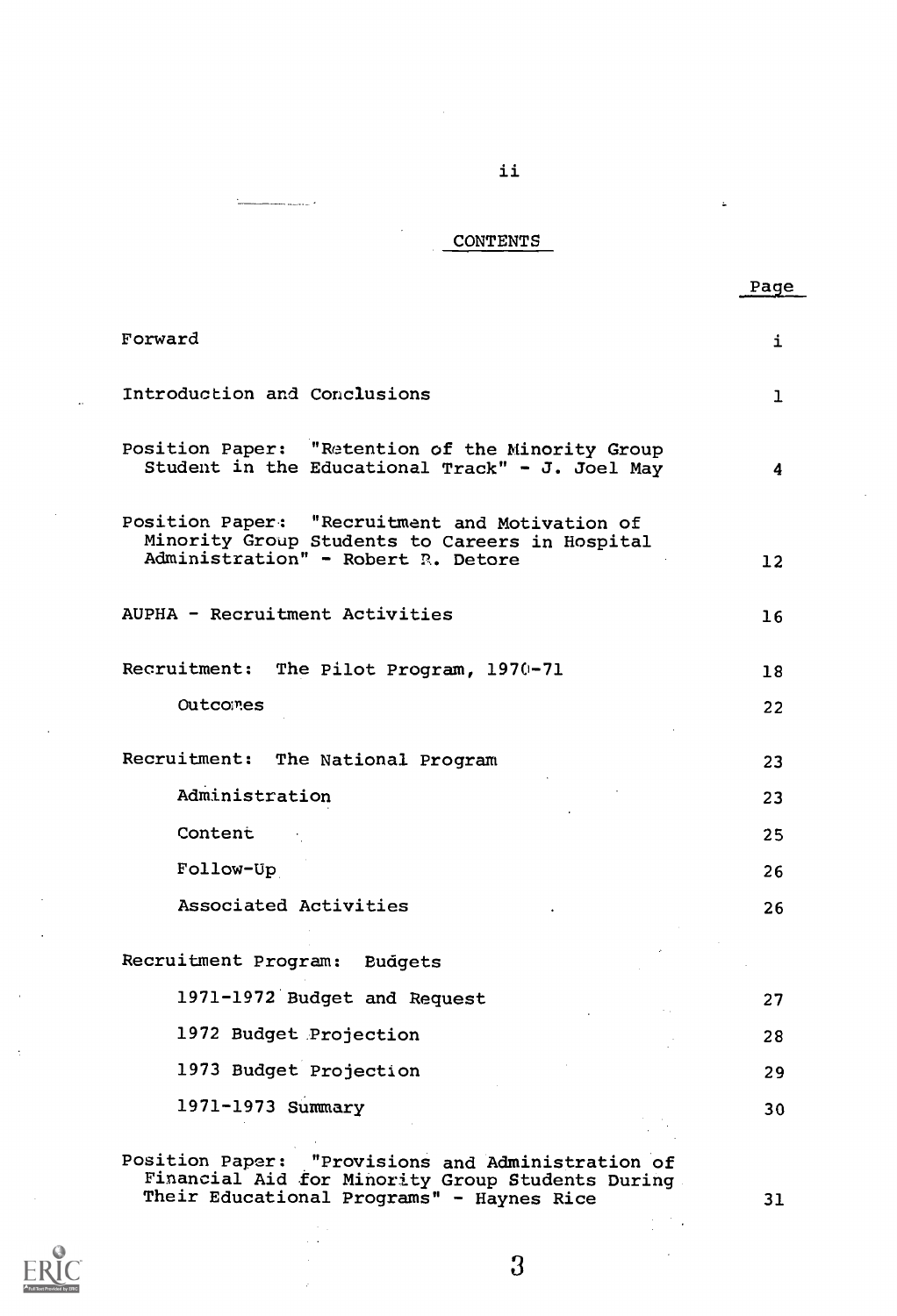## CONTENTS

| | Page |
|---|---|
| Forward | i |
| Introduction and Conclusions | 1 |
| Position Paper: "Retention of the Minority Group Student in the Educational Track" - J. Joel May | 4 |
| Position Paper: "Recruitment and Motivation of Minority Group Students to Careers in Hospital Administration" - Robert R. Detore | 12 |
| AUPHA - Recruitment Activities | 16 |
| Recruitment: The Pilot Program, 1970-71 | 18 |
| Outcomes | 22 |
| Recruitment: The National Program | 23 |
| Administration | 23 |
| Content | 25 |
| Follow-Up | 26 |
| Associated Activities | 26 |
| Recruitment Program: Budgets | |
| 1971-1972 Budget and Request | 27 |
| 1972 Budget Projection | 28 |
| 1973 Budget Projection | 29 |
| 1971-1973 Summary | 30 |
| Position Paper: "Provisions and Administration of Financial Aid for Minority Group Students During Their Educational Programs" - Haynes Rice | 31 |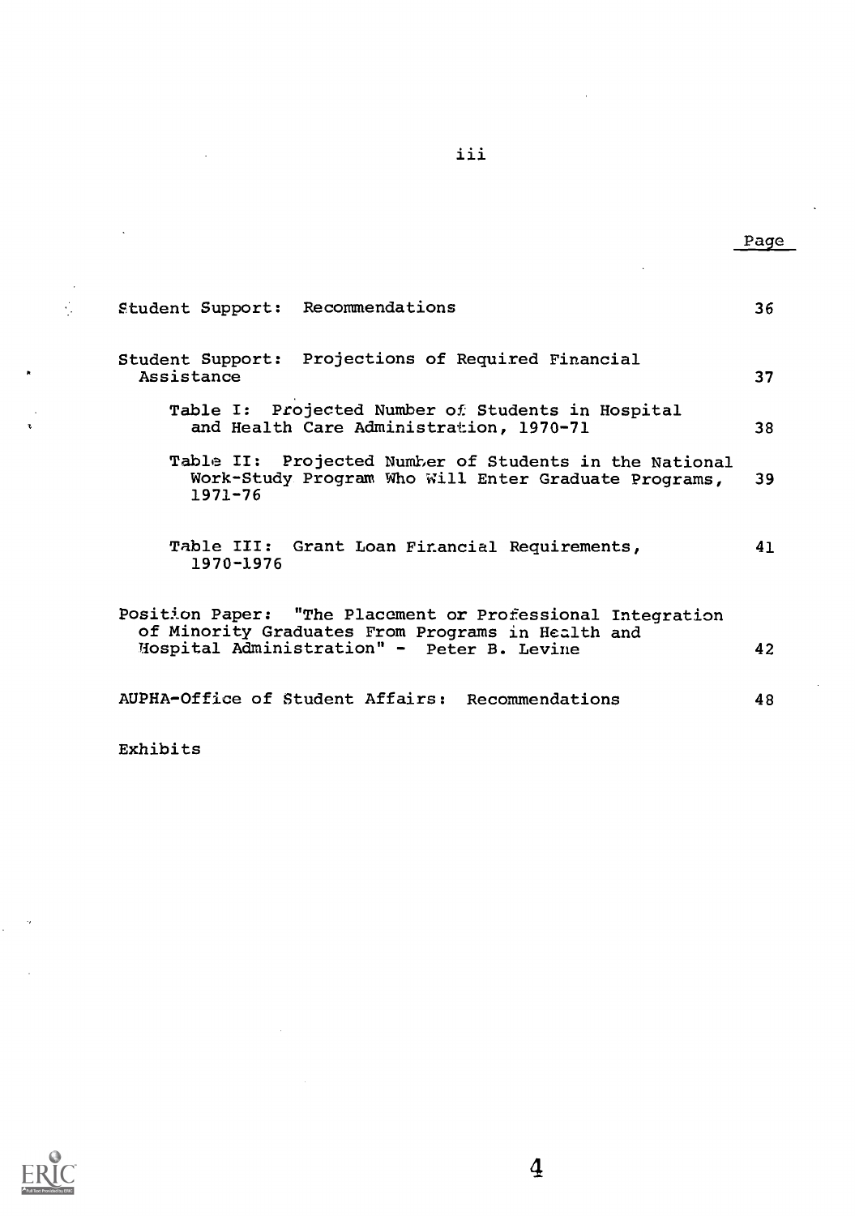| | Page |
|---|---|
| Student Support: Recommendations | 36 |
| Student Support: Projections of Required Financial Assistance | 37 |
| Table I: Projected Number of Students in Hospital and Health Care Administration, 1970-71 | 38 |
| Table II: Projected Number of Students in the National Work-Study Program Who Will Enter Graduate Programs, 1971-76 | 39 |
| Table III: Grant Loan Financial Requirements, 1970-1976 | 41 |
| Position Paper: "The Placement or Professional Integration of Minority Graduates From Programs in Health and Hospital Administration" - Peter B. Levine | 42 |
| AUPHA-Office of Student Affairs: Recommendations | 48 |
| Exhibits | |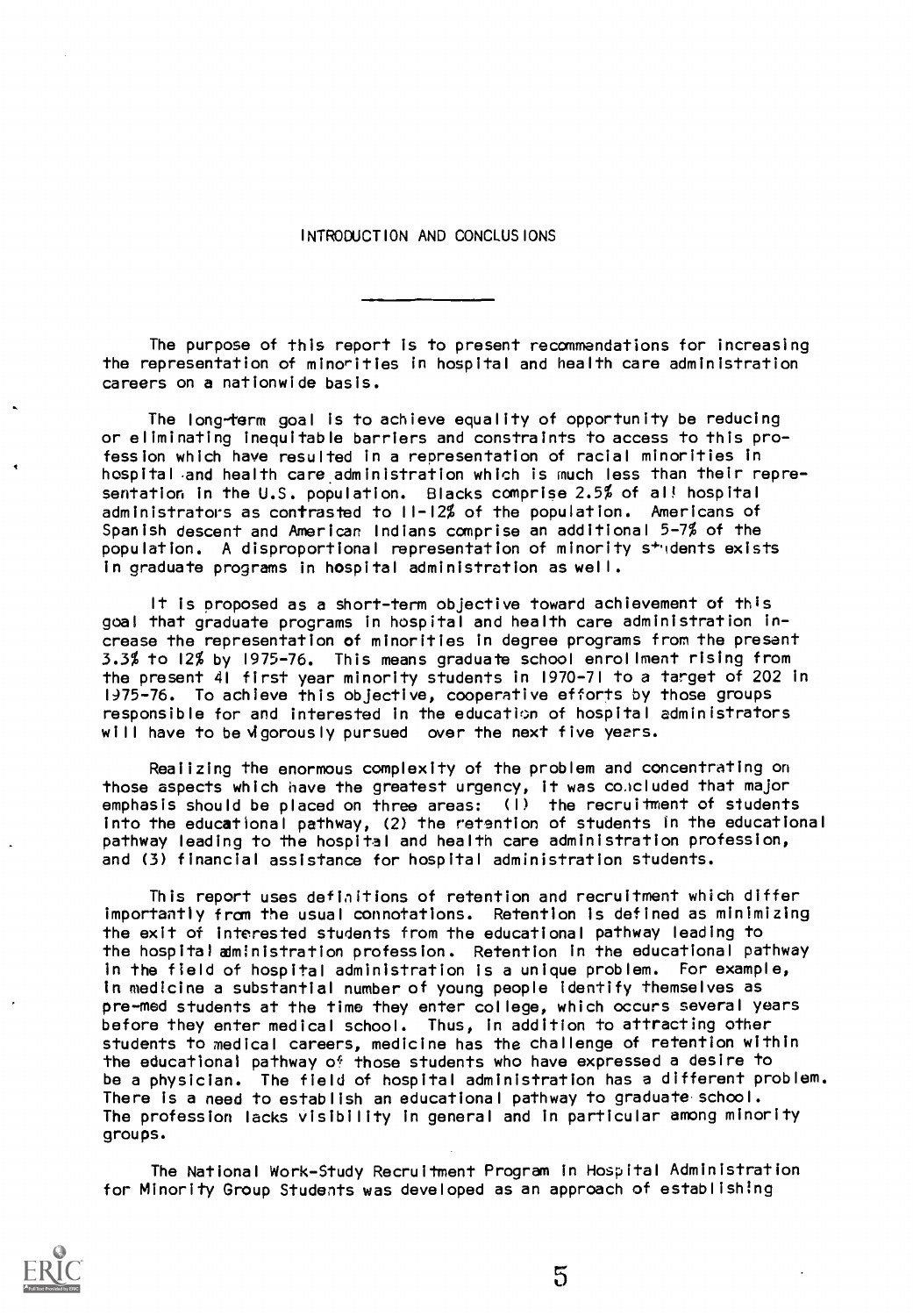# INTRODUCTION AND CONCLUSIONS

The purpose of this report is to present recommendations for increasing the representation of minorities in hospital and health care administration careers on a nationwide basis.

The long-term goal is to achieve equality of opportunity be reducing or eliminating inequitable barriers and constraints to access to this profession which have resulted in a representation of racial minorities in hospital and health care administration which is much less than their representation in the U.S. population. Blacks comprise 2.5% of all hospital administrators as contrasted to 11-12% of the population. Americans of Spanish descent and American Indians comprise an additional 5-7% of the population. A disproportional representation of minority students exists in graduate programs in hospital administration as well.

It is proposed as a short-term objective toward achievement of this goal that graduate programs in hospital and health care administration increase the representation of minorities in degree programs from the present 3.3% to 12% by 1975-76. This means graduate school enrollment rising from the present 41 first year minority students in 1970-71 to a target of 202 in 1975-76. To achieve this objective, cooperative efforts by those groups responsible for and interested in the education of hospital administrators will have to be vigorously pursued over the next five years.

Realizing the enormous complexity of the problem and concentrating on those aspects which have the greatest urgency, it was concluded that major emphasis should be placed on three areas: (1) the recruitment of students into the educational pathway, (2) the retention of students in the educational pathway leading to the hospital and health care administration profession, and (3) financial assistance for hospital administration students.

This report uses definitions of retention and recruitment which differ importantly from the usual connotations. Retention is defined as minimizing the exit of interested students from the educational pathway leading to the hospital administration profession. Retention in the educational pathway in the field of hospital administration is a unique problem. For example, in medicine a substantial number of young people identify themselves as pre-med students at the time they enter college, which occurs several years before they enter medical school. Thus, in addition to attracting other students to medical careers, medicine has the challenge of retention within the educational pathway of those students who have expressed a desire to be a physician. The field of hospital administration has a different problem. There is a need to establish an educational pathway to graduate school. The profession lacks visibility in general and in particular among minority groups.

The National Work-Study Recruitment Program in Hospital Administration for Minority Group Students was developed as an approach of establishing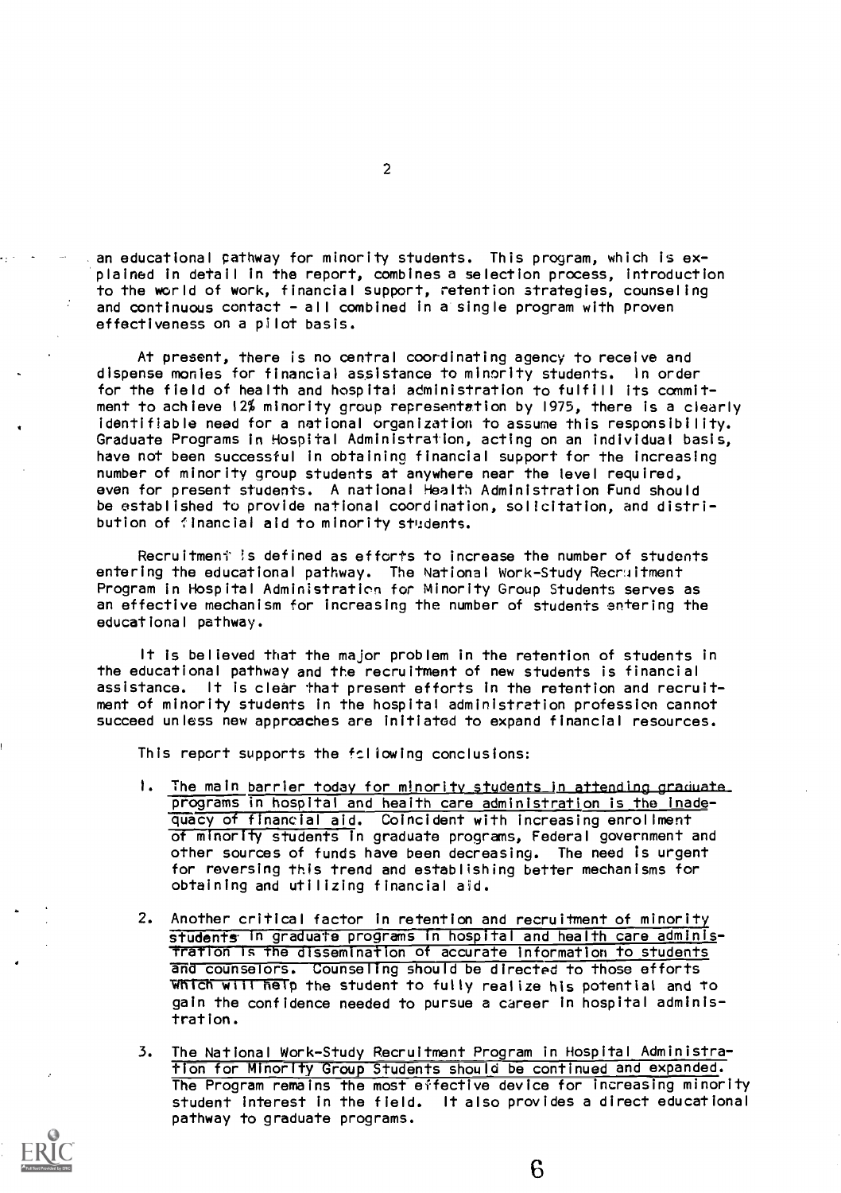an educational pathway for minority students. This program, which is explained in detail in the report, combines a selection process, introduction to the world of work, financial support, retention strategies, counseling and continuous contact - all combined in a single program with proven effectiveness on a pilot basis.

At present, there is no central coordinating agency to receive and dispense monies for financial assistance to minority students. In order for the field of health and hospital administration to fulfill its commitment to achieve 12% minority group representation by 1975, there is a clearly identifiable need for a national organization to assume this responsibility. Graduate Programs in Hospital Administration, acting on an individual basis, have not been successful in obtaining financial support for the increasing number of minority group students at anywhere near the level required, even for present students. A national Health Administration Fund should be established to provide national coordination, solicitation, and distribution of financial aid to minority students.

Recruitment is defined as efforts to increase the number of students entering the educational pathway. The National Work-Study Recruitment Program in Hospital Administration for Minority Group Students serves as an effective mechanism for increasing the number of students entering the educational pathway.

It is believed that the major problem in the retention of students in the educational pathway and the recruitment of new students is financial assistance. It is clear that present efforts in the retention and recruitment of minority students in the hospital administration profession cannot succeed unless new approaches are initiated to expand financial resources.

This report supports the following conclusions:

1. <u>The main barrier today for minority students in attending graduate programs in hospital and health care administration is the inadequacy of financial aid.</u> Coincident with increasing enrollment of minority students in graduate programs, Federal government and other sources of funds have been decreasing. The need is urgent for reversing this trend and establishing better mechanisms for obtaining and utilizing financial aid.

2. <u>Another critical factor in retention and recruitment of minority students in graduate programs in hospital and health care administration is the dissemination of accurate information to students and counselors.</u> Counseling should be directed to those efforts which will help the student to fully realize his potential and to gain the confidence needed to pursue a career in hospital administration.

3. <u>The National Work-Study Recruitment Program in Hospital Administration for Minority Group Students should be continued and expanded.</u> The Program remains the most effective device for increasing minority student interest in the field. It also provides a direct educational pathway to graduate programs.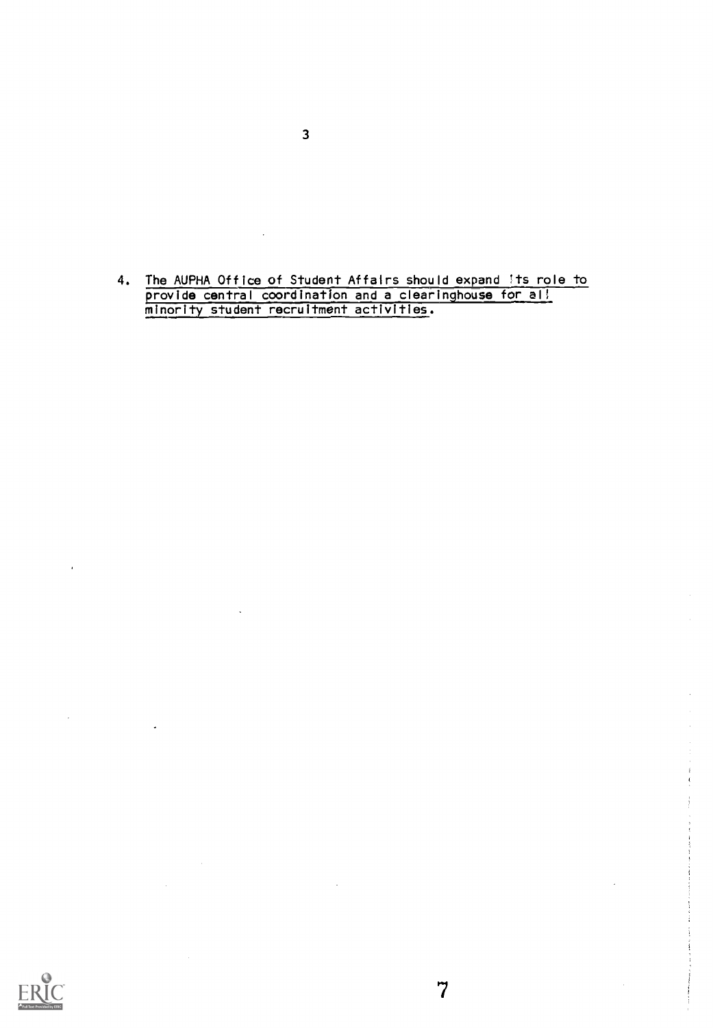4. The AUPHA Office of Student Affairs should expand its role to provide central coordination and a clearinghouse for all minority student recruitment activities.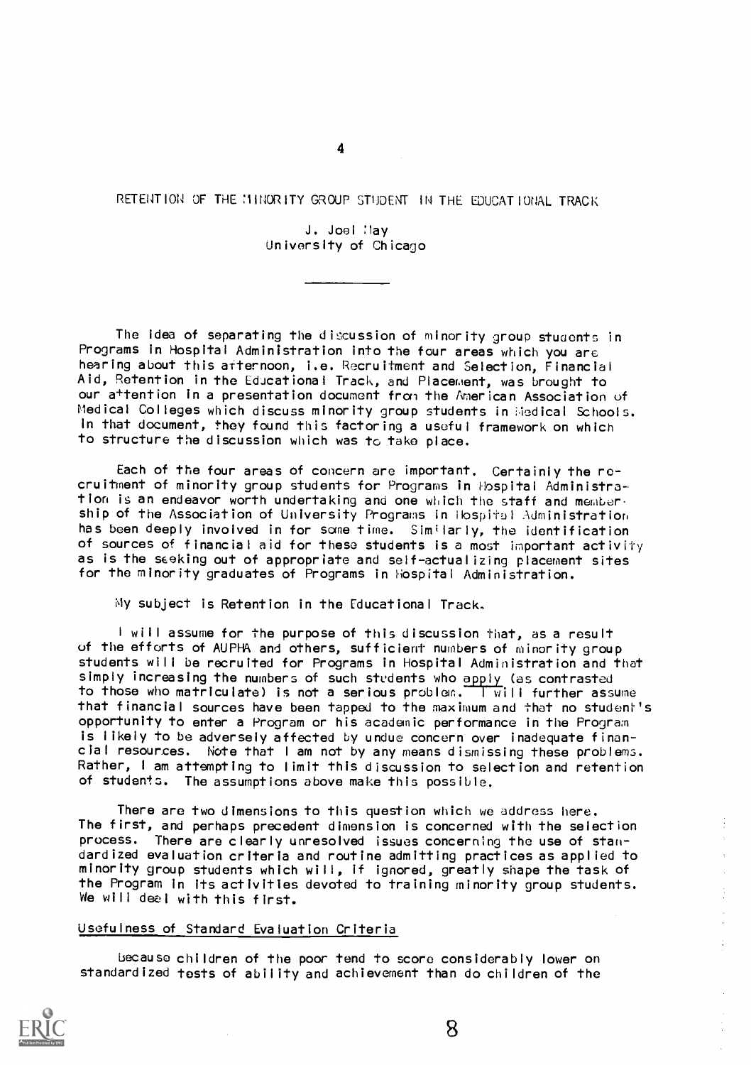# RETENTION OF THE MINORITY GROUP STUDENT IN THE EDUCATIONAL TRACK

J. Joel May
University of Chicago

---

The idea of separating the discussion of minority group students in Programs in Hospital Administration into the four areas which you are hearing about this afternoon, i.e. Recruitment and Selection, Financial Aid, Retention in the Educational Track, and Placement, was brought to our attention in a presentation document from the American Association of Medical Colleges which discuss minority group students in Medical Schools. In that document, they found this factoring a useful framework on which to structure the discussion which was to take place.

Each of the four areas of concern are important. Certainly the recruitment of minority group students for Programs in Hospital Administration is an endeavor worth undertaking and one which the staff and membership of the Association of University Programs in Hospital Administration has been deeply involved in for some time. Similarly, the identification of sources of financial aid for these students is a most important activity as is the seeking out of appropriate and self-actualizing placement sites for the minority graduates of Programs in Hospital Administration.

My subject is Retention in the Educational Track.

I will assume for the purpose of this discussion that, as a result of the efforts of AUPHA and others, sufficient numbers of minority group students will be recruited for Programs in Hospital Administration and that simply increasing the numbers of such students who apply (as contrasted to those who matriculate) is not a serious problem. I will further assume that financial sources have been tapped to the maximum and that no student's opportunity to enter a Program or his academic performance in the Program is likely to be adversely affected by undue concern over inadequate financial resources. Note that I am not by any means dismissing these problems. Rather, I am attempting to limit this discussion to selection and retention of students. The assumptions above make this possible.

There are two dimensions to this question which we address here. The first, and perhaps precedent dimension is concerned with the selection process. There are clearly unresolved issues concerning the use of standardized evaluation criteria and routine admitting practices as applied to minority group students which will, if ignored, greatly shape the task of the Program in its activities devoted to training minority group students. We will deal with this first.

## Usefulness of Standard Evaluation Criteria

Because children of the poor tend to score considerably lower on standardized tests of ability and achievement than do children of the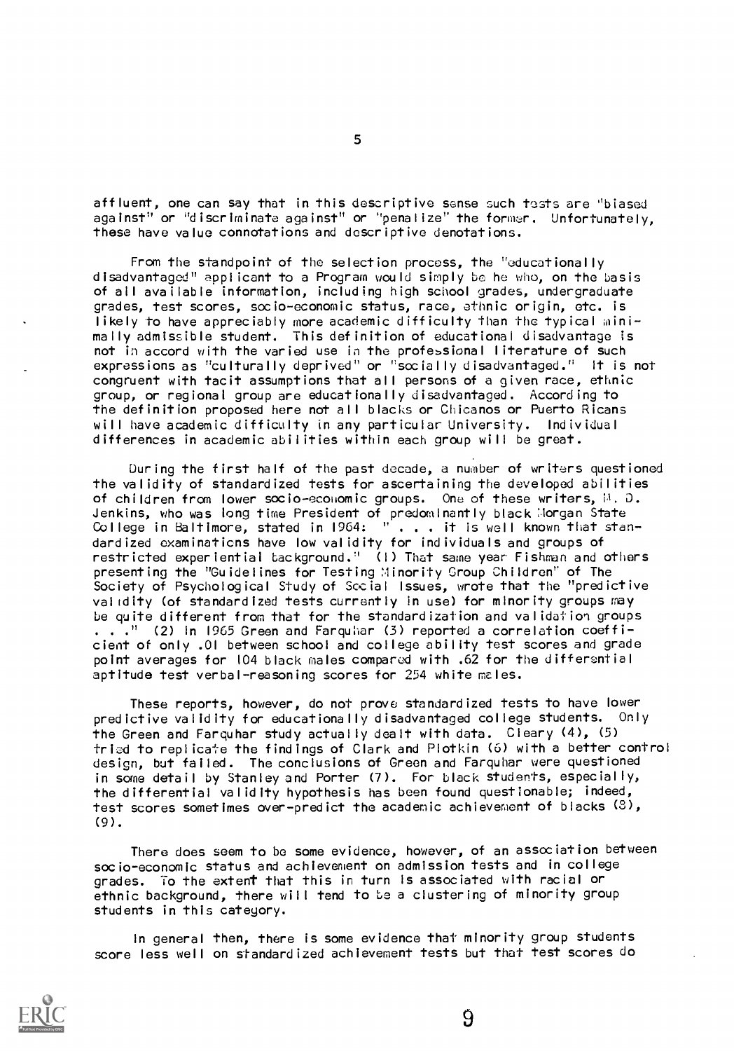affluent, one can say that in this descriptive sense such tests are "biased against" or "discriminate against" or "penalize" the former. Unfortunately, these have value connotations and descriptive denotations.

From the standpoint of the selection process, the "educationally disadvantaged" applicant to a Program would simply be he who, on the basis of all available information, including high school grades, undergraduate grades, test scores, socio-economic status, race, ethnic origin, etc. is likely to have appreciably more academic difficulty than the typical minimally admissible student. This definition of educational disadvantage is not in accord with the varied use in the professional literature of such expressions as "culturally deprived" or "socially disadvantaged." It is not congruent with tacit assumptions that all persons of a given race, ethnic group, or regional group are educationally disadvantaged. According to the definition proposed here not all blacks or Chicanos or Puerto Ricans will have academic difficulty in any particular University. Individual differences in academic abilities within each group will be great.

During the first half of the past decade, a number of writers questioned the validity of standardized tests for ascertaining the developed abilities of children from lower socio-economic groups. One of these writers, M. D. Jenkins, who was long time President of predominantly black Morgan State College in Baltimore, stated in 1964: " . . . it is well known that standardized examinations have low validity for individuals and groups of restricted experiential background." (1) That same year Fishman and others presenting the "Guidelines for Testing Minority Group Children" of The Society of Psychological Study of Social Issues, wrote that the "predictive validity (of standardized tests currently in use) for minority groups may be quite different from that for the standardization and validation groups . . ." (2) In 1965 Green and Farquhar (3) reported a correlation coefficient of only .01 between school and college ability test scores and grade point averages for 104 black males compared with .62 for the differential aptitude test verbal-reasoning scores for 254 white males.

These reports, however, do not prove standardized tests to have lower predictive validity for educationally disadvantaged college students. Only the Green and Farquhar study actually dealt with data. Cleary (4), (5) tried to replicate the findings of Clark and Plotkin (6) with a better control design, but failed. The conclusions of Green and Farquhar were questioned in some detail by Stanley and Porter (7). For black students, especially, the differential validity hypothesis has been found questionable; indeed, test scores sometimes over-predict the academic achievement of blacks (8), (9).

There does seem to be some evidence, however, of an association between socio-economic status and achievement on admission tests and in college grades. To the extent that this in turn is associated with racial or ethnic background, there will tend to be a clustering of minority group students in this category.

In general then, there is some evidence that minority group students score less well on standardized achievement tests but that test scores do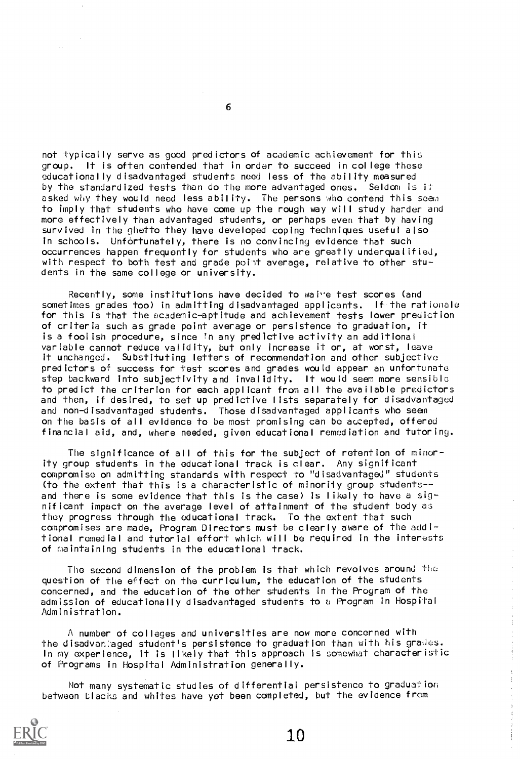not typically serve as good predictors of academic achievement for this group. It is often contended that in order to succeed in college these educationally disadvantaged students need less of the ability measured by the standardized tests than do the more advantaged ones. Seldom is it asked why they would need less ability. The persons who contend this seem to imply that students who have come up the rough way will study harder and more effectively than advantaged students, or perhaps even that by having survived in the ghetto they have developed coping techniques useful also in schools. Unfortunately, there is no convincing evidence that such occurrences happen frequently for students who are greatly underqualified, with respect to both test and grade point average, relative to other students in the same college or university.

Recently, some institutions have decided to waive test scores (and sometimes grades too) in admitting disadvantaged applicants. If the rationale for this is that the academic-aptitude and achievement tests lower prediction of criteria such as grade point average or persistence to graduation, it is a foolish procedure, since in any predictive activity an additional variable cannot reduce validity, but only increase it or, at worst, leave it unchanged. Substituting letters of recommendation and other subjective predictors of success for test scores and grades would appear an unfortunate step backward into subjectivity and invalidity. It would seem more sensible to predict the criterion for each applicant from all the available predictors and then, if desired, to set up predictive lists separately for disadvantaged and non-disadvantaged students. Those disadvantaged applicants who seem on the basis of all evidence to be most promising can be accepted, offered financial aid, and, where needed, given educational remediation and tutoring.

The significance of all of this for the subject of retention of minority group students in the educational track is clear. Any significant compromise on admitting standards with respect to "disadvantaged" students (to the extent that this is a characteristic of minority group students--and there is some evidence that this is the case) is likely to have a significant impact on the average level of attainment of the student body as they progress through the educational track. To the extent that such compromises are made, Program Directors must be clearly aware of the additional remedial and tutorial effort which will be required in the interests of maintaining students in the educational track.

The second dimension of the problem is that which revolves around the question of the effect on the curriculum, the education of the students concerned, and the education of the other students in the Program of the admission of educationally disadvantaged students to a Program in Hospital Administration.

A number of colleges and universities are now more concerned with the disadvantaged student's persistence to graduation than with his grades. In my experience, it is likely that this approach is somewhat characteristic of Programs in Hospital Administration generally.

Not many systematic studies of differential persistence to graduation between blacks and whites have yet been completed, but the evidence from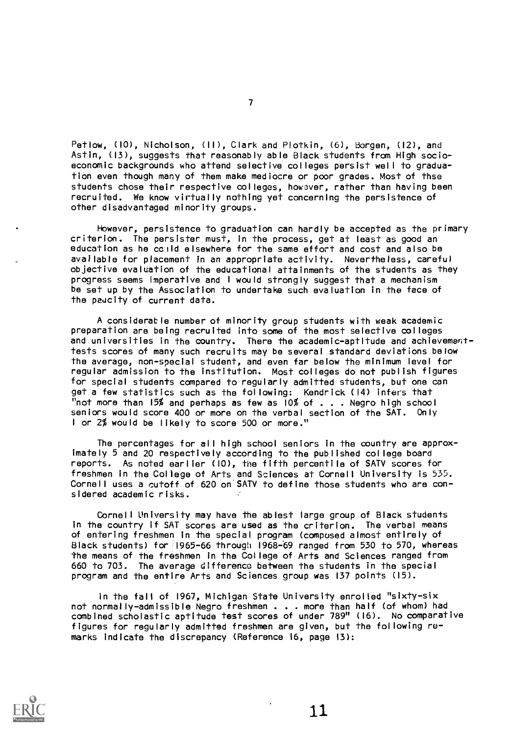Petlow, (10), Nicholson, (11), Clark and Plotkin, (6), Borgen, (12), and Astin, (13), suggests that reasonably able Black students from High socioeconomic backgrounds who attend selective colleges persist well to graduation even though many of them make mediocre or poor grades. Most of thse students chose their respective colleges, however, rather than having been recruited. We know virtually nothing yet concerning the persistence of other disadvantaged minority groups.

However, persistence to graduation can hardly be accepted as the primary criterion. The persister must, in the process, get at least as good an education as he could elsewhere for the same effort and cost and also be available for placement in an appropriate activity. Nevertheless, careful objective evaluation of the educational attainments of the students as they progress seems imperative and I would strongly suggest that a mechanism be set up by the Association to undertake such evaluation in the face of the paucity of current data.

A considerable number of minority group students with weak academic preparation are being recruited into some of the most selective colleges and universities in the country. There the academic-aptitude and achievement-tests scores of many such recruits may be several standard deviations below the average, non-special student, and even far below the minimum level for regular admission to the institution. Most colleges do not publish figures for special students compared to regularly admitted students, but one can get a few statistics such as the following: Kendrick (14) infers that "not more than 15% and perhaps as few as 10% of . . . Negro high school seniors would score 400 or more on the verbal section of the SAT. Only 1 or 2% would be likely to score 500 or more."

The percentages for all high school seniors in the country are approximately 5 and 20 respectively according to the published college board reports. As noted earlier (10), the fifth percentile of SATV scores for freshmen in the College of Arts and Sciences at Cornell University is 535. Cornell uses a cutoff of 620 on SATV to define those students who are considered academic risks.

Cornell University may have the ablest large group of Black students in the country if SAT scores are used as the criterion. The verbal means of entering freshmen in the special program (composed almost entirely of Black students) for 1965-66 through 1968-69 ranged from 530 to 570, whereas the means of the freshmen in the College of Arts and Sciences ranged from 660 to 703. The average difference between the students in the special program and the entire Arts and Sciences group was 137 points (15).

In the fall of 1967, Michigan State University enrolled "sixty-six not normally-admissible Negro freshmen . . . more than half (of whom) had combined scholastic aptitude test scores of under 789" (16). No comparative figures for regularly admitted freshmen are given, but the following remarks indicate the discrepancy (Reference 16, page 13):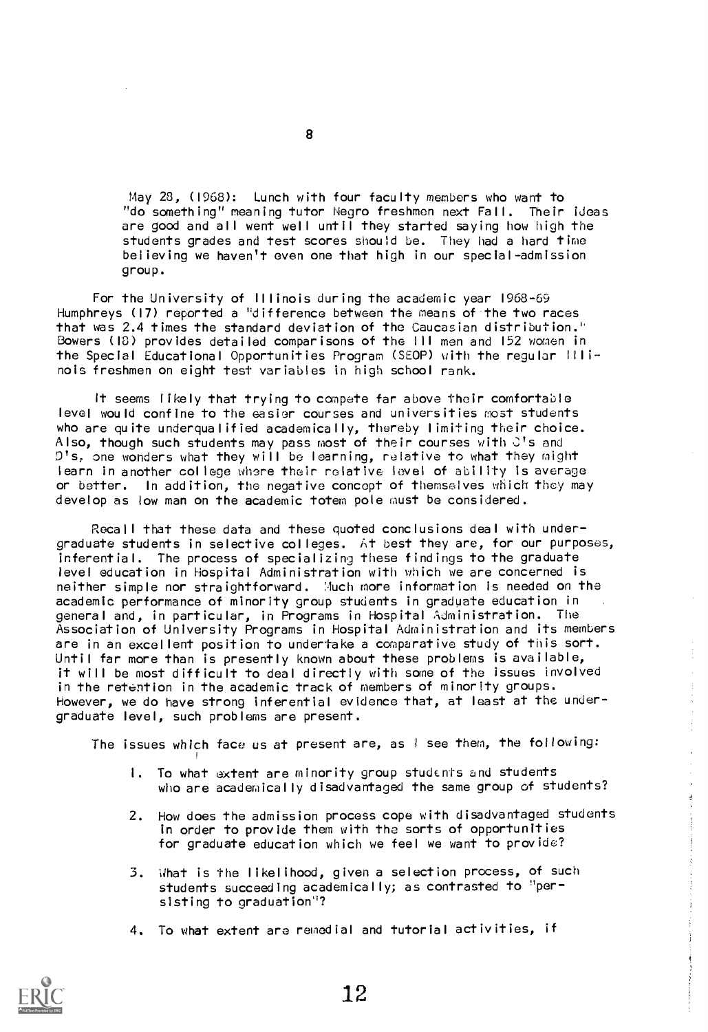May 28, (1968): Lunch with four faculty members who want to "do something" meaning tutor Negro freshmen next Fall. Their ideas are good and all went well until they started saying how high the students grades and test scores should be. They had a hard time believing we haven't even one that high in our special-admission group.

For the University of Illinois during the academic year 1968-69 Humphreys (17) reported a "difference between the means of the two races that was 2.4 times the standard deviation of the Caucasian distribution." Bowers (18) provides detailed comparisons of the 111 men and 152 women in the Special Educational Opportunities Program (SEOP) with the regular Illinois freshmen on eight test variables in high school rank.

It seems likely that trying to compete far above their comfortable level would confine to the easier courses and universities most students who are quite underqualified academically, thereby limiting their choice. Also, though such students may pass most of their courses with C's and D's, one wonders what they will be learning, relative to what they might learn in another college where their relative level of ability is average or better. In addition, the negative concept of themselves which they may develop as low man on the academic totem pole must be considered.

Recall that these data and these quoted conclusions deal with undergraduate students in selective colleges. At best they are, for our purposes, inferential. The process of specializing these findings to the graduate level education in Hospital Administration with which we are concerned is neither simple nor straightforward. Much more information is needed on the academic performance of minority group students in graduate education in general and, in particular, in Programs in Hospital Administration. The Association of University Programs in Hospital Administration and its members are in an excellent position to undertake a comparative study of this sort. Until far more than is presently known about these problems is available, it will be most difficult to deal directly with some of the issues involved in the retention in the academic track of members of minority groups. However, we do have strong inferential evidence that, at least at the undergraduate level, such problems are present.

The issues which face us at present are, as I see them, the following:

1. To what extent are minority group students and students who are academically disadvantaged the same group of students?

2. How does the admission process cope with disadvantaged students in order to provide them with the sorts of opportunities for graduate education which we feel we want to provide?

3. What is the likelihood, given a selection process, of such students succeeding academically; as contrasted to "persisting to graduation"?

4. To what extent are remedial and tutorial activities, if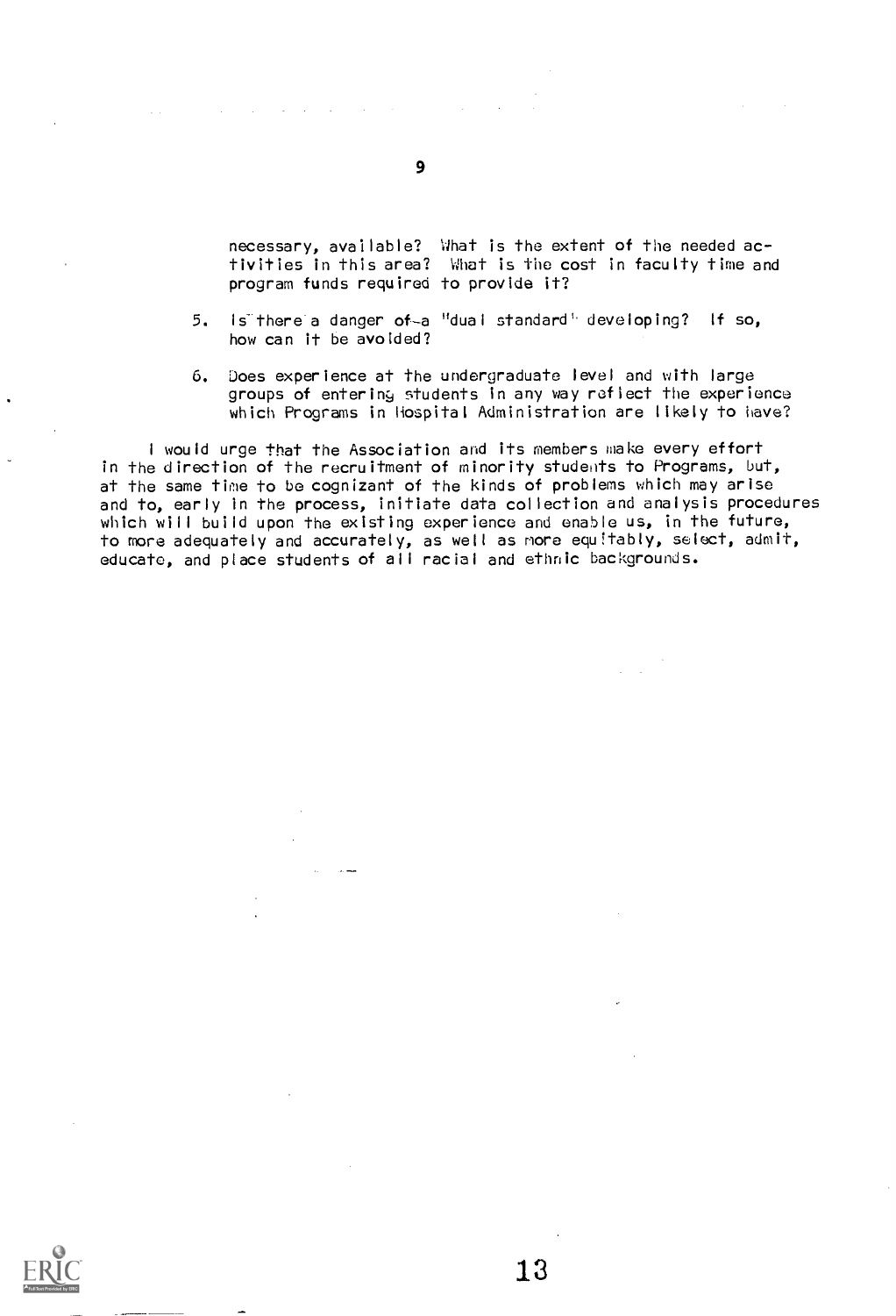necessary, available? What is the extent of the needed activities in this area? What is the cost in faculty time and program funds required to provide it?

5. Is there a danger of a "dual standard" developing? If so, how can it be avoided?

6. Does experience at the undergraduate level and with large groups of entering students in any way reflect the experience which Programs in Hospital Administration are likely to have?

I would urge that the Association and its members make every effort in the direction of the recruitment of minority students to Programs, but, at the same time to be cognizant of the kinds of problems which may arise and to, early in the process, initiate data collection and analysis procedures which will build upon the existing experience and enable us, in the future, to more adequately and accurately, as well as more equitably, select, admit, educate, and place students of all racial and ethnic backgrounds.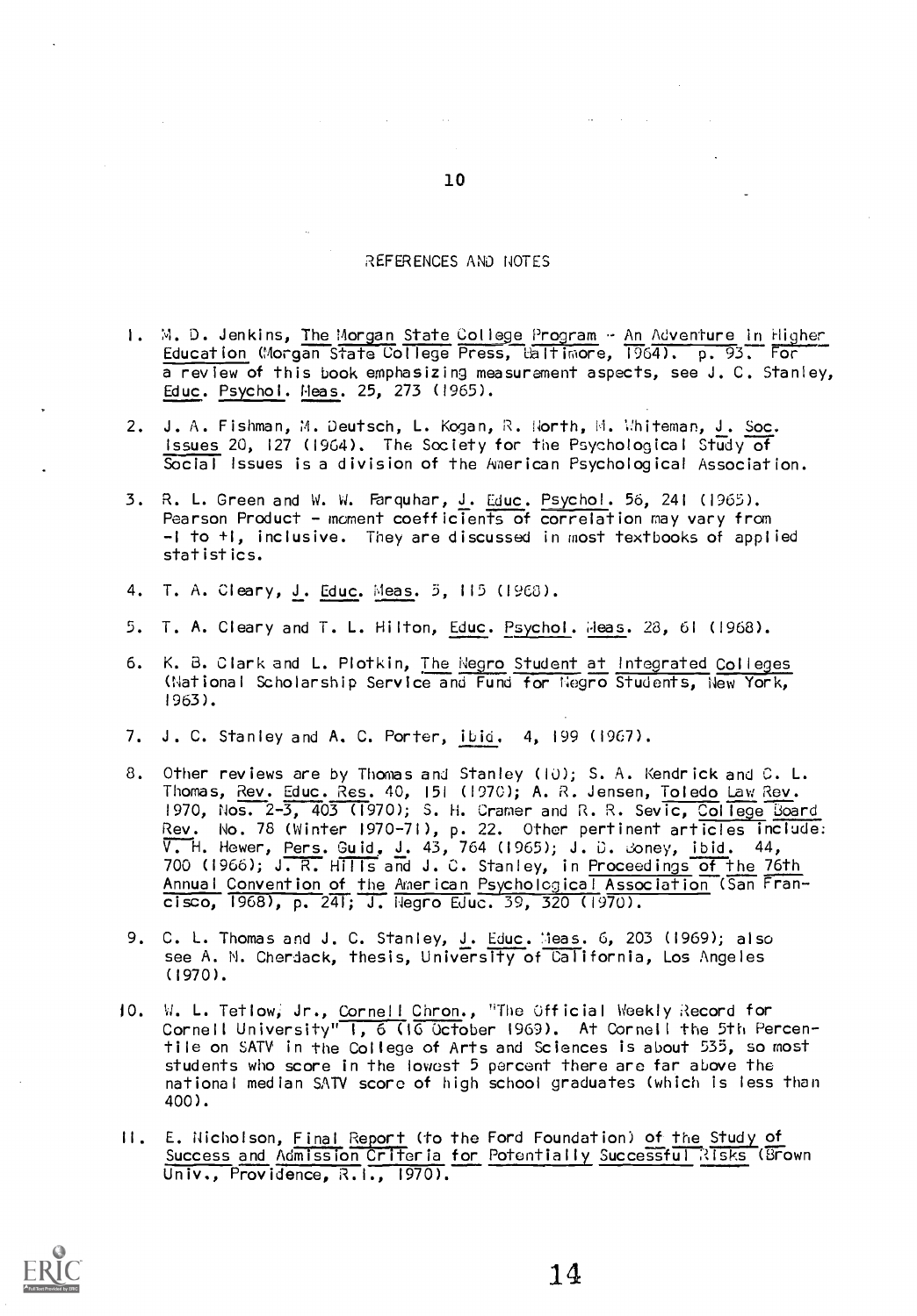## REFERENCES AND NOTES

1. M. D. Jenkins, The Morgan State College Program -- An Adventure in Higher Education (Morgan State College Press, Baltimore, 1964). p. 93. For a review of this book emphasizing measurement aspects, see J. C. Stanley, Educ. Psychol. Meas. 25, 273 (1965).

2. J. A. Fishman, M. Deutsch, L. Kogan, R. North, M. Whiteman, J. Soc. Issues 20, 127 (1964). The Society for the Psychological Study of Social Issues is a division of the American Psychological Association.

3. R. L. Green and W. W. Farquhar, J. Educ. Psychol. 56, 241 (1965). Pearson Product - moment coefficients of correlation may vary from -1 to +1, inclusive. They are discussed in most textbooks of applied statistics.

4. T. A. Cleary, J. Educ. Meas. 5, 115 (1968).

5. T. A. Cleary and T. L. Hilton, Educ. Psychol. Meas. 28, 61 (1968).

6. K. B. Clark and L. Plotkin, The Negro Student at Integrated Colleges (National Scholarship Service and Fund for Negro Students, New York, 1963).

7. J. C. Stanley and A. C. Porter, ibid. 4, 199 (1967).

8. Other reviews are by Thomas and Stanley (10); S. A. Kendrick and C. L. Thomas, Rev. Educ. Res. 40, 151 (1970); A. R. Jensen, Toledo Law Rev. 1970, Nos. 2-3, 403 (1970); S. H. Cramer and R. R. Sevic, College Board Rev. No. 78 (Winter 1970-71), p. 22. Other pertinent articles include: V. H. Hewer, Pers. Guid. J. 43, 764 (1965); J. D. Boney, ibid. 44, 700 (1966); J. R. Hills and J. C. Stanley, in Proceedings of the 76th Annual Convention of the American Psychological Association (San Francisco, 1968), p. 241; J. Negro Educ. 39, 320 (1970).

9. C. L. Thomas and J. C. Stanley, J. Educ. Meas. 6, 203 (1969); also see A. N. Cherdack, thesis, University of California, Los Angeles (1970).

10. W. L. Tetlow, Jr., Cornell Chron., "The Official Weekly Record for Cornell University" 1, 6 (16 October 1969). At Cornell the 5th Percentile on SATV in the College of Arts and Sciences is about 535, so most students who score in the lowest 5 percent there are far above the national median SATV score of high school graduates (which is less than 400).

11. E. Nicholson, Final Report (to the Ford Foundation) of the Study of Success and Admission Criteria for Potentially Successful Risks (Brown Univ., Providence, R.I., 1970).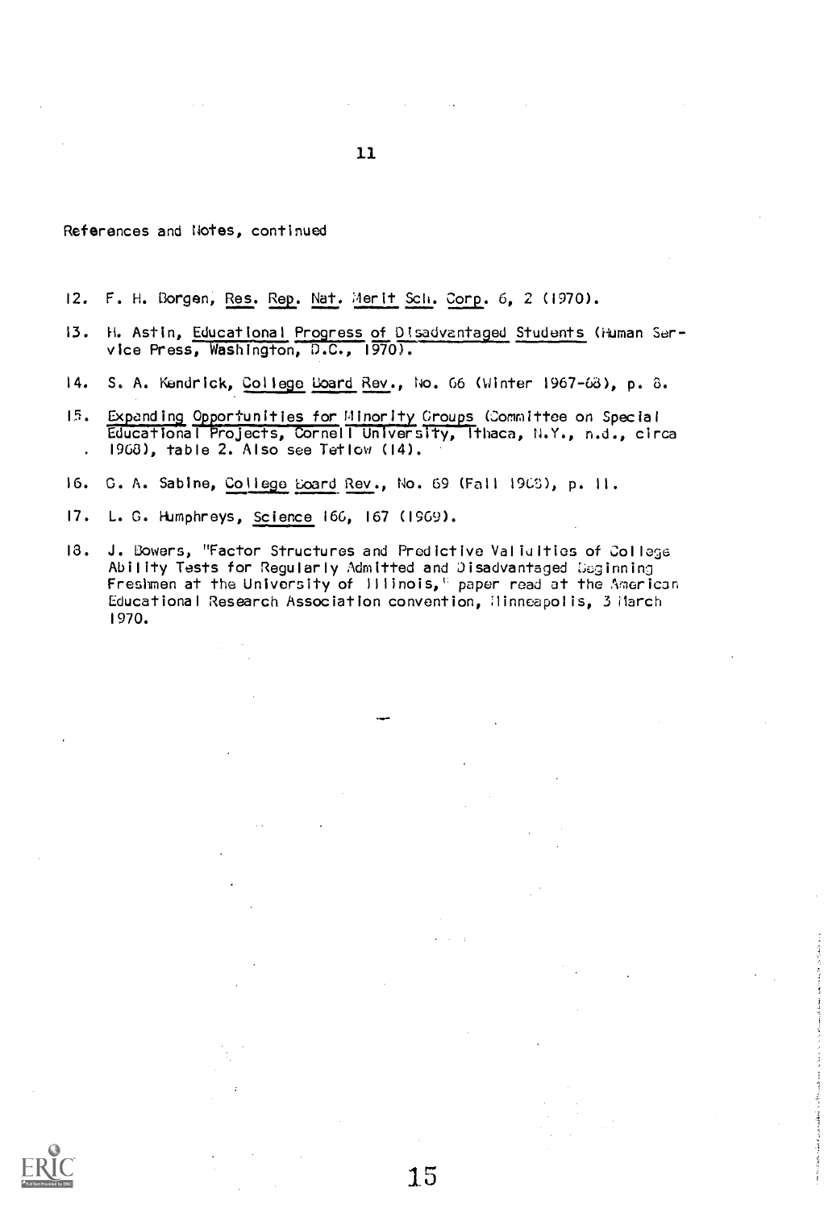References and Notes, continued

12. F. H. Borgen, Res. Rep. Nat. Merit Sch. Corp. 6, 2 (1970).

13. H. Astin, Educational Progress of Disadvantaged Students (Human Service Press, Washington, D.C., 1970).

14. S. A. Kendrick, College Board Rev., No. 66 (Winter 1967-68), p. 8.

15. Expanding Opportunities for Minority Groups (Committee on Special Educational Projects, Cornell University, Ithaca, N.Y., n.d., circa 1968), table 2. Also see Tetlow (14).

16. G. A. Sabine, College Board Rev., No. 69 (Fall 1968), p. 11.

17. L. G. Humphreys, Science 166, 167 (1969).

18. J. Bowers, "Factor Structures and Predictive Validities of College Ability Tests for Regularly Admitted and Disadvantaged Beginning Freshmen at the University of Illinois," paper read at the American Educational Research Association convention, Minneapolis, 3 March 1970.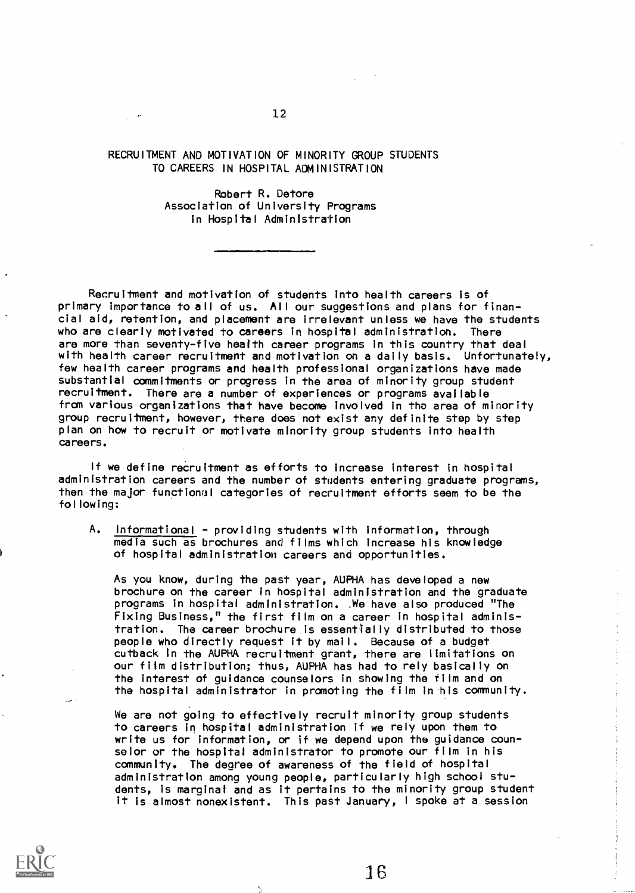# RECRUITMENT AND MOTIVATION OF MINORITY GROUP STUDENTS TO CAREERS IN HOSPITAL ADMINISTRATION

Robert R. Detore
Association of University Programs
in Hospital Administration

---

Recruitment and motivation of students into health careers is of primary importance to all of us. All our suggestions and plans for financial aid, retention, and placement are irrelevant unless we have the students who are clearly motivated to careers in hospital administration. There are more than seventy-five health career programs in this country that deal with health career recruitment and motivation on a daily basis. Unfortunately, few health career programs and health professional organizations have made substantial commitments or progress in the area of minority group student recruitment. There are a number of experiences or programs available from various organizations that have become involved in the area of minority group recruitment, however, there does not exist any definite step by step plan on how to recruit or motivate minority group students into health careers.

If we define recruitment as efforts to increase interest in hospital administration careers and the number of students entering graduate programs, then the major functional categories of recruitment efforts seem to be the following:

A. Informational - providing students with information, through media such as brochures and films which increase his knowledge of hospital administration careers and opportunities.

As you know, during the past year, AUPHA has developed a new brochure on the career in hospital administration and the graduate programs in hospital administration. We have also produced "The Fixing Business," the first film on a career in hospital administration. The career brochure is essentially distributed to those people who directly request it by mail. Because of a budget cutback in the AUPHA recruitment grant, there are limitations on our film distribution; thus, AUPHA has had to rely basically on the interest of guidance counselors in showing the film and on the hospital administrator in promoting the film in his community.

We are not going to effectively recruit minority group students to careers in hospital administration if we rely upon them to write us for information, or if we depend upon the guidance counselor or the hospital administrator to promote our film in his community. The degree of awareness of the field of hospital administration among young people, particularly high school students, is marginal and as it pertains to the minority group student it is almost nonexistent. This past January, I spoke at a session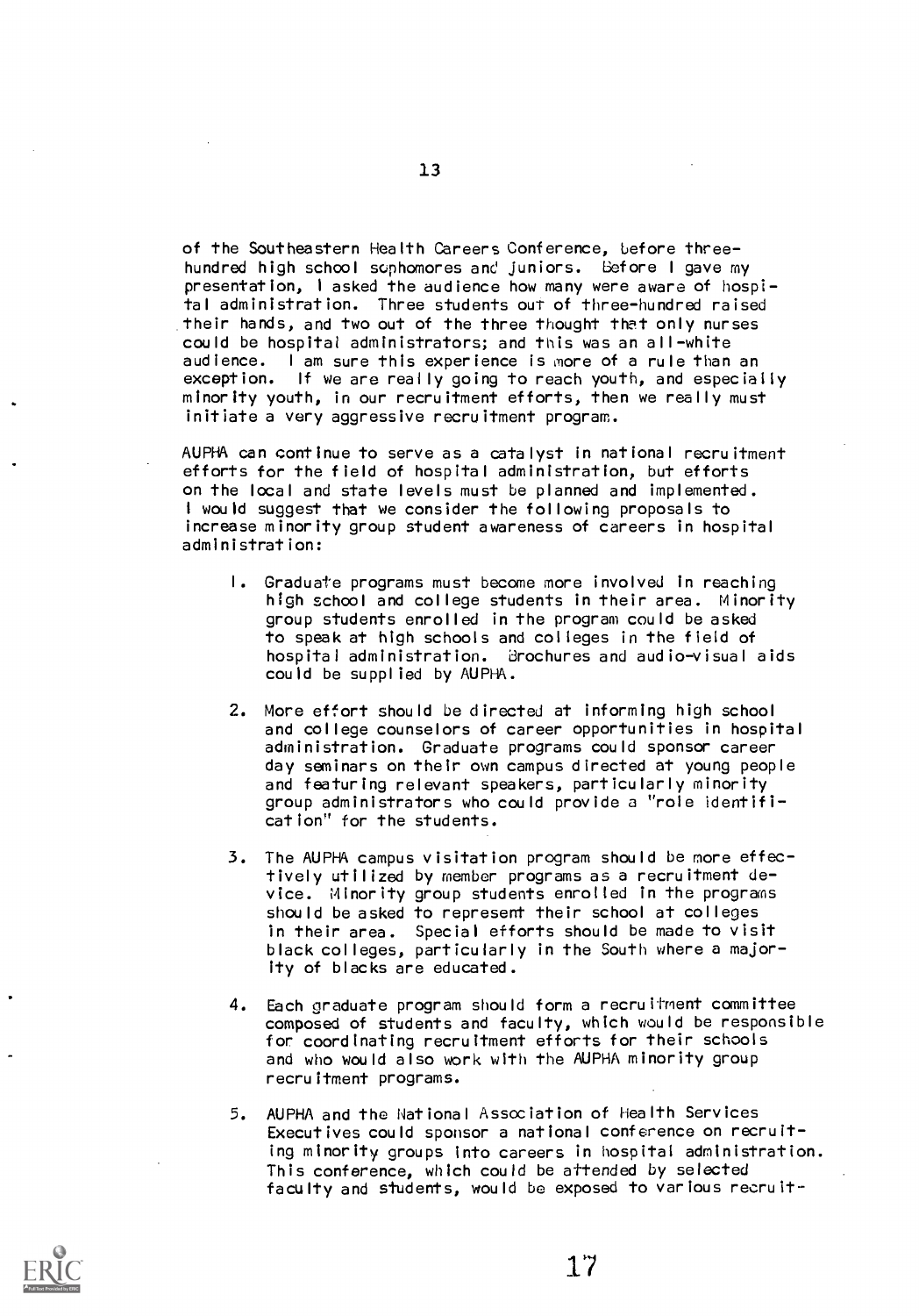of the Southeastern Health Careers Conference, before three-hundred high school sophomores and juniors. Before I gave my presentation, I asked the audience how many were aware of hospital administration. Three students out of three-hundred raised their hands, and two out of the three thought that only nurses could be hospital administrators; and this was an all-white audience. I am sure this experience is more of a rule than an exception. If we are really going to reach youth, and especially minority youth, in our recruitment efforts, then we really must initiate a very aggressive recruitment program.

AUPHA can continue to serve as a catalyst in national recruitment efforts for the field of hospital administration, but efforts on the local and state levels must be planned and implemented. I would suggest that we consider the following proposals to increase minority group student awareness of careers in hospital administration:

1. Graduate programs must become more involved in reaching high school and college students in their area. Minority group students enrolled in the program could be asked to speak at high schools and colleges in the field of hospital administration. Brochures and audio-visual aids could be supplied by AUPHA.

2. More effort should be directed at informing high school and college counselors of career opportunities in hospital administration. Graduate programs could sponsor career day seminars on their own campus directed at young people and featuring relevant speakers, particularly minority group administrators who could provide a "role identification" for the students.

3. The AUPHA campus visitation program should be more effectively utilized by member programs as a recruitment device. Minority group students enrolled in the programs should be asked to represent their school at colleges in their area. Special efforts should be made to visit black colleges, particularly in the South where a majority of blacks are educated.

4. Each graduate program should form a recruitment committee composed of students and faculty, which would be responsible for coordinating recruitment efforts for their schools and who would also work with the AUPHA minority group recruitment programs.

5. AUPHA and the National Association of Health Services Executives could sponsor a national conference on recruiting minority groups into careers in hospital administration. This conference, which could be attended by selected faculty and students, would be exposed to various recruit-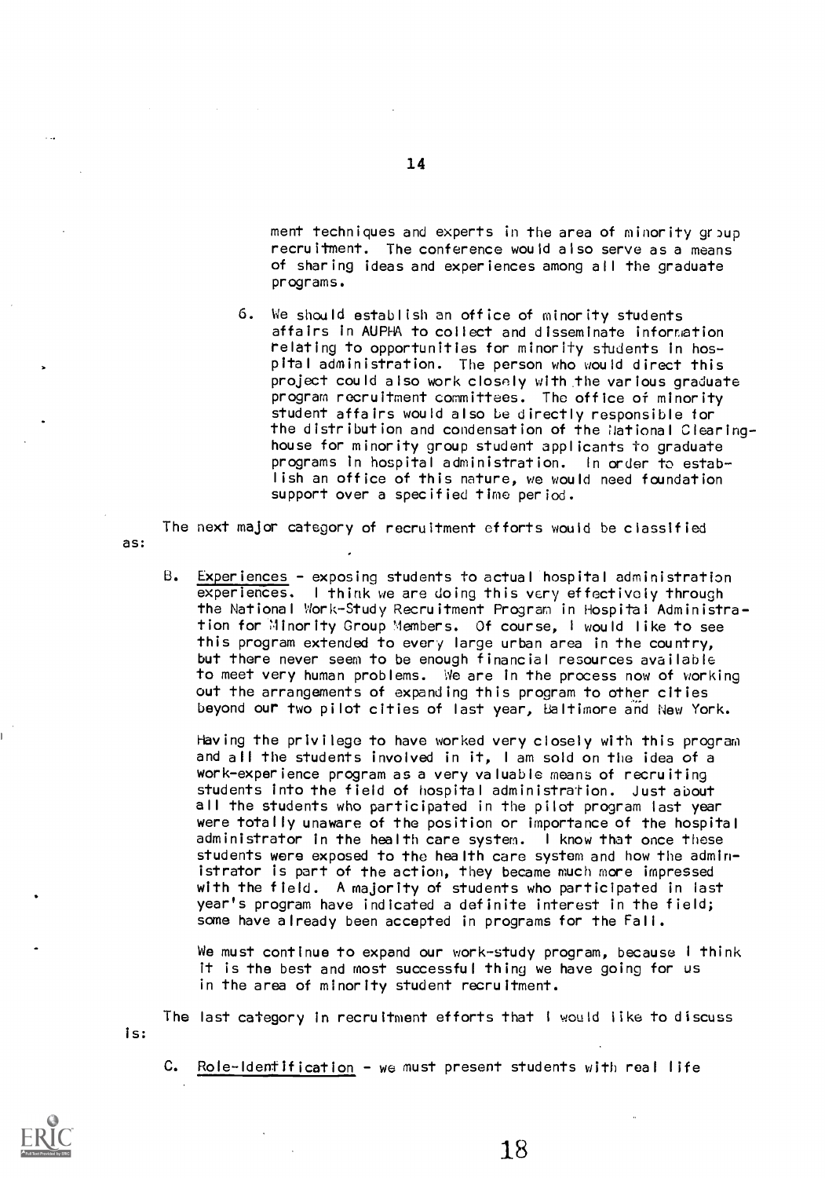ment techniques and experts in the area of minority group recruitment. The conference would also serve as a means of sharing ideas and experiences among all the graduate programs.

6. We should establish an office of minority students affairs in AUPHA to collect and disseminate information relating to opportunities for minority students in hospital administration. The person who would direct this project could also work closely with the various graduate program recruitment committees. The office of minority student affairs would also be directly responsible for the distribution and condensation of the National Clearinghouse for minority group student applicants to graduate programs in hospital administration. In order to establish an office of this nature, we would need foundation support over a specified time period.

The next major category of recruitment efforts would be classified as:

B. Experiences - exposing students to actual hospital administration experiences. I think we are doing this very effectively through the National Work-Study Recruitment Program in Hospital Administration for Minority Group Members. Of course, I would like to see this program extended to every large urban area in the country, but there never seem to be enough financial resources available to meet very human problems. We are in the process now of working out the arrangements of expanding this program to other cities beyond our two pilot cities of last year, Baltimore and New York.

Having the privilege to have worked very closely with this program and all the students involved in it, I am sold on the idea of a work-experience program as a very valuable means of recruiting students into the field of hospital administration. Just about all the students who participated in the pilot program last year were totally unaware of the position or importance of the hospital administrator in the health care system. I know that once these students were exposed to the health care system and how the administrator is part of the action, they became much more impressed with the field. A majority of students who participated in last year's program have indicated a definite interest in the field; some have already been accepted in programs for the Fall.

We must continue to expand our work-study program, because I think it is the best and most successful thing we have going for us in the area of minority student recruitment.

The last category in recruitment efforts that I would like to discuss is:

C. Role-Identification - we must present students with real life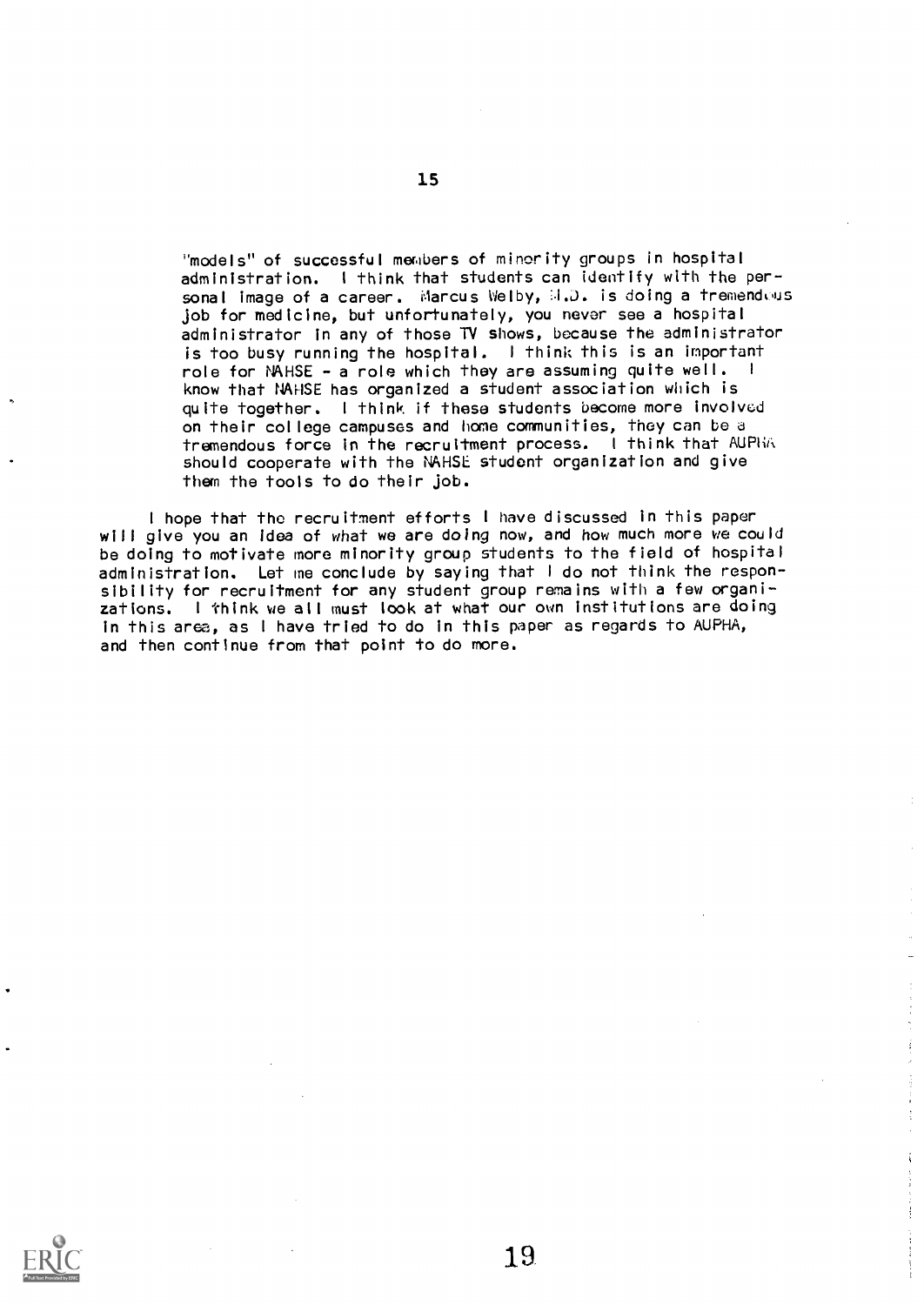"models" of successful members of minority groups in hospital administration. I think that students can identify with the personal image of a career. Marcus Welby, M.D. is doing a tremendous job for medicine, but unfortunately, you never see a hospital administrator in any of those TV shows, because the administrator is too busy running the hospital. I think this is an important role for NAHSE - a role which they are assuming quite well. I know that NAHSE has organized a student association which is quite together. I think if these students become more involved on their college campuses and home communities, they can be a tremendous force in the recruitment process. I think that AUPHA should cooperate with the NAHSE student organization and give them the tools to do their job.

I hope that the recruitment efforts I have discussed in this paper will give you an idea of what we are doing now, and how much more we could be doing to motivate more minority group students to the field of hospital administration. Let me conclude by saying that I do not think the responsibility for recruitment for any student group remains with a few organizations. I think we all must look at what our own institutions are doing in this area, as I have tried to do in this paper as regards to AUPHA, and then continue from that point to do more.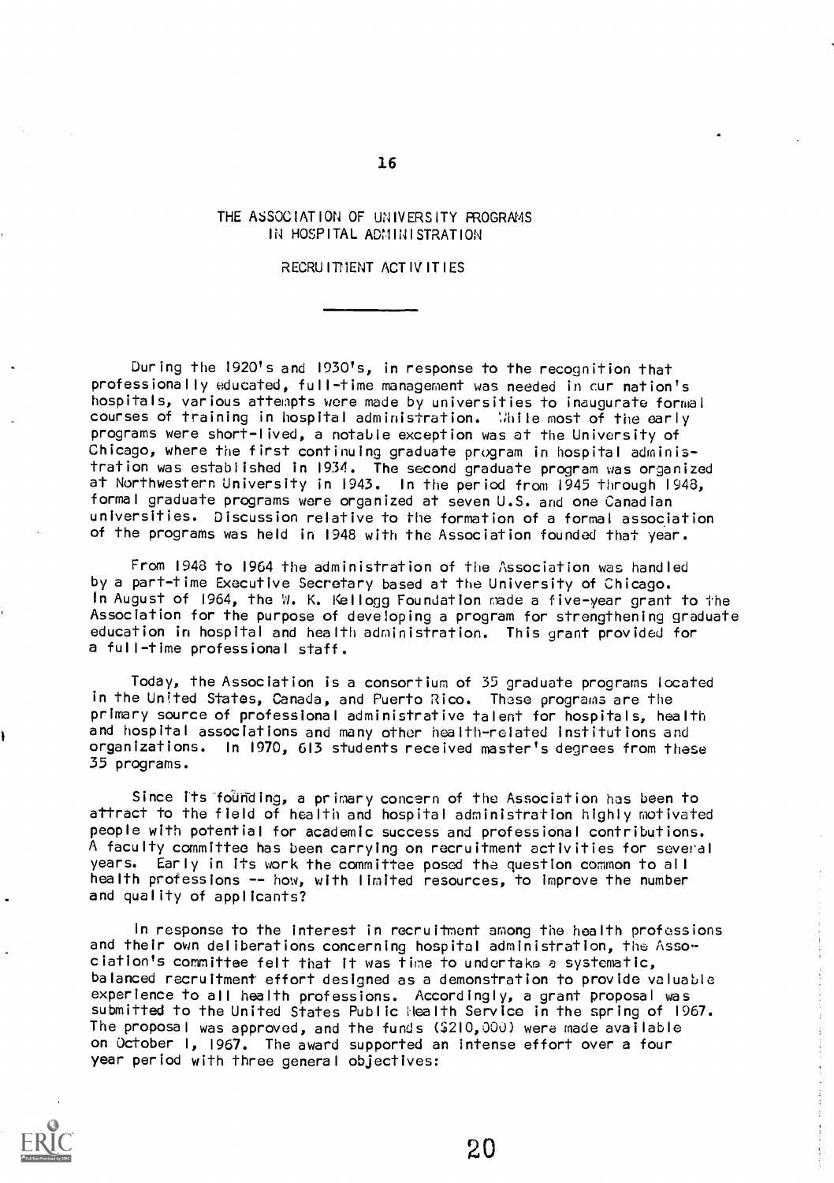# THE ASSOCIATION OF UNIVERSITY PROGRAMS IN HOSPITAL ADMINISTRATION

## RECRUITMENT ACTIVITIES

---

During the 1920's and 1930's, in response to the recognition that professionally educated, full-time management was needed in our nation's hospitals, various attempts were made by universities to inaugurate formal courses of training in hospital administration. While most of the early programs were short-lived, a notable exception was at the University of Chicago, where the first continuing graduate program in hospital administration was established in 1934. The second graduate program was organized at Northwestern University in 1943. In the period from 1945 through 1948, formal graduate programs were organized at seven U.S. and one Canadian universities. Discussion relative to the formation of a formal association of the programs was held in 1948 with the Association founded that year.

From 1948 to 1964 the administration of the Association was handled by a part-time Executive Secretary based at the University of Chicago. In August of 1964, the W. K. Kellogg Foundation made a five-year grant to the Association for the purpose of developing a program for strengthening graduate education in hospital and health administration. This grant provided for a full-time professional staff.

Today, the Association is a consortium of 35 graduate programs located in the United States, Canada, and Puerto Rico. These programs are the primary source of professional administrative talent for hospitals, health and hospital associations and many other health-related institutions and organizations. In 1970, 613 students received master's degrees from these 35 programs.

Since its founding, a primary concern of the Association has been to attract to the field of health and hospital administration highly motivated people with potential for academic success and professional contributions. A faculty committee has been carrying on recruitment activities for several years. Early in its work the committee posed the question common to all health professions -- how, with limited resources, to improve the number and quality of applicants?

In response to the interest in recruitment among the health professions and their own deliberations concerning hospital administration, the Association's committee felt that it was time to undertake a systematic, balanced recruitment effort designed as a demonstration to provide valuable experience to all health professions. Accordingly, a grant proposal was submitted to the United States Public Health Service in the spring of 1967. The proposal was approved, and the funds ($210,000) were made available on October 1, 1967. The award supported an intense effort over a four year period with three general objectives: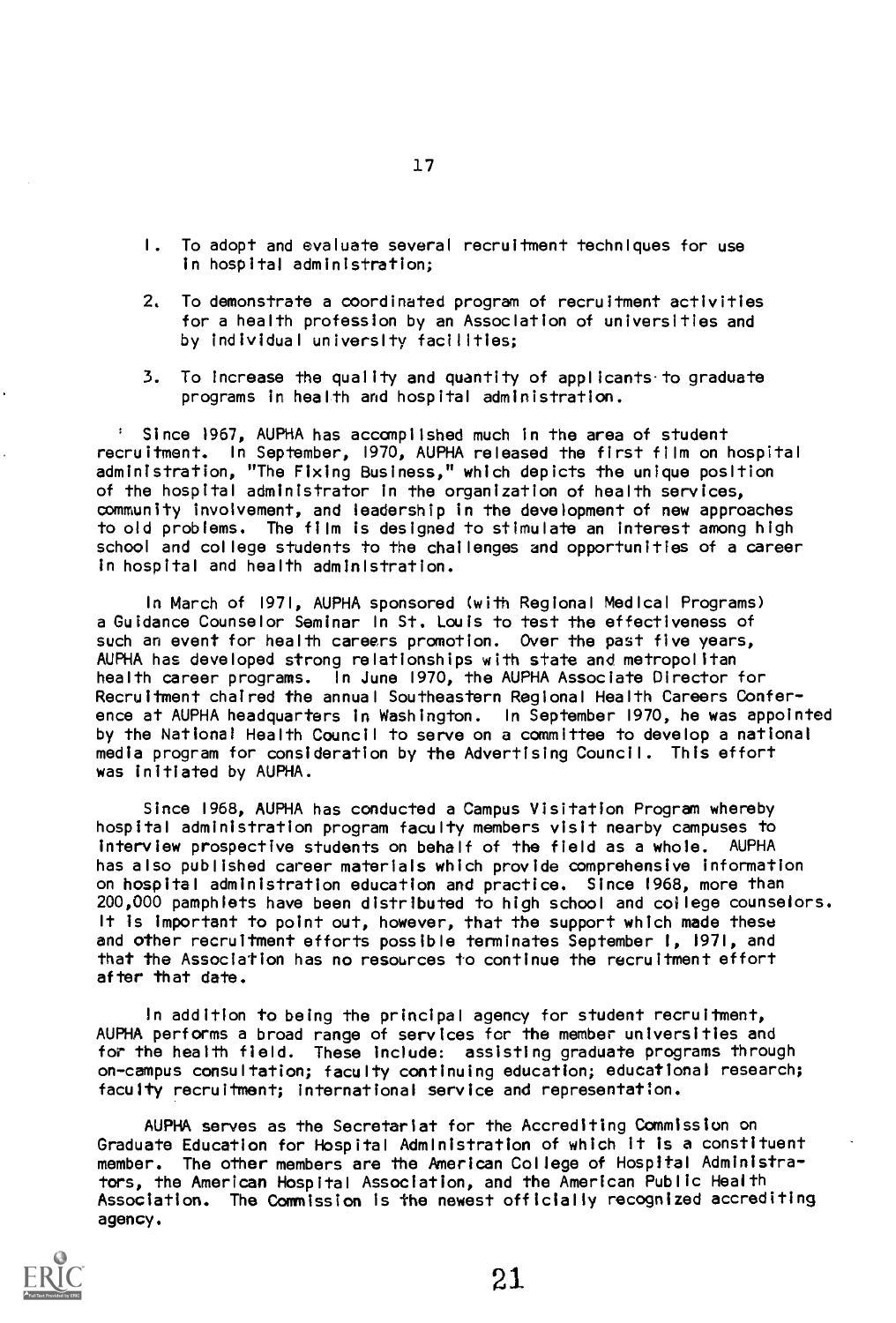1. To adopt and evaluate several recruitment techniques for use in hospital administration;

2. To demonstrate a coordinated program of recruitment activities for a health profession by an Association of universities and by individual university facilities;

3. To increase the quality and quantity of applicants to graduate programs in health and hospital administration.

Since 1967, AUPHA has accomplished much in the area of student recruitment. In September, 1970, AUPHA released the first film on hospital administration, "The Fixing Business," which depicts the unique position of the hospital administrator in the organization of health services, community involvement, and leadership in the development of new approaches to old problems. The film is designed to stimulate an interest among high school and college students to the challenges and opportunities of a career in hospital and health administration.

In March of 1971, AUPHA sponsored (with Regional Medical Programs) a Guidance Counselor Seminar in St. Louis to test the effectiveness of such an event for health careers promotion. Over the past five years, AUPHA has developed strong relationships with state and metropolitan health career programs. In June 1970, the AUPHA Associate Director for Recruitment chaired the annual Southeastern Regional Health Careers Conference at AUPHA headquarters in Washington. In September 1970, he was appointed by the National Health Council to serve on a committee to develop a national media program for consideration by the Advertising Council. This effort was initiated by AUPHA.

Since 1968, AUPHA has conducted a Campus Visitation Program whereby hospital administration program faculty members visit nearby campuses to interview prospective students on behalf of the field as a whole. AUPHA has also published career materials which provide comprehensive information on hospital administration education and practice. Since 1968, more than 200,000 pamphlets have been distributed to high school and college counselors. It is important to point out, however, that the support which made these and other recruitment efforts possible terminates September 1, 1971, and that the Association has no resources to continue the recruitment effort after that date.

In addition to being the principal agency for student recruitment, AUPHA performs a broad range of services for the member universities and for the health field. These include: assisting graduate programs through on-campus consultation; faculty continuing education; educational research; faculty recruitment; international service and representation.

AUPHA serves as the Secretariat for the Accrediting Commission on Graduate Education for Hospital Administration of which it is a constituent member. The other members are the American College of Hospital Administrators, the American Hospital Association, and the American Public Health Association. The Commission is the newest officially recognized accrediting agency.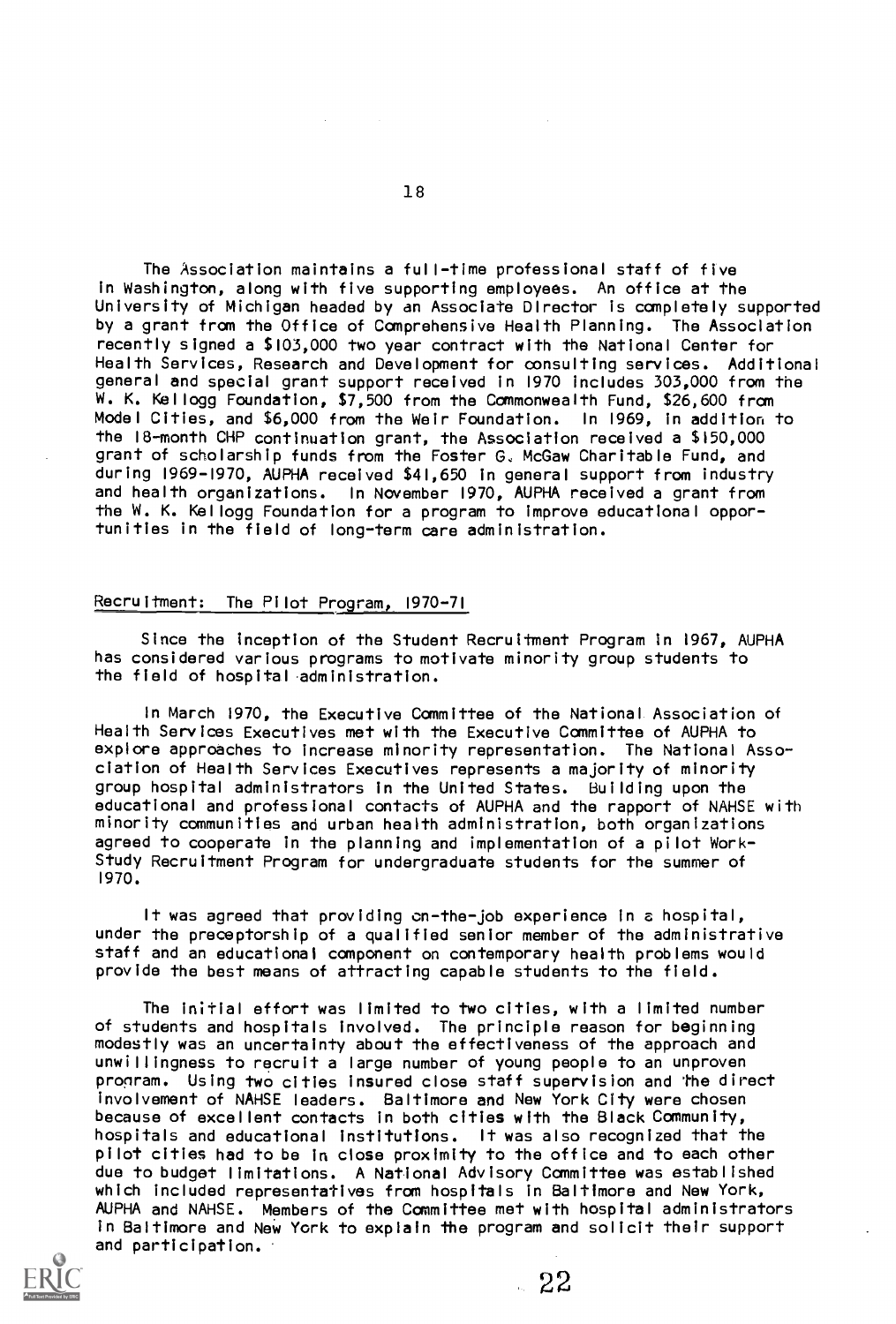The Association maintains a full-time professional staff of five in Washington, along with five supporting employees. An office at the University of Michigan headed by an Associate Director is completely supported by a grant from the Office of Comprehensive Health Planning. The Association recently signed a $103,000 two year contract with the National Center for Health Services, Research and Development for consulting services. Additional general and special grant support received in 1970 includes 303,000 from the W. K. Kellogg Foundation, $7,500 from the Commonwealth Fund, $26,600 from Model Cities, and $6,000 from the Weir Foundation. In 1969, in addition to the 18-month CHP continuation grant, the Association received a $150,000 grant of scholarship funds from the Foster G. McGaw Charitable Fund, and during 1969-1970, AUPHA received $41,650 in general support from industry and health organizations. In November 1970, AUPHA received a grant from the W. K. Kellogg Foundation for a program to improve educational opportunities in the field of long-term care administration.

## Recruitment: The Pilot Program, 1970-71

Since the inception of the Student Recruitment Program in 1967, AUPHA has considered various programs to motivate minority group students to the field of hospital administration.

In March 1970, the Executive Committee of the National Association of Health Services Executives met with the Executive Committee of AUPHA to explore approaches to increase minority representation. The National Association of Health Services Executives represents a majority of minority group hospital administrators in the United States. Building upon the educational and professional contacts of AUPHA and the rapport of NAHSE with minority communities and urban health administration, both organizations agreed to cooperate in the planning and implementation of a pilot Work-Study Recruitment Program for undergraduate students for the summer of 1970.

It was agreed that providing on-the-job experience in a hospital, under the preceptorship of a qualified senior member of the administrative staff and an educational component on contemporary health problems would provide the best means of attracting capable students to the field.

The initial effort was limited to two cities, with a limited number of students and hospitals involved. The principle reason for beginning modestly was an uncertainty about the effectiveness of the approach and unwillingness to recruit a large number of young people to an unproven program. Using two cities insured close staff supervision and the direct involvement of NAHSE leaders. Baltimore and New York City were chosen because of excellent contacts in both cities with the Black Community, hospitals and educational institutions. It was also recognized that the pilot cities had to be in close proximity to the office and to each other due to budget limitations. A National Advisory Committee was established which included representatives from hospitals in Baltimore and New York, AUPHA and NAHSE. Members of the Committee met with hospital administrators in Baltimore and New York to explain the program and solicit their support and participation.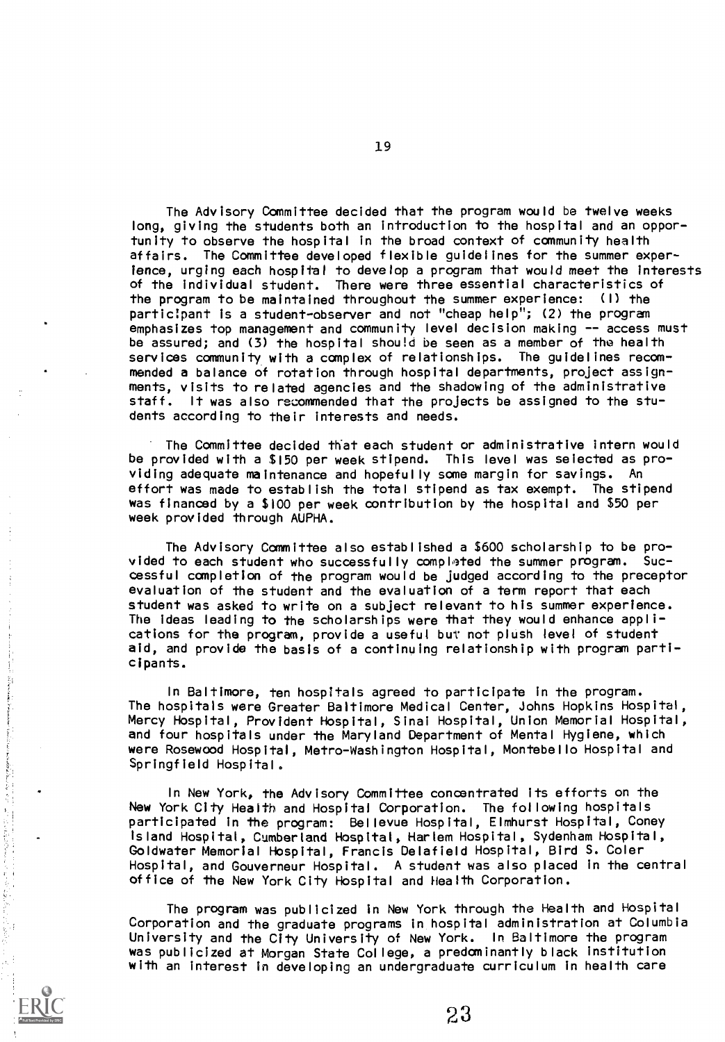The Advisory Committee decided that the program would be twelve weeks long, giving the students both an introduction to the hospital and an opportunity to observe the hospital in the broad context of community health affairs. The Committee developed flexible guidelines for the summer experience, urging each hospital to develop a program that would meet the interests of the individual student. There were three essential characteristics of the program to be maintained throughout the summer experience: (1) the participant is a student-observer and not "cheap help"; (2) the program emphasizes top management and community level decision making -- access must be assured; and (3) the hospital should be seen as a member of the health services community with a complex of relationships. The guidelines recommended a balance of rotation through hospital departments, project assignments, visits to related agencies and the shadowing of the administrative staff. It was also recommended that the projects be assigned to the students according to their interests and needs.

The Committee decided that each student or administrative intern would be provided with a $150 per week stipend. This level was selected as providing adequate maintenance and hopefully some margin for savings. An effort was made to establish the total stipend as tax exempt. The stipend was financed by a $100 per week contribution by the hospital and $50 per week provided through AUPHA.

The Advisory Committee also established a $600 scholarship to be provided to each student who successfully completed the summer program. Successful completion of the program would be judged according to the preceptor evaluation of the student and the evaluation of a term report that each student was asked to write on a subject relevant to his summer experience. The ideas leading to the scholarships were that they would enhance applications for the program, provide a useful but not plush level of student aid, and provide the basis of a continuing relationship with program participants.

In Baltimore, ten hospitals agreed to participate in the program. The hospitals were Greater Baltimore Medical Center, Johns Hopkins Hospital, Mercy Hospital, Provident Hospital, Sinai Hospital, Union Memorial Hospital, and four hospitals under the Maryland Department of Mental Hygiene, which were Rosewood Hospital, Metro-Washington Hospital, Montebello Hospital and Springfield Hospital.

In New York, the Advisory Committee concentrated its efforts on the New York City Health and Hospital Corporation. The following hospitals participated in the program: Bellevue Hospital, Elmhurst Hospital, Coney Island Hospital, Cumberland Hospital, Harlem Hospital, Sydenham Hospital, Goldwater Memorial Hospital, Francis Delafield Hospital, Bird S. Coler Hospital, and Gouverneur Hospital. A student was also placed in the central office of the New York City Hospital and Health Corporation.

The program was publicized in New York through the Health and Hospital Corporation and the graduate programs in hospital administration at Columbia University and the City University of New York. In Baltimore the program was publicized at Morgan State College, a predominantly black institution with an interest in developing an undergraduate curriculum in health care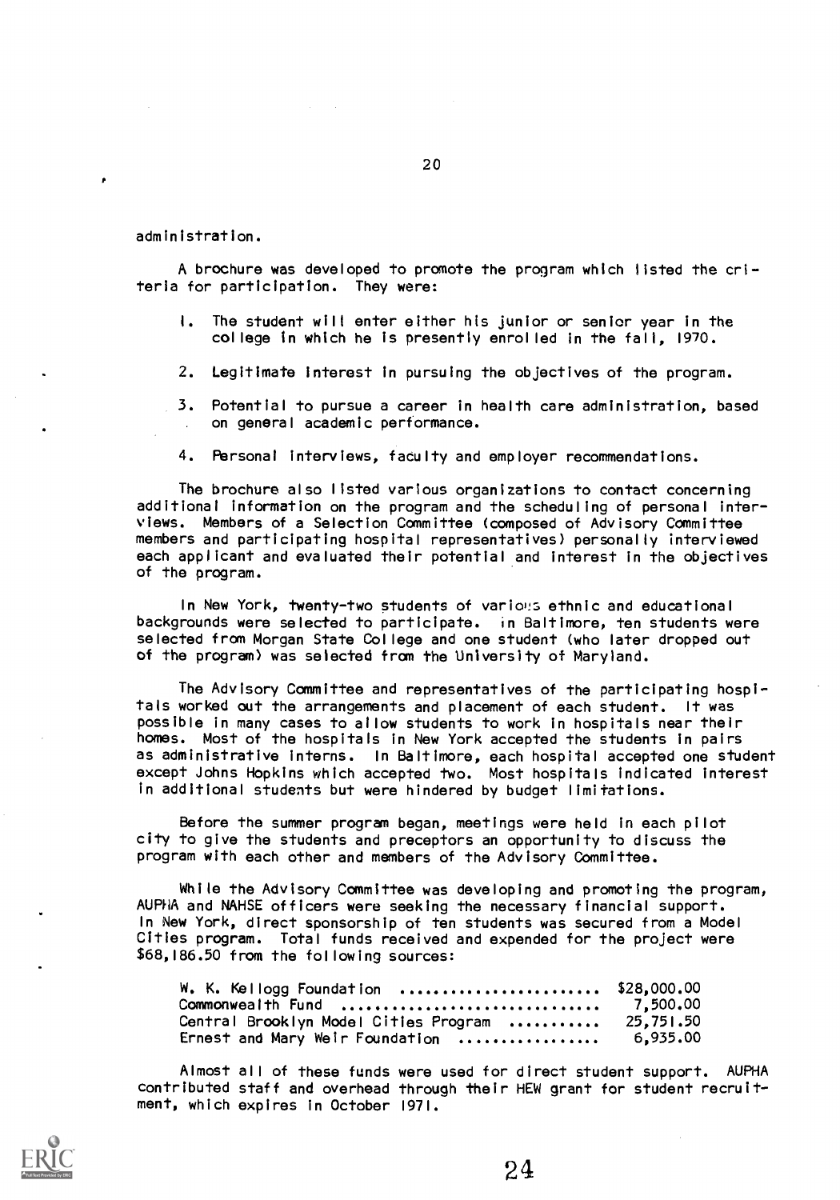administration.

A brochure was developed to promote the program which listed the criteria for participation. They were:

1. The student will enter either his junior or senior year in the college in which he is presently enrolled in the fall, 1970.

2. Legitimate interest in pursuing the objectives of the program.

3. Potential to pursue a career in health care administration, based on general academic performance.

4. Personal interviews, faculty and employer recommendations.

The brochure also listed various organizations to contact concerning additional information on the program and the scheduling of personal interviews. Members of a Selection Committee (composed of Advisory Committee members and participating hospital representatives) personally interviewed each applicant and evaluated their potential and interest in the objectives of the program.

In New York, twenty-two students of various ethnic and educational backgrounds were selected to participate. In Baltimore, ten students were selected from Morgan State College and one student (who later dropped out of the program) was selected from the University of Maryland.

The Advisory Committee and representatives of the participating hospitals worked out the arrangements and placement of each student. It was possible in many cases to allow students to work in hospitals near their homes. Most of the hospitals in New York accepted the students in pairs as administrative interns. In Baltimore, each hospital accepted one student except Johns Hopkins which accepted two. Most hospitals indicated interest in additional students but were hindered by budget limitations.

Before the summer program began, meetings were held in each pilot city to give the students and preceptors an opportunity to discuss the program with each other and members of the Advisory Committee.

While the Advisory Committee was developing and promoting the program, AUPHA and NAHSE officers were seeking the necessary financial support. In New York, direct sponsorship of ten students was secured from a Model Cities program. Total funds received and expended for the project were $68,186.50 from the following sources:

| Source | Amount |
|---|---|
| W. K. Kellogg Foundation | $28,000.00 |
| Commonwealth Fund | 7,500.00 |
| Central Brooklyn Model Cities Program | 25,751.50 |
| Ernest and Mary Weir Foundation | 6,935.00 |

Almost all of these funds were used for direct student support. AUPHA contributed staff and overhead through their HEW grant for student recruitment, which expires in October 1971.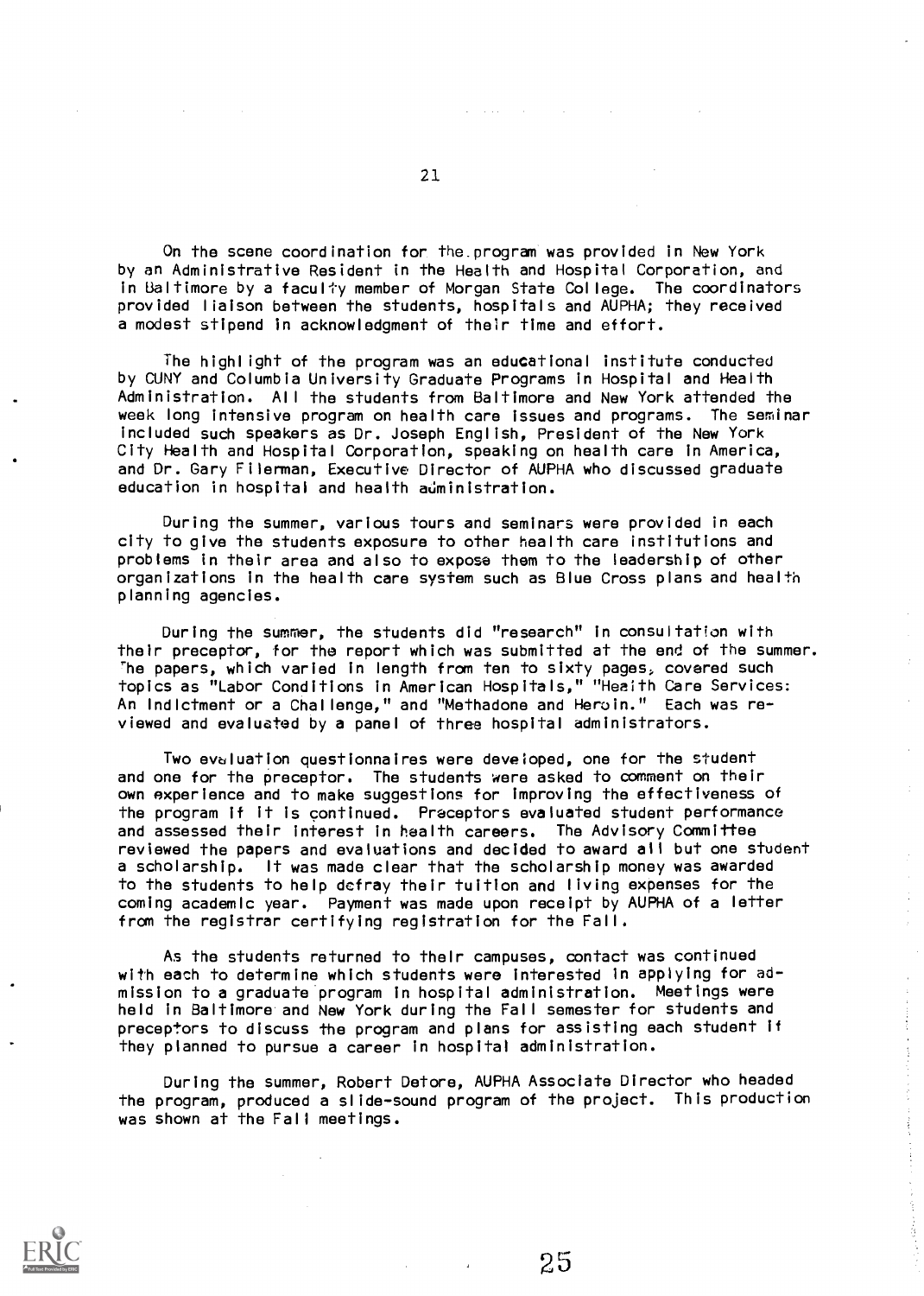On the scene coordination for the program was provided in New York by an Administrative Resident in the Health and Hospital Corporation, and in Baltimore by a faculty member of Morgan State College. The coordinators provided liaison between the students, hospitals and AUPHA; they received a modest stipend in acknowledgment of their time and effort.

The highlight of the program was an educational institute conducted by CUNY and Columbia University Graduate Programs in Hospital and Health Administration. All the students from Baltimore and New York attended the week long intensive program on health care issues and programs. The seminar included such speakers as Dr. Joseph English, President of the New York City Health and Hospital Corporation, speaking on health care in America, and Dr. Gary Filerman, Executive Director of AUPHA who discussed graduate education in hospital and health administration.

During the summer, various tours and seminars were provided in each city to give the students exposure to other health care institutions and problems in their area and also to expose them to the leadership of other organizations in the health care system such as Blue Cross plans and health planning agencies.

During the summer, the students did "research" in consultation with their preceptor, for the report which was submitted at the end of the summer. The papers, which varied in length from ten to sixty pages, covered such topics as "Labor Conditions in American Hospitals," "Health Care Services: An Indictment or a Challenge," and "Methadone and Heroin." Each was reviewed and evaluated by a panel of three hospital administrators.

Two evaluation questionnaires were developed, one for the student and one for the preceptor. The students were asked to comment on their own experience and to make suggestions for improving the effectiveness of the program if it is continued. Preceptors evaluated student performance and assessed their interest in health careers. The Advisory Committee reviewed the papers and evaluations and decided to award all but one student a scholarship. It was made clear that the scholarship money was awarded to the students to help defray their tuition and living expenses for the coming academic year. Payment was made upon receipt by AUPHA of a letter from the registrar certifying registration for the Fall.

As the students returned to their campuses, contact was continued with each to determine which students were interested in applying for admission to a graduate program in hospital administration. Meetings were held in Baltimore and New York during the Fall semester for students and preceptors to discuss the program and plans for assisting each student if they planned to pursue a career in hospital administration.

During the summer, Robert Detore, AUPHA Associate Director who headed the program, produced a slide-sound program of the project. This production was shown at the Fall meetings.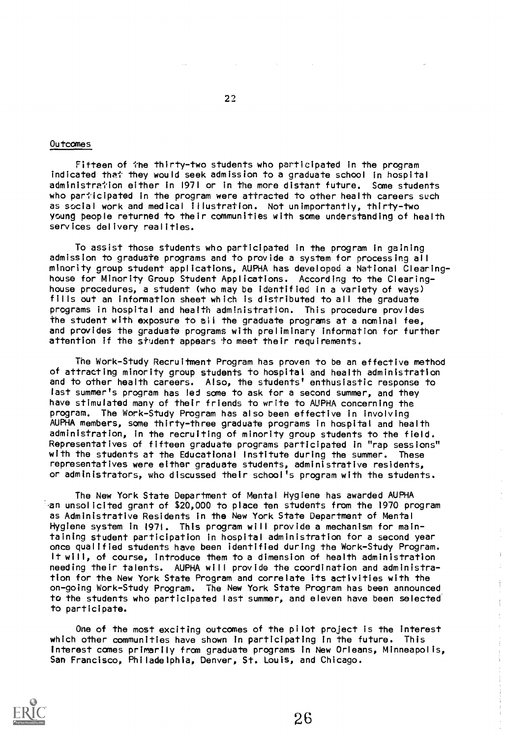## Outcomes

Fifteen of the thirty-two students who participated in the program indicated that they would seek admission to a graduate school in hospital administration either in 1971 or in the more distant future. Some students who participated in the program were attracted to other health careers such as social work and medical illustration. Not unimportantly, thirty-two young people returned to their communities with some understanding of health services delivery realities.

To assist those students who participated in the program in gaining admission to graduate programs and to provide a system for processing all minority group student applications, AUPHA has developed a National Clearinghouse for Minority Group Student Applications. According to the Clearinghouse procedures, a student (who may be identified in a variety of ways) fills out an information sheet which is distributed to all the graduate programs in hospital and health administration. This procedure provides the student with exposure to all the graduate programs at a nominal fee, and provides the graduate programs with preliminary information for further attention if the student appears to meet their requirements.

The Work-Study Recruitment Program has proven to be an effective method of attracting minority group students to hospital and health administration and to other health careers. Also, the students' enthusiastic response to last summer's program has led some to ask for a second summer, and they have stimulated many of their friends to write to AUPHA concerning the program. The Work-Study Program has also been effective in involving AUPHA members, some thirty-three graduate programs in hospital and health administration, in the recruiting of minority group students to the field. Representatives of fifteen graduate programs participated in "rap sessions" with the students at the Educational Institute during the summer. These representatives were either graduate students, administrative residents, or administrators, who discussed their school's program with the students.

The New York State Department of Mental Hygiene has awarded AUPHA an unsolicited grant of $20,000 to place ten students from the 1970 program as Administrative Residents in the New York State Department of Mental Hygiene system in 1971. This program will provide a mechanism for maintaining student participation in hospital administration for a second year once qualified students have been identified during the Work-Study Program. It will, of course, introduce them to a dimension of health administration needing their talents. AUPHA will provide the coordination and administration for the New York State Program and correlate its activities with the on-going Work-Study Program. The New York State Program has been announced to the students who participated last summer, and eleven have been selected to participate.

One of the most exciting outcomes of the pilot project is the interest which other communities have shown in participating in the future. This interest comes primarily from graduate programs in New Orleans, Minneapolis, San Francisco, Philadelphia, Denver, St. Louis, and Chicago.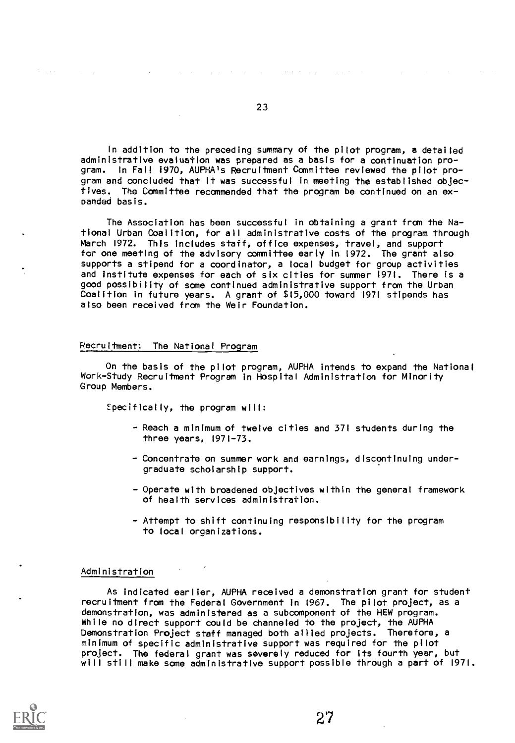In addition to the preceding summary of the pilot program, a detailed administrative evaluation was prepared as a basis for a continuation program. In Fall 1970, AUPHA's Recruitment Committee reviewed the pilot program and concluded that it was successful in meeting the established objectives. The Committee recommended that the program be continued on an expanded basis.

The Association has been successful in obtaining a grant from the National Urban Coalition, for all administrative costs of the program through March 1972. This includes staff, office expenses, travel, and support for one meeting of the advisory committee early in 1972. The grant also supports a stipend for a coordinator, a local budget for group activities and institute expenses for each of six cities for summer 1971. There is a good possibility of some continued administrative support from the Urban Coalition in future years. A grant of $15,000 toward 1971 stipends has also been received from the Weir Foundation.

## Recruitment: The National Program

On the basis of the pilot program, AUPHA intends to expand the National Work-Study Recruitment Program in Hospital Administration for Minority Group Members.

Specifically, the program will:

- Reach a minimum of twelve cities and 371 students during the three years, 1971-73.
- Concentrate on summer work and earnings, discontinuing undergraduate scholarship support.
- Operate with broadened objectives within the general framework of health services administration.
- Attempt to shift continuing responsibility for the program to local organizations.

## Administration

As indicated earlier, AUPHA received a demonstration grant for student recruitment from the Federal Government in 1967. The pilot project, as a demonstration, was administered as a subcomponent of the HEW program. While no direct support could be channeled to the project, the AUPHA Demonstration Project staff managed both allied projects. Therefore, a minimum of specific administrative support was required for the pilot project. The federal grant was severely reduced for its fourth year, but will still make some administrative support possible through a part of 1971.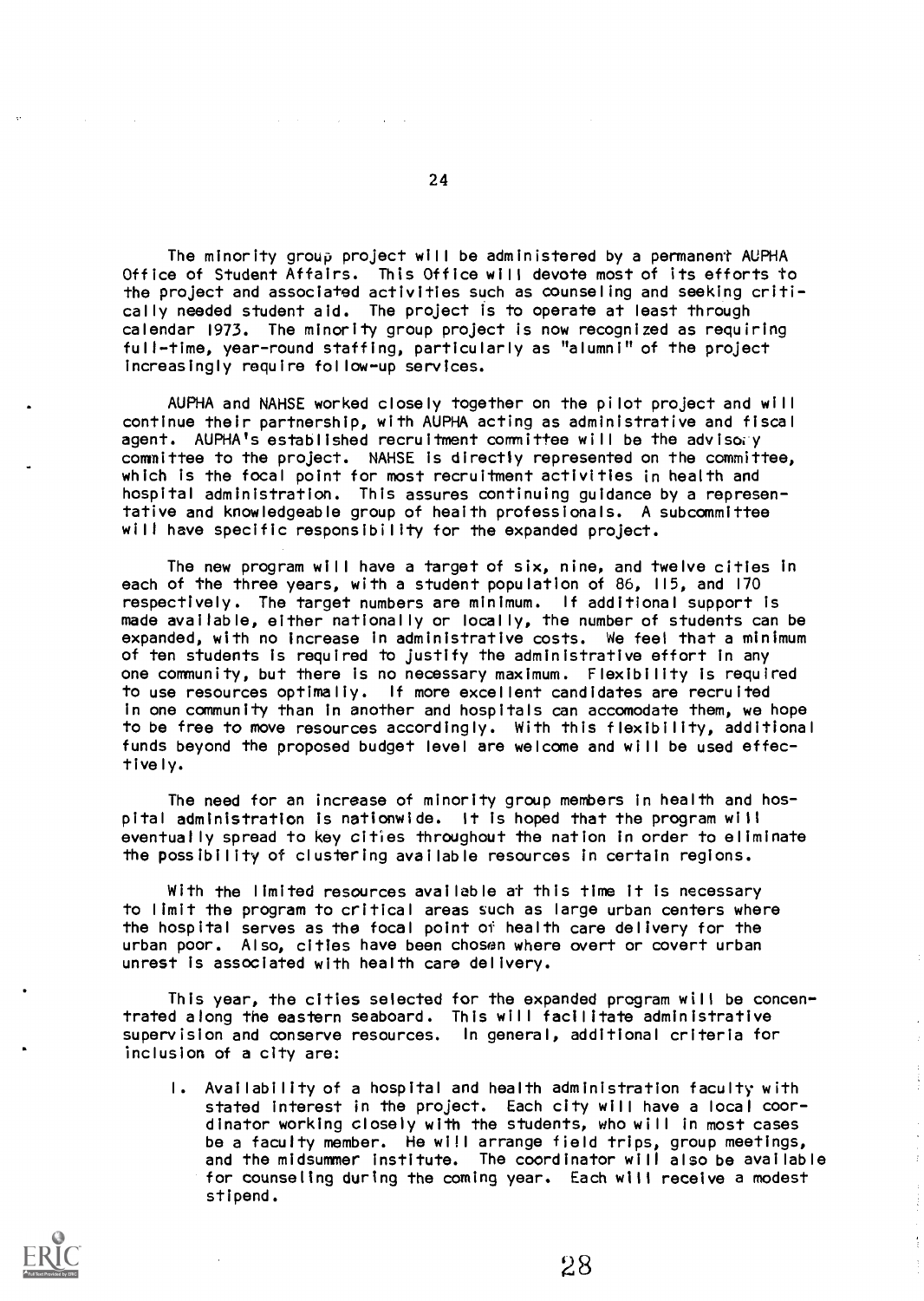The minority group project will be administered by a permanent AUPHA Office of Student Affairs. This Office will devote most of its efforts to the project and associated activities such as counseling and seeking critically needed student aid. The project is to operate at least through calendar 1973. The minority group project is now recognized as requiring full-time, year-round staffing, particularly as "alumni" of the project increasingly require follow-up services.

AUPHA and NAHSE worked closely together on the pilot project and will continue their partnership, with AUPHA acting as administrative and fiscal agent. AUPHA's established recruitment committee will be the advisory committee to the project. NAHSE is directly represented on the committee, which is the focal point for most recruitment activities in health and hospital administration. This assures continuing guidance by a representative and knowledgeable group of health professionals. A subcommittee will have specific responsibility for the expanded project.

The new program will have a target of six, nine, and twelve cities in each of the three years, with a student population of 86, 115, and 170 respectively. The target numbers are minimum. If additional support is made available, either nationally or locally, the number of students can be expanded, with no increase in administrative costs. We feel that a minimum of ten students is required to justify the administrative effort in any one community, but there is no necessary maximum. Flexibility is required to use resources optimally. If more excellent candidates are recruited in one community than in another and hospitals can accomodate them, we hope to be free to move resources accordingly. With this flexibility, additional funds beyond the proposed budget level are welcome and will be used effectively.

The need for an increase of minority group members in health and hospital administration is nationwide. It is hoped that the program will eventually spread to key cities throughout the nation in order to eliminate the possibility of clustering available resources in certain regions.

With the limited resources available at this time it is necessary to limit the program to critical areas such as large urban centers where the hospital serves as the focal point of health care delivery for the urban poor. Also, cities have been chosen where overt or covert urban unrest is associated with health care delivery.

This year, the cities selected for the expanded program will be concentrated along the eastern seaboard. This will facilitate administrative supervision and conserve resources. In general, additional criteria for inclusion of a city are:

1. Availability of a hospital and health administration faculty with stated interest in the project. Each city will have a local coordinator working closely with the students, who will in most cases be a faculty member. He will arrange field trips, group meetings, and the midsummer institute. The coordinator will also be available for counseling during the coming year. Each will receive a modest stipend.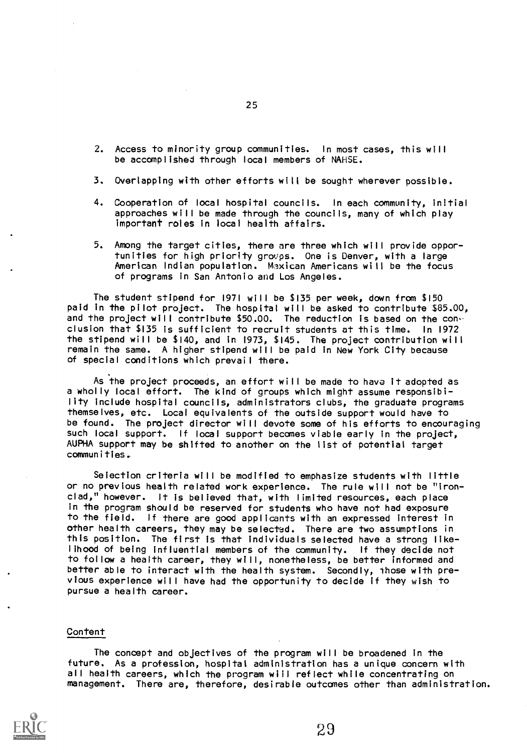2. Access to minority group communities. In most cases, this will be accomplished through local members of NAHSE.

3. Overlapping with other efforts will be sought wherever possible.

4. Cooperation of local hospital councils. In each community, initial approaches will be made through the councils, many of which play important roles in local health affairs.

5. Among the target cities, there are three which will provide opportunities for high priority groups. One is Denver, with a large American Indian population. Mexican Americans will be the focus of programs in San Antonio and Los Angeles.

The student stipend for 1971 will be $135 per week, down from $150 paid in the pilot project. The hospital will be asked to contribute $85.00, and the project will contribute $50.00. The reduction is based on the conclusion that $135 is sufficient to recruit students at this time. In 1972 the stipend will be $140, and in 1973, $145. The project contribution will remain the same. A higher stipend will be paid in New York City because of special conditions which prevail there.

As the project proceeds, an effort will be made to have it adopted as a wholly local effort. The kind of groups which might assume responsibility include hospital councils, administrators clubs, the graduate programs themselves, etc. Local equivalents of the outside support would have to be found. The project director will devote some of his efforts to encouraging such local support. If local support becomes viable early in the project, AUPHA support may be shifted to another on the list of potential target communities.

Selection criteria will be modified to emphasize students with little or no previous health related work experience. The rule will not be "ironclad," however. It is believed that, with limited resources, each place in the program should be reserved for students who have not had exposure to the field. If there are good applicants with an expressed interest in other health careers, they may be selected. There are two assumptions in this position. The first is that individuals selected have a strong likelihood of being influential members of the community. If they decide not to follow a health career, they will, nonetheless, be better informed and better able to interact with the health system. Secondly, those with previous experience will have had the opportunity to decide if they wish to pursue a health career.

Content

The concept and objectives of the program will be broadened in the future. As a profession, hospital administration has a unique concern with all health careers, which the program will reflect while concentrating on management. There are, therefore, desirable outcomes other than administration.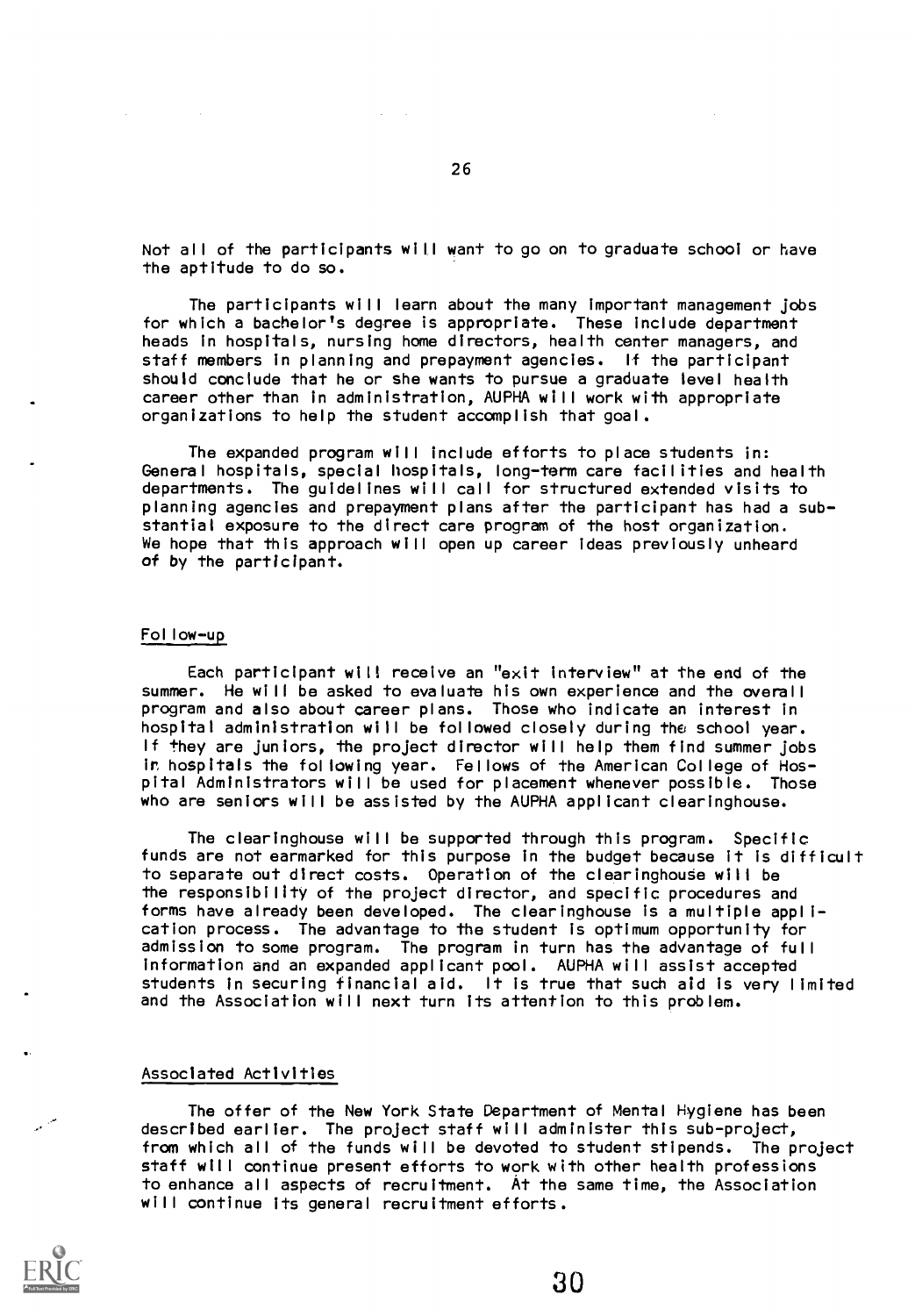Not all of the participants will want to go on to graduate school or have the aptitude to do so.

The participants will learn about the many important management jobs for which a bachelor's degree is appropriate. These include department heads in hospitals, nursing home directors, health center managers, and staff members in planning and prepayment agencies. If the participant should conclude that he or she wants to pursue a graduate level health career other than in administration, AUPHA will work with appropriate organizations to help the student accomplish that goal.

The expanded program will include efforts to place students in: General hospitals, special hospitals, long-term care facilities and health departments. The guidelines will call for structured extended visits to planning agencies and prepayment plans after the participant has had a substantial exposure to the direct care program of the host organization. We hope that this approach will open up career ideas previously unheard of by the participant.

## Follow-up

Each participant will receive an "exit interview" at the end of the summer. He will be asked to evaluate his own experience and the overall program and also about career plans. Those who indicate an interest in hospital administration will be followed closely during the school year. If they are juniors, the project director will help them find summer jobs in hospitals the following year. Fellows of the American College of Hospital Administrators will be used for placement whenever possible. Those who are seniors will be assisted by the AUPHA applicant clearinghouse.

The clearinghouse will be supported through this program. Specific funds are not earmarked for this purpose in the budget because it is difficult to separate out direct costs. Operation of the clearinghouse will be the responsibility of the project director, and specific procedures and forms have already been developed. The clearinghouse is a multiple application process. The advantage to the student is optimum opportunity for admission to some program. The program in turn has the advantage of full information and an expanded applicant pool. AUPHA will assist accepted students in securing financial aid. It is true that such aid is very limited and the Association will next turn its attention to this problem.

## Associated Activities

The offer of the New York State Department of Mental Hygiene has been described earlier. The project staff will administer this sub-project, from which all of the funds will be devoted to student stipends. The project staff will continue present efforts to work with other health professions to enhance all aspects of recruitment. At the same time, the Association will continue its general recruitment efforts.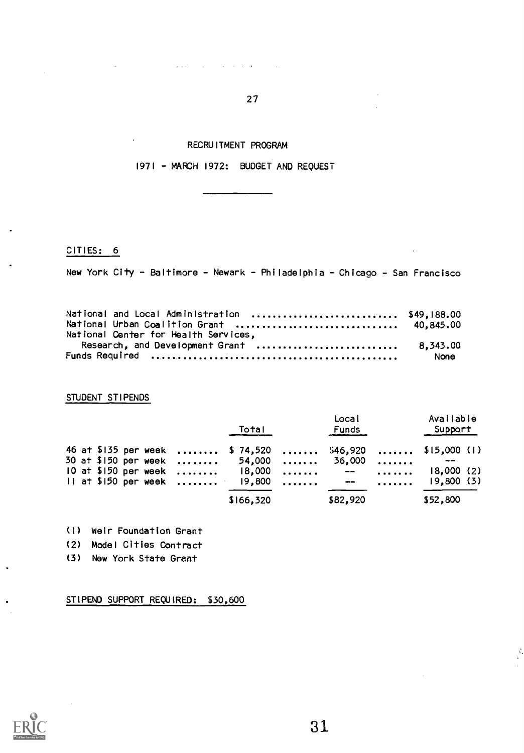# RECRUITMENT PROGRAM

## 1971 - MARCH 1972: BUDGET AND REQUEST

CITIES: 6

New York City - Baltimore - Newark - Philadelphia - Chicago - San Francisco

| | |
|---|---|
| National and Local Administration | $49,188.00 |
| National Urban Coalition Grant | 40,845.00 |
| National Center for Health Services, Research, and Development Grant | 8,343.00 |
| Funds Required | None |

STUDENT STIPENDS

| | Total | Local Funds | Available Support |
|---|---|---|---|
| 46 at $135 per week | $ 74,520 | $46,920 | $15,000 (1) |
| 30 at $150 per week | 54,000 | 36,000 | -- |
| 10 at $150 per week | 18,000 | -- | 18,000 (2) |
| 11 at $150 per week | 19,800 | -- | 19,800 (3) |
| | $166,320 | $82,920 | $52,800 |

(1) Weir Foundation Grant

(2) Model Cities Contract

(3) New York State Grant

STIPEND SUPPORT REQUIRED: $30,600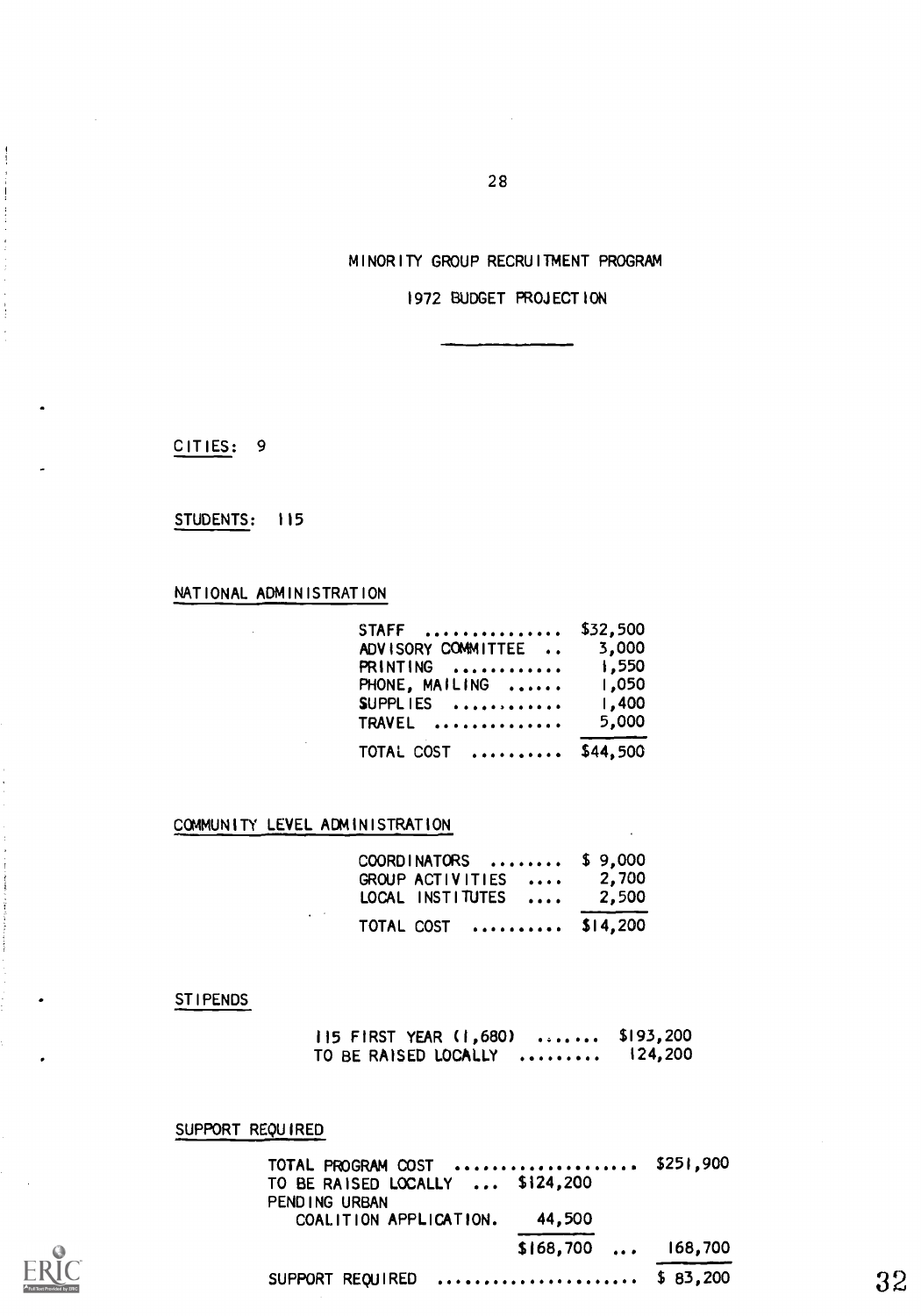# MINORITY GROUP RECRUITMENT PROGRAM

## 1972 BUDGET PROJECTION

CITIES: 9

STUDENTS: 115

### NATIONAL ADMINISTRATION

| | |
|---|---|
| STAFF | $32,500 |
| ADVISORY COMMITTEE | 3,000 |
| PRINTING | 1,550 |
| PHONE, MAILING | 1,050 |
| SUPPLIES | 1,400 |
| TRAVEL | 5,000 |
| TOTAL COST | $44,500 |

### COMMUNITY LEVEL ADMINISTRATION

| | |
|---|---|
| COORDINATORS | $ 9,000 |
| GROUP ACTIVITIES | 2,700 |
| LOCAL INSTITUTES | 2,500 |
| TOTAL COST | $14,200 |

### STIPENDS

| | |
|---|---|
| 115 FIRST YEAR (1,680) | $193,200 |
| TO BE RAISED LOCALLY | 124,200 |

### SUPPORT REQUIRED

| | | |
|---|---|---|
| TOTAL PROGRAM COST | | $251,900 |
| TO BE RAISED LOCALLY | $124,200 | |
| PENDING URBAN COALITION APPLICATION. | 44,500 | |
| | $168,700 | 168,700 |
| SUPPORT REQUIRED | | $ 83,200 |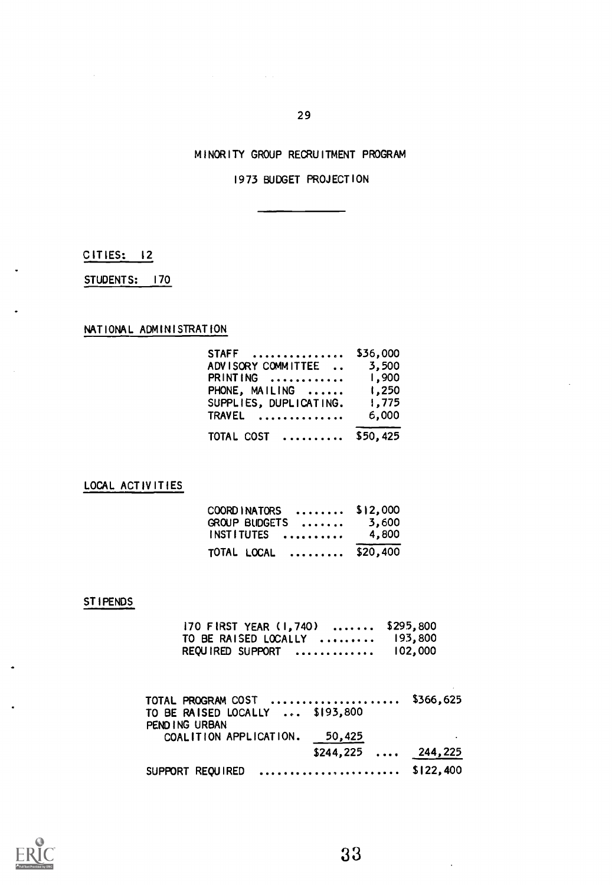# MINORITY GROUP RECRUITMENT PROGRAM

## 1973 BUDGET PROJECTION

CITIES: 12

STUDENTS: 170

### NATIONAL ADMINISTRATION

| | |
|---|---|
| STAFF .............. | $36,000 |
| ADVISORY COMMITTEE .. | 3,500 |
| PRINTING ........... | 1,900 |
| PHONE, MAILING ...... | 1,250 |
| SUPPLIES, DUPLICATING. | 1,775 |
| TRAVEL ............. | 6,000 |
| TOTAL COST ......... | $50,425 |

### LOCAL ACTIVITIES

| | |
|---|---|
| COORDINATORS ........ | $12,000 |
| GROUP BUDGETS ....... | 3,600 |
| INSTITUTES .......... | 4,800 |
| TOTAL LOCAL ......... | $20,400 |

### STIPENDS

| | |
|---|---|
| 170 FIRST YEAR (1,740) ....... | $295,800 |
| TO BE RAISED LOCALLY ......... | 193,800 |
| REQUIRED SUPPORT ............ | 102,000 |

| | | |
|---|---|---|
| TOTAL PROGRAM COST ..................... | | $366,625 |
| TO BE RAISED LOCALLY ... | $193,800 | |
| PENDING URBAN COALITION APPLICATION. | 50,425 | |
| | $244,225 .... | 244,225 |
| SUPPORT REQUIRED ...................... | | $122,400 |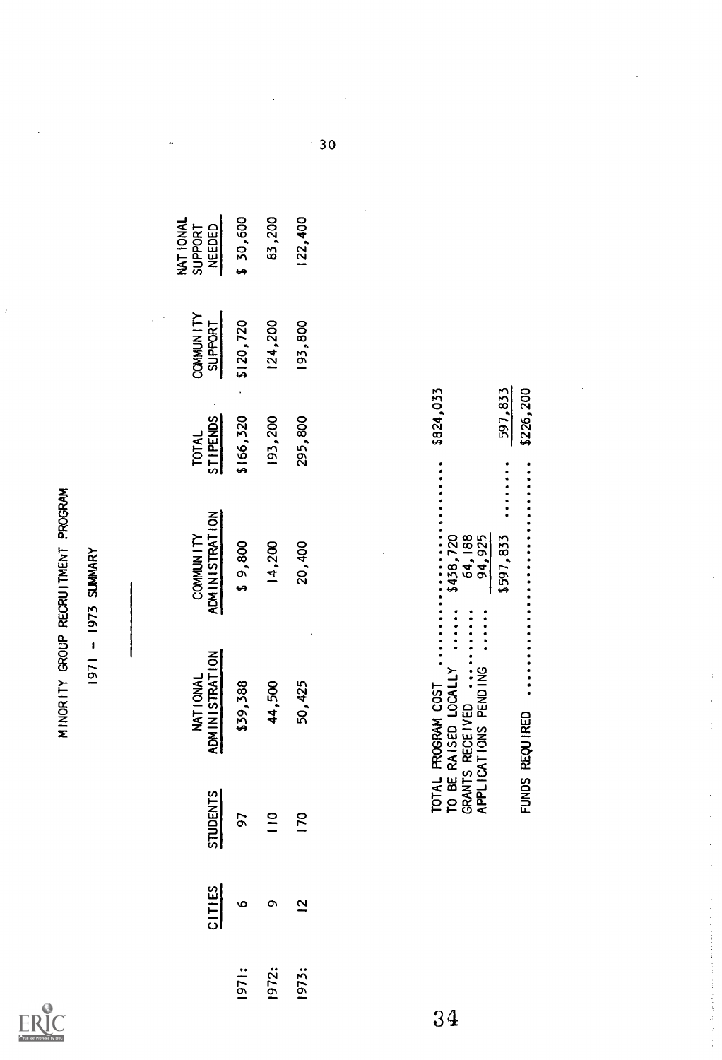# MINORITY GROUP RECRUITMENT PROGRAM

## 1971 - 1973 SUMMARY

| | CITIES | STUDENTS | NATIONAL ADMINISTRATION | COMMUNITY ADMINISTRATION | TOTAL STIPENDS | COMMUNITY SUPPORT | NATIONAL SUPPORT NEEDED |
|---|---|---|---|---|---|---|---|
| 1971: | 6 | 97 | $39,388 | $ 9,800 | $166,320 | $120,720 | $ 30,600 |
| 1972: | 9 | 110 | 44,500 | 14,200 | 193,200 | 124,200 | 83,200 |
| 1973: | 12 | 170 | 50,425 | 20,400 | 295,800 | 193,800 | 122,400 |

| | | |
|---|---|---|
| TOTAL PROGRAM COST .............................. | | $824,033 |
| TO BE RAISED LOCALLY ....... | $438,720 | |
| GRANTS RECEIVED ............ | 64,188 | |
| APPLICATIONS PENDING ....... | 94,925 | |
| | $597,833 ......... | 597,833 |
| FUNDS REQUIRED .................................. | | $226,200 |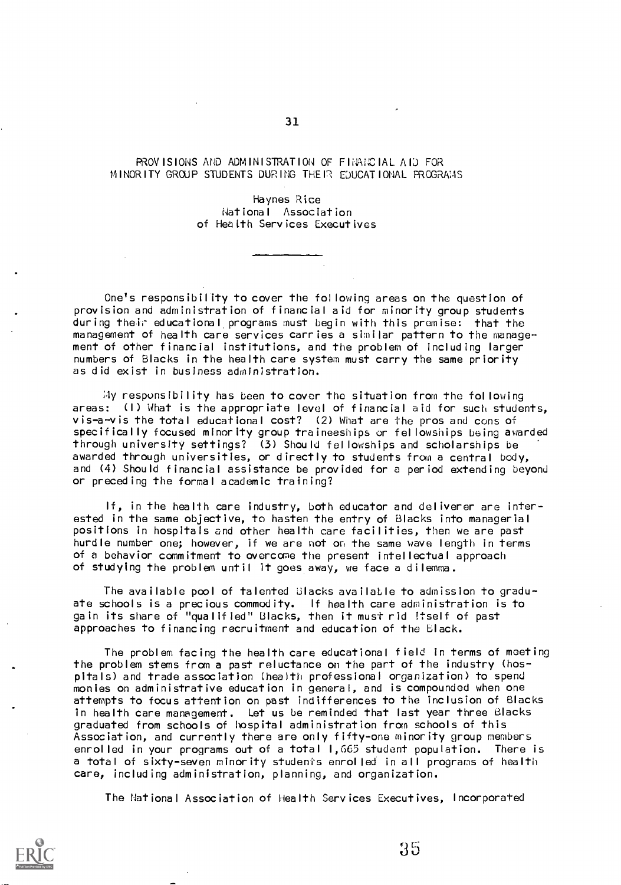# PROVISIONS AND ADMINISTRATION OF FINANCIAL AID FOR MINORITY GROUP STUDENTS DURING THEIR EDUCATIONAL PROGRAMS

Haynes Rice
National Association
of Health Services Executives

---

One's responsibility to cover the following areas on the question of provision and administration of financial aid for minority group students during their educational programs must begin with this premise: that the management of health care services carries a similar pattern to the management of other financial institutions, and the problem of including larger numbers of Blacks in the health care system must carry the same priority as did exist in business administration.

My responsibility has been to cover the situation from the following areas: (1) What is the appropriate level of financial aid for such students, vis-a-vis the total educational cost? (2) What are the pros and cons of specifically focused minority group traineeships or fellowships being awarded through university settings? (3) Should fellowships and scholarships be awarded through universities, or directly to students from a central body, and (4) Should financial assistance be provided for a period extending beyond or preceding the formal academic training?

If, in the health care industry, both educator and deliverer are interested in the same objective, to hasten the entry of Blacks into managerial positions in hospitals and other health care facilities, then we are past hurdle number one; however, if we are not on the same wave length in terms of a behavior commitment to overcome the present intellectual approach of studying the problem until it goes away, we face a dilemma.

The available pool of talented Blacks available to admission to graduate schools is a precious commodity. If health care administration is to gain its share of "qualified" Blacks, then it must rid itself of past approaches to financing recruitment and education of the Black.

The problem facing the health care educational field in terms of meeting the problem stems from a past reluctance on the part of the industry (hospitals) and trade association (health professional organization) to spend monies on administrative education in general, and is compounded when one attempts to focus attention on past indifferences to the inclusion of Blacks in health care management. Let us be reminded that last year three Blacks graduated from schools of hospital administration from schools of this Association, and currently there are only fifty-one minority group members enrolled in your programs out of a total 1,665 student population. There is a total of sixty-seven minority students enrolled in all programs of health care, including administration, planning, and organization.

The National Association of Health Services Executives, Incorporated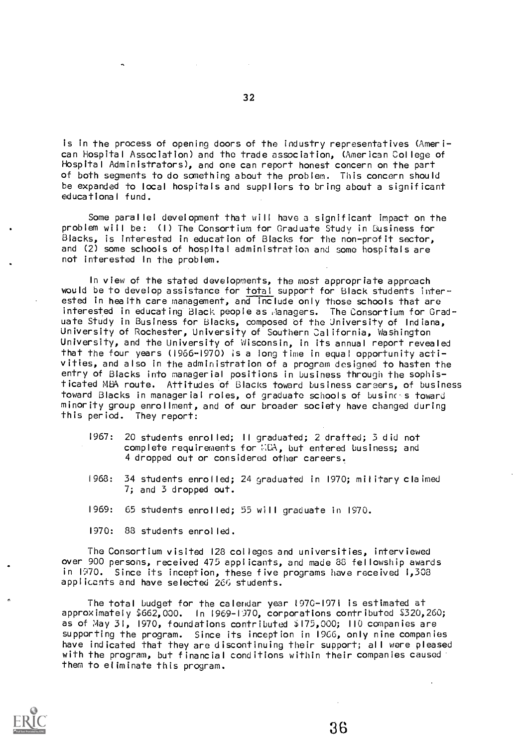is in the process of opening doors of the industry representatives (American Hospital Association) and the trade association, (American College of Hospital Administrators), and one can report honest concern on the part of both segments to do something about the problem. This concern should be expanded to local hospitals and suppliers to bring about a significant educational fund.

Some parallel development that will have a significant impact on the problem will be: (1) The Consortium for Graduate Study in Business for Blacks, is interested in education of Blacks for the non-profit sector, and (2) some schools of hospital administration and some hospitals are not interested in the problem.

In view of the stated developments, the most appropriate approach would be to develop assistance for <u>total</u> support for Black students interested in health care management, and include only those schools that are interested in educating Black people as Managers. The Consortium for Graduate Study in Business for Blacks, composed of the University of Indiana, University of Rochester, University of Southern California, Washington University, and the University of Wisconsin, in its annual report revealed that the four years (1966-1970) is a long time in equal opportunity activities, and also in the administration of a program designed to hasten the entry of Blacks into managerial positions in business through the sophisticated MBA route. Attitudes of Blacks toward business careers, of business toward Blacks in managerial roles, of graduate schools of business toward minority group enrollment, and of our broader society have changed during this period. They report:

- 1967: 20 students enrolled; 11 graduated; 2 drafted; 3 did not complete requirements for MBA, but entered business; and 4 dropped out or considered other careers.
- 1968: 34 students enrolled; 24 graduated in 1970; military claimed 7; and 3 dropped out.
- 1969: 65 students enrolled; 55 will graduate in 1970.
- 1970: 88 students enrolled.

The Consortium visited 128 colleges and universities, interviewed over 900 persons, received 475 applicants, and made 88 fellowship awards in 1970. Since its inception, these five programs have received 1,308 applicants and have selected 266 students.

The total budget for the calendar year 1970-1971 is estimated at approximately $662,000. In 1969-1970, corporations contributed $320,260; as of May 31, 1970, foundations contributed $175,000; 110 companies are supporting the program. Since its inception in 1966, only nine companies have indicated that they are discontinuing their support; all were pleased with the program, but financial conditions within their companies caused them to eliminate this program.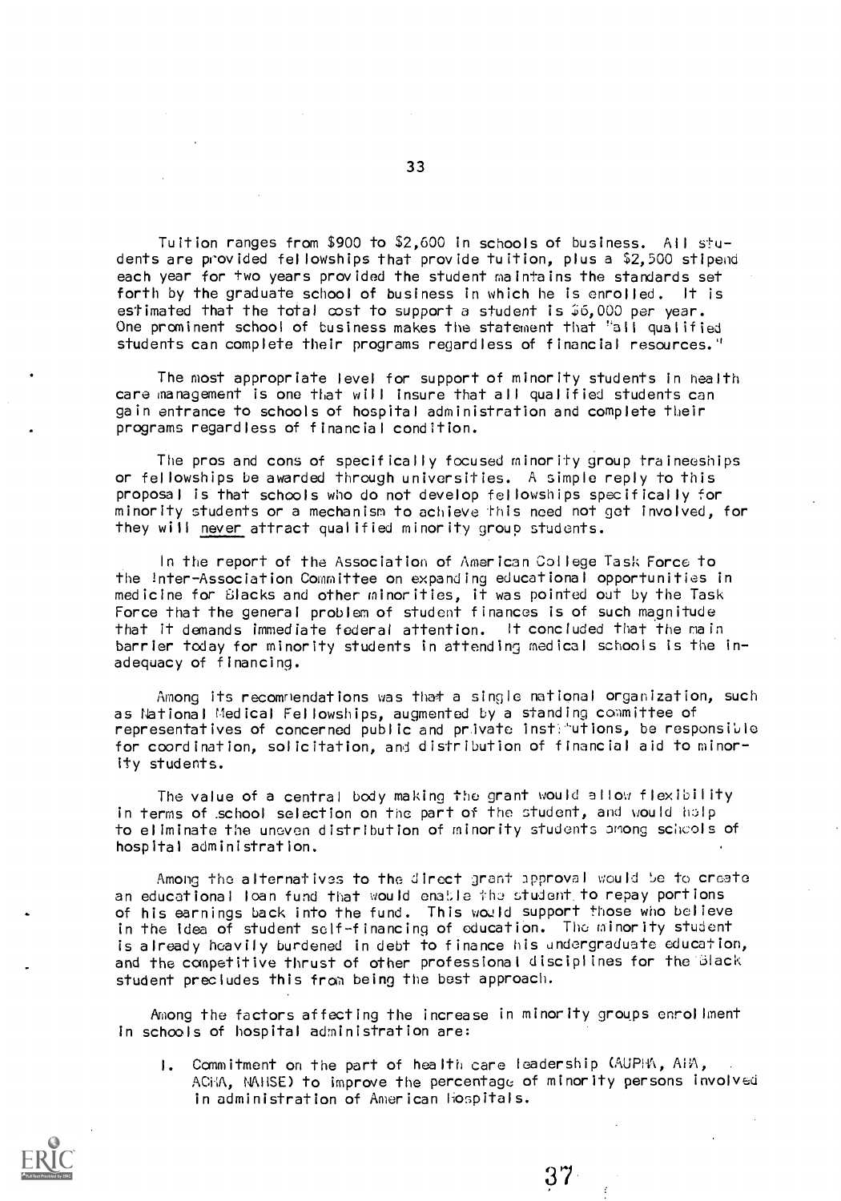Tuition ranges from $900 to $2,600 in schools of business. All students are provided fellowships that provide tuition, plus a $2,500 stipend each year for two years provided the student maintains the standards set forth by the graduate school of business in which he is enrolled. It is estimated that the total cost to support a student is $6,000 per year. One prominent school of business makes the statement that "all qualified students can complete their programs regardless of financial resources."

The most appropriate level for support of minority students in health care management is one that will insure that all qualified students can gain entrance to schools of hospital administration and complete their programs regardless of financial condition.

The pros and cons of specifically focused minority group traineeships or fellowships be awarded through universities. A simple reply to this proposal is that schools who do not develop fellowships specifically for minority students or a mechanism to achieve this need not get involved, for they will <u>never</u> attract qualified minority group students.

In the report of the Association of American College Task Force to the Inter-Association Committee on expanding educational opportunities in medicine for Blacks and other minorities, it was pointed out by the Task Force that the general problem of student finances is of such magnitude that it demands immediate federal attention. It concluded that the main barrier today for minority students in attending medical schools is the inadequacy of financing.

Among its recommendations was that a single national organization, such as National Medical Fellowships, augmented by a standing committee of representatives of concerned public and private institutions, be responsible for coordination, solicitation, and distribution of financial aid to minority students.

The value of a central body making the grant would allow flexibility in terms of school selection on the part of the student, and would help to eliminate the uneven distribution of minority students among schools of hospital administration.

Among the alternatives to the direct grant approval would be to create an educational loan fund that would enable the student to repay portions of his earnings back into the fund. This would support those who believe in the idea of student self-financing of education. The minority student is already heavily burdened in debt to finance his undergraduate education, and the competitive thrust of other professional disciplines for the Black student precludes this from being the best approach.

Among the factors affecting the increase in minority groups enrollment in schools of hospital administration are:

1. Commitment on the part of health care leadership (AUPHA, AHA, ACHA, NAHSE) to improve the percentage of minority persons involved in administration of American Hospitals.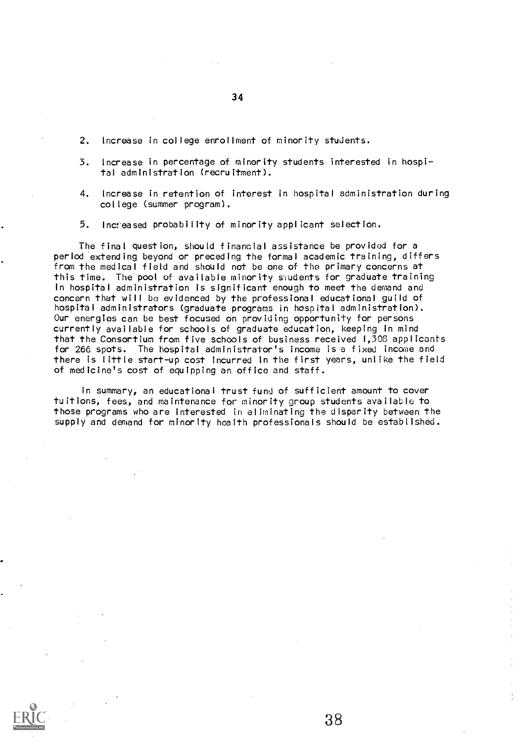2. Increase in college enrollment of minority students.

3. Increase in percentage of minority students interested in hospital administration (recruitment).

4. Increase in retention of interest in hospital administration during college (summer program).

5. Increased probability of minority applicant selection.

The final question, should financial assistance be provided for a period extending beyond or preceding the formal academic training, differs from the medical field and should not be one of the primary concerns at this time. The pool of available minority students for graduate training in hospital administration is significant enough to meet the demand and concern that will be evidenced by the professional educational guild of hospital administrators (graduate programs in hospital administration). Our energies can be best focused on providing opportunity for persons currently available for schools of graduate education, keeping in mind that the Consortium from five schools of business received 1,308 applicants for 266 spots. The hospital administrator's income is a fixed income and there is little start-up cost incurred in the first years, unlike the field of medicine's cost of equipping an office and staff.

In summary, an educational trust fund of sufficient amount to cover tuitions, fees, and maintenance for minority group students available to those programs who are interested in eliminating the disparity between the supply and demand for minority health professionals should be established.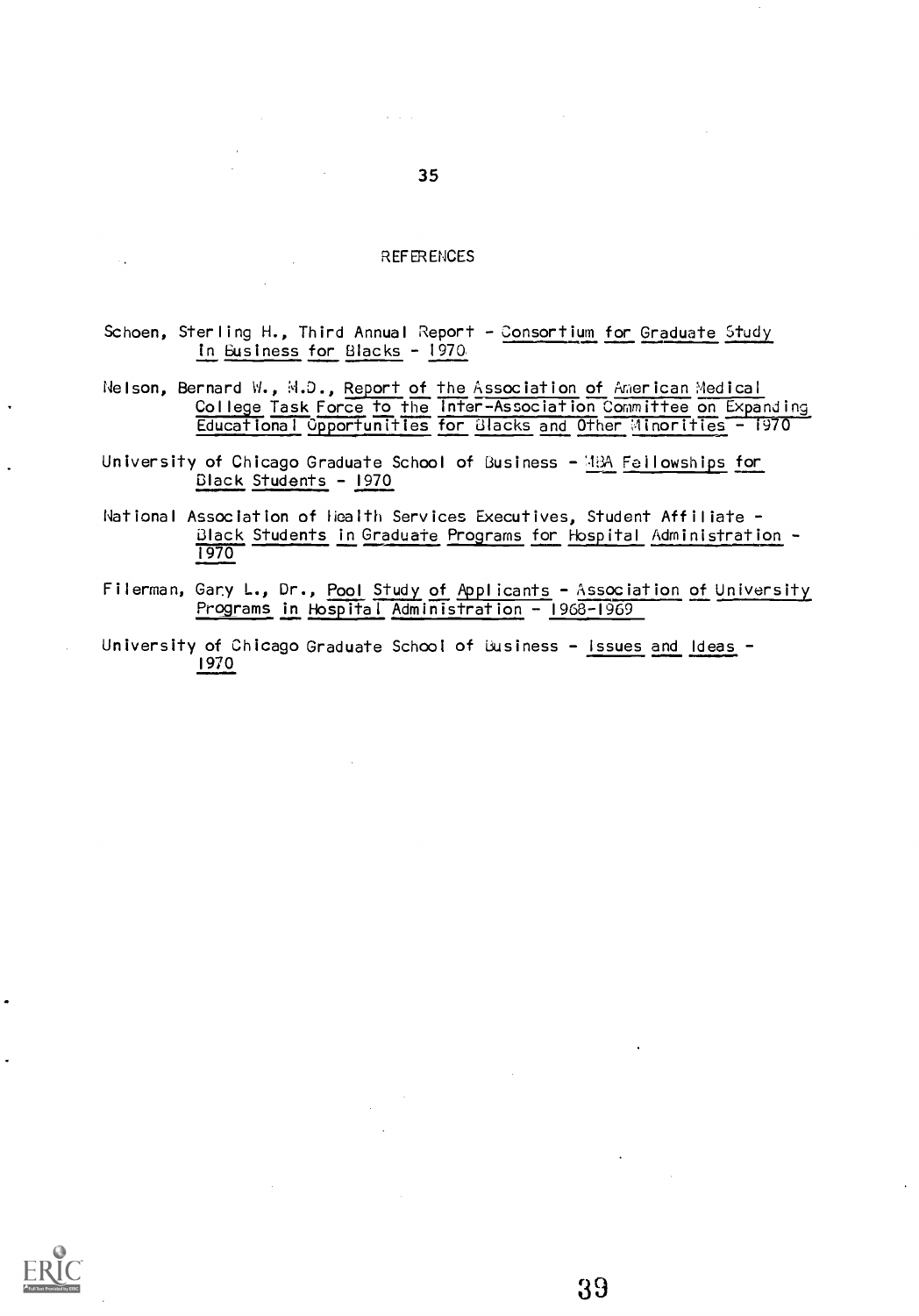# REFERENCES

Schoen, Sterling H., Third Annual Report - Consortium for Graduate Study in Business for Blacks - 1970

Nelson, Bernard W., M.D., Report of the Association of American Medical College Task Force to the Inter-Association Committee on Expanding Educational Opportunities for Blacks and Other Minorities - 1970

University of Chicago Graduate School of Business - MBA Fellowships for Black Students - 1970

National Association of Health Services Executives, Student Affiliate - Black Students in Graduate Programs for Hospital Administration - 1970

Filerman, Gary L., Dr., Pool Study of Applicants - Association of University Programs in Hospital Administration - 1968-1969

University of Chicago Graduate School of Business - Issues and Ideas - 1970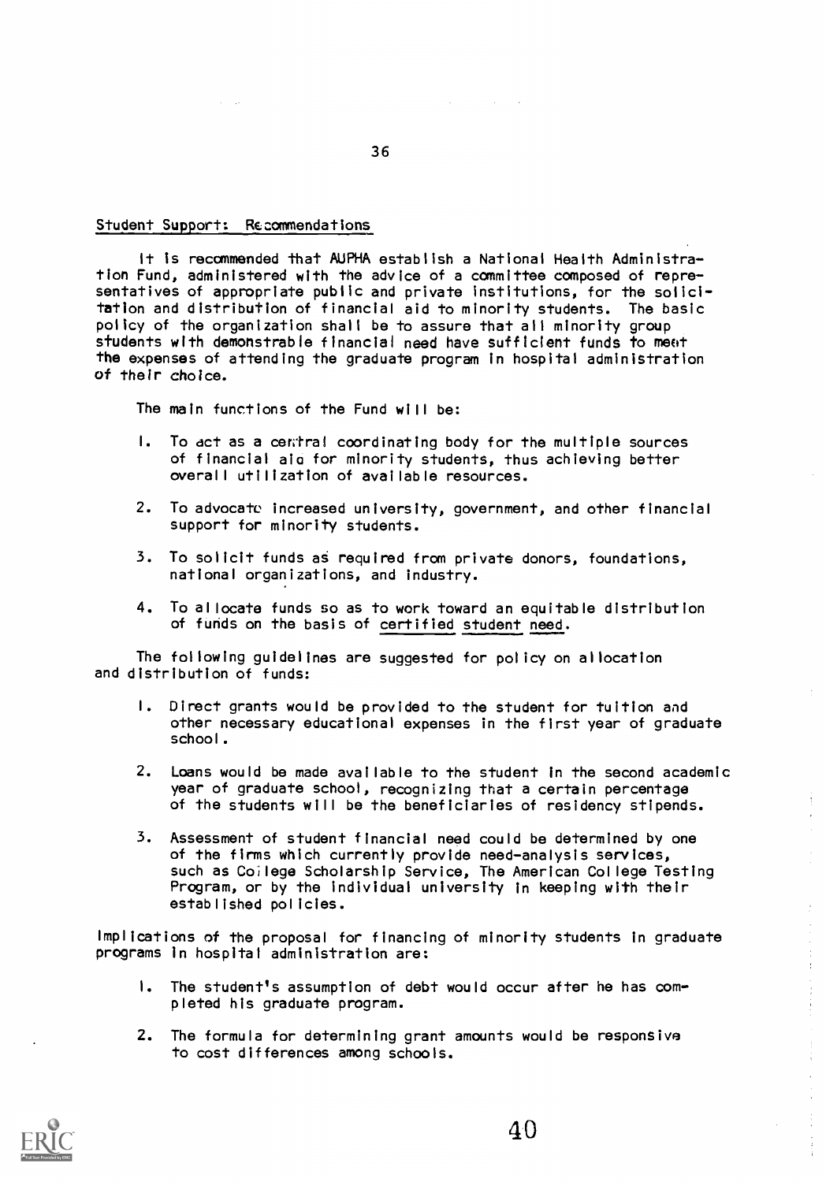## Student Support: Recommendations

It is recommended that AUPHA establish a National Health Administration Fund, administered with the advice of a committee composed of representatives of appropriate public and private institutions, for the solicitation and distribution of financial aid to minority students. The basic policy of the organization shall be to assure that all minority group students with demonstrable financial need have sufficient funds to meet the expenses of attending the graduate program in hospital administration of their choice.

The main functions of the Fund will be:

1. To act as a central coordinating body for the multiple sources of financial aid for minority students, thus achieving better overall utilization of available resources.
2. To advocate increased university, government, and other financial support for minority students.
3. To solicit funds as required from private donors, foundations, national organizations, and industry.
4. To allocate funds so as to work toward an equitable distribution of funds on the basis of <u>certified student need</u>.

The following guidelines are suggested for policy on allocation and distribution of funds:

1. Direct grants would be provided to the student for tuition and other necessary educational expenses in the first year of graduate school.
2. Loans would be made available to the student in the second academic year of graduate school, recognizing that a certain percentage of the students will be the beneficiaries of residency stipends.
3. Assessment of student financial need could be determined by one of the firms which currently provide need-analysis services, such as College Scholarship Service, The American College Testing Program, or by the individual university in keeping with their established policies.

Implications of the proposal for financing of minority students in graduate programs in hospital administration are:

1. The student's assumption of debt would occur after he has completed his graduate program.
2. The formula for determining grant amounts would be responsive to cost differences among schools.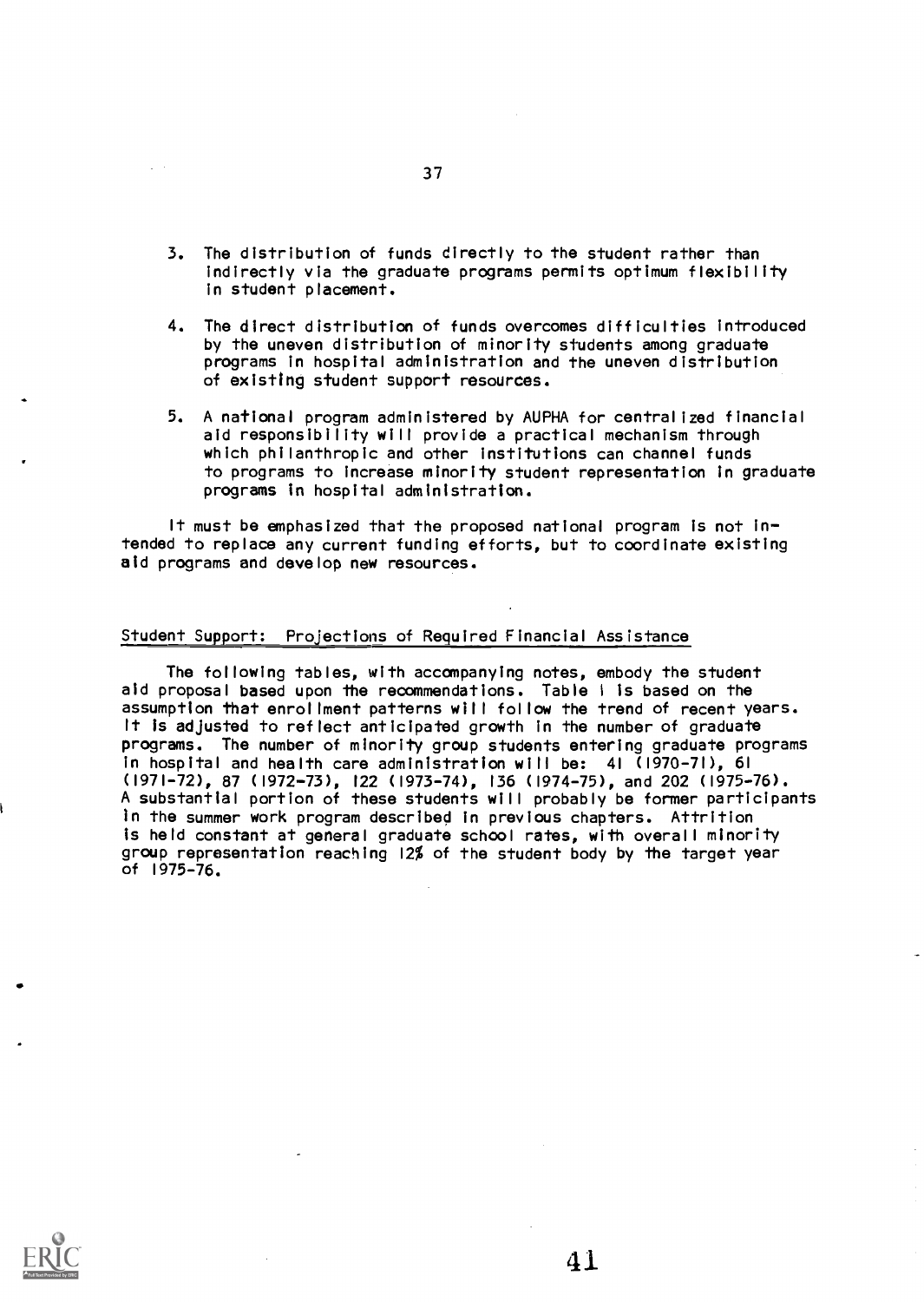3. The distribution of funds directly to the student rather than indirectly via the graduate programs permits optimum flexibility in student placement.

4. The direct distribution of funds overcomes difficulties introduced by the uneven distribution of minority students among graduate programs in hospital administration and the uneven distribution of existing student support resources.

5. A national program administered by AUPHA for centralized financial aid responsibility will provide a practical mechanism through which philanthropic and other institutions can channel funds to programs to increase minority student representation in graduate programs in hospital administration.

It must be emphasized that the proposed national program is not intended to replace any current funding efforts, but to coordinate existing aid programs and develop new resources.

## Student Support: Projections of Required Financial Assistance

The following tables, with accompanying notes, embody the student aid proposal based upon the recommendations. Table I is based on the assumption that enrollment patterns will follow the trend of recent years. It is adjusted to reflect anticipated growth in the number of graduate programs. The number of minority group students entering graduate programs in hospital and health care administration will be: 41 (1970-71), 61 (1971-72), 87 (1972-73), 122 (1973-74), 136 (1974-75), and 202 (1975-76). A substantial portion of these students will probably be former participants in the summer work program described in previous chapters. Attrition is held constant at general graduate school rates, with overall minority group representation reaching 12% of the student body by the target year of 1975-76.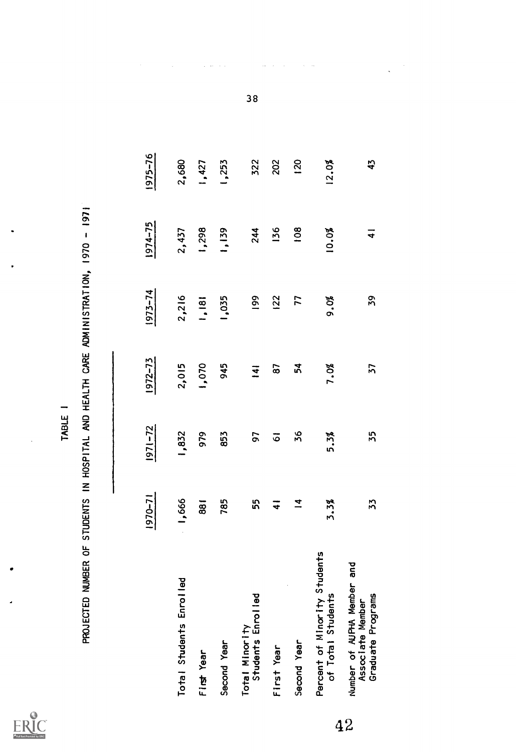TABLE I

PROJECTED NUMBER OF STUDENTS IN HOSPITAL AND HEALTH CARE ADMINISTRATION, 1970 - 1971

| | 1970-71 | 1971-72 | 1972-73 | 1973-74 | 1974-75 | 1975-76 |
|---|---|---|---|---|---|---|
| Total Students Enrolled | 1,666 | 1,832 | 2,015 | 2,216 | 2,437 | 2,680 |
| First Year | 881 | 979 | 1,070 | 1,181 | 1,298 | 1,427 |
| Second Year | 785 | 853 | 945 | 1,035 | 1,139 | 1,253 |
| Total Minority Students Enrolled | 55 | 97 | 141 | 199 | 244 | 322 |
| First Year | 41 | 61 | 87 | 122 | 136 | 202 |
| Second Year | 14 | 36 | 54 | 77 | 108 | 120 |
| Percent of Minority Students of Total Students | 3.3% | 5.3% | 7.0% | 9.0% | 10.0% | 12.0% |
| Number of AUPHA Member and Associate Member Graduate Programs | 33 | 35 | 37 | 39 | 41 | 43 |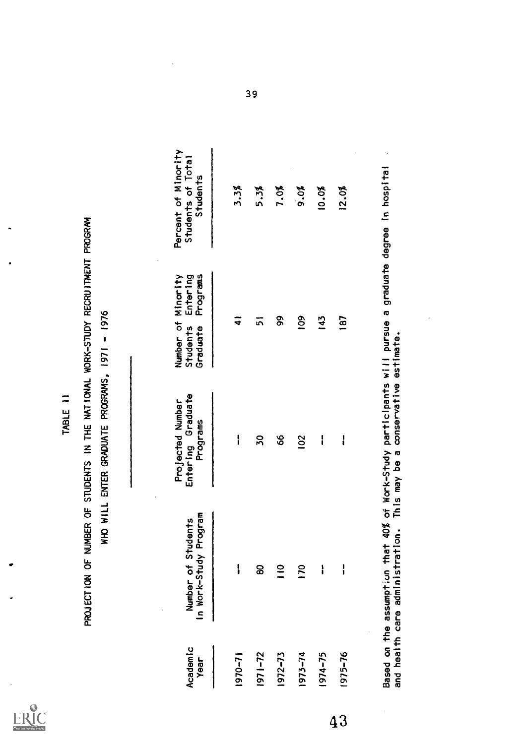TABLE 11

PROJECTION OF NUMBER OF STUDENTS IN THE NATIONAL WORK-STUDY RECRUITMENT PROGRAM

WHO WILL ENTER GRADUATE PROGRAMS, 1971 - 1976

| Academic Year | Number of Students In Work-Study Program | Projected Number Entering Graduate Programs | Number of Minority Students Entering Graduate Programs | Percent of Minority Students of Total Students |
|---|---|---|---|---|
| 1970-71 | -- | -- | 41 | 3.3% |
| 1971-72 | 80 | 30 | 51 | 5.3% |
| 1972-73 | 110 | 66 | 99 | 7.0% |
| 1973-74 | 170 | 102 | 109 | 9.0% |
| 1974-75 | -- | -- | 143 | 10.0% |
| 1975-76 | -- | -- | 187 | 12.0% |

Based on the assumption that 40% of Work-Study participants will pursue a graduate degree in hospital and health care administration. This may be a conservative estimate.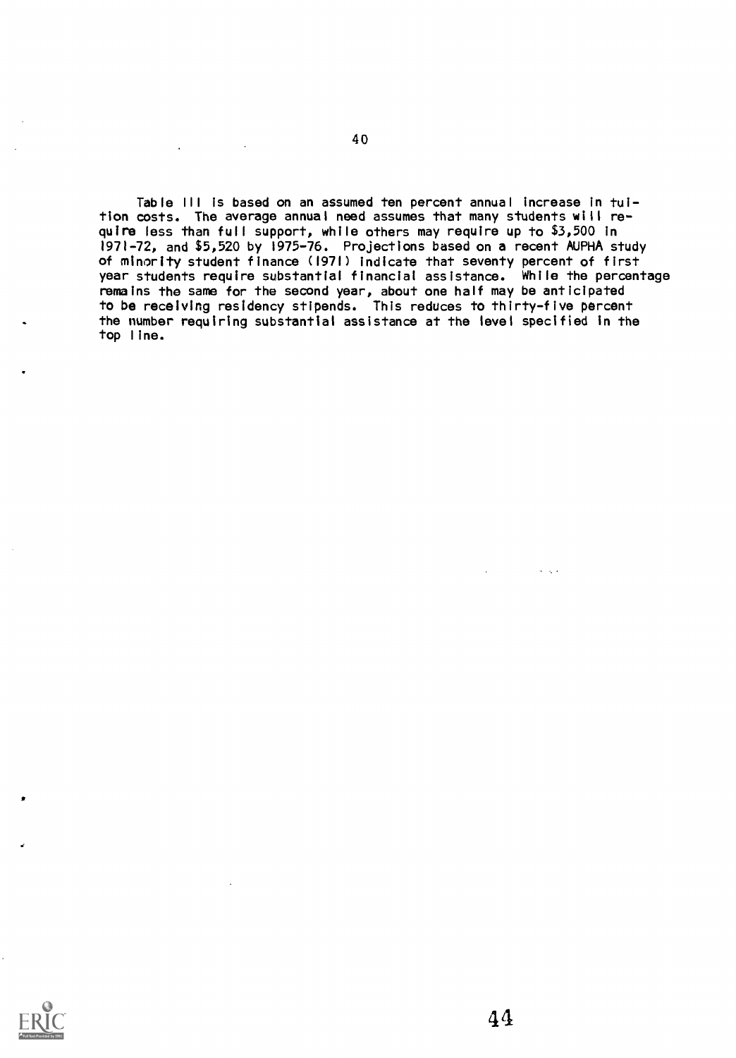Table III is based on an assumed ten percent annual increase in tuition costs. The average annual need assumes that many students will require less than full support, while others may require up to $3,500 in 1971-72, and $5,520 by 1975-76. Projections based on a recent AUPHA study of minority student finance (1971) indicate that seventy percent of first year students require substantial financial assistance. While the percentage remains the same for the second year, about one half may be anticipated to be receiving residency stipends. This reduces to thirty-five percent the number requiring substantial assistance at the level specified in the top line.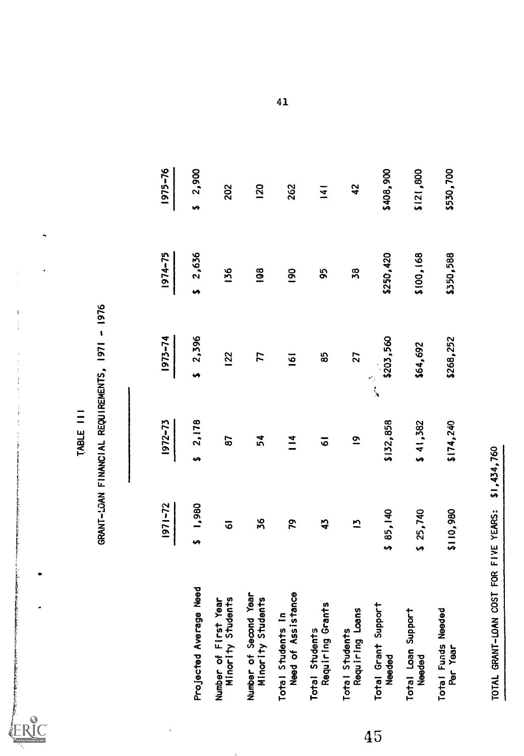# TABLE III

## GRANT-LOAN FINANCIAL REQUIREMENTS, 1971 - 1976

| | 1971-72 | 1972-73 | 1973-74 | 1974-75 | 1975-76 |
|---|---|---|---|---|---|
| Projected Average Need | $ 1,980 | $ 2,178 | $ 2,396 | $ 2,636 | $ 2,900 |
| Number of First Year Minority Students | 61 | 87 | 122 | 136 | 202 |
| Number of Second Year Minority Students | 36 | 54 | 77 | 108 | 120 |
| Total Students In Need of Assistance | 79 | 114 | 161 | 190 | 262 |
| Total Students Requiring Grants | 43 | 61 | 85 | 95 | 141 |
| Total Students Requiring Loans | 13 | 19 | 27 | 38 | 42 |
| Total Grant Support Needed | $ 85,140 | $132,858 | $203,560 | $250,420 | $408,900 |
| Total Loan Support Needed | $ 25,740 | $ 41,382 | $64,692 | $100,168 | $121,800 |
| Total Funds Needed Per Year | $110,980 | $174,240 | $268,252 | $350,588 | $530,700 |

TOTAL GRANT-LOAN COST FOR FIVE YEARS: $1,434,760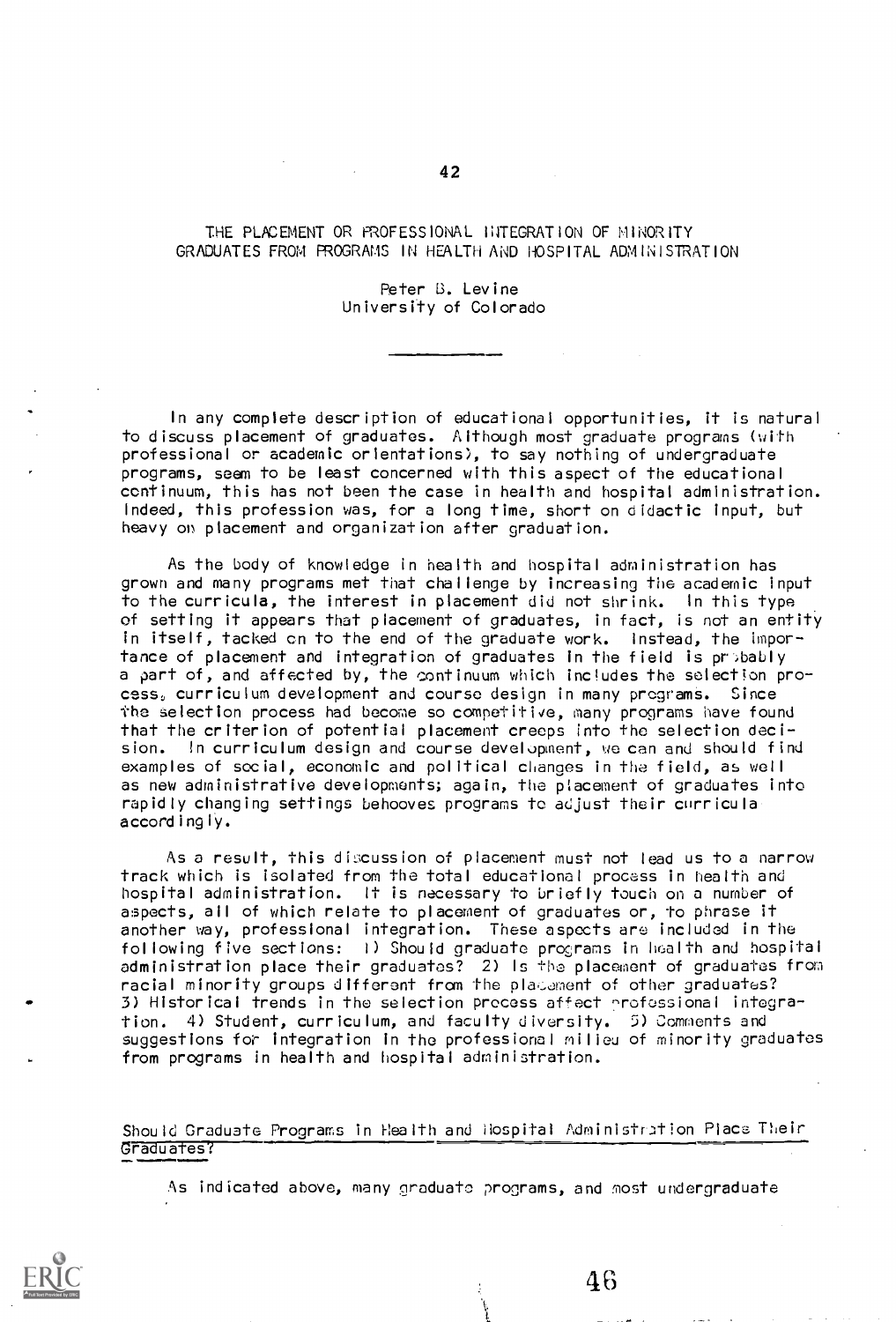# THE PLACEMENT OR PROFESSIONAL INTEGRATION OF MINORITY GRADUATES FROM PROGRAMS IN HEALTH AND HOSPITAL ADMINISTRATION

Peter B. Levine
University of Colorado

---

In any complete description of educational opportunities, it is natural to discuss placement of graduates. Although most graduate programs (with professional or academic orientations), to say nothing of undergraduate programs, seem to be least concerned with this aspect of the educational continuum, this has not been the case in health and hospital administration. Indeed, this profession was, for a long time, short on didactic input, but heavy on placement and organization after graduation.

As the body of knowledge in health and hospital administration has grown and many programs met that challenge by increasing the academic input to the curricula, the interest in placement did not shrink. In this type of setting it appears that placement of graduates, in fact, is not an entity in itself, tacked on to the end of the graduate work. Instead, the importance of placement and integration of graduates in the field is probably a part of, and affected by, the continuum which includes the selection process, curriculum development and course design in many programs. Since the selection process had become so competitive, many programs have found that the criterion of potential placement creeps into the selection decision. In curriculum design and course development, we can and should find examples of social, economic and political changes in the field, as well as new administrative developments; again, the placement of graduates into rapidly changing settings behooves programs to adjust their curricula accordingly.

As a result, this discussion of placement must not lead us to a narrow track which is isolated from the total educational process in health and hospital administration. It is necessary to briefly touch on a number of aspects, all of which relate to placement of graduates or, to phrase it another way, professional integration. These aspects are included in the following five sections: 1) Should graduate programs in health and hospital administration place their graduates? 2) Is the placement of graduates from racial minority groups different from the placement of other graduates? 3) Historical trends in the selection process affect professional integration. 4) Student, curriculum, and faculty diversity. 5) Comments and suggestions for integration in the professional milieu of minority graduates from programs in health and hospital administration.

## Should Graduate Programs in Health and Hospital Administration Place Their Graduates?

As indicated above, many graduate programs, and most undergraduate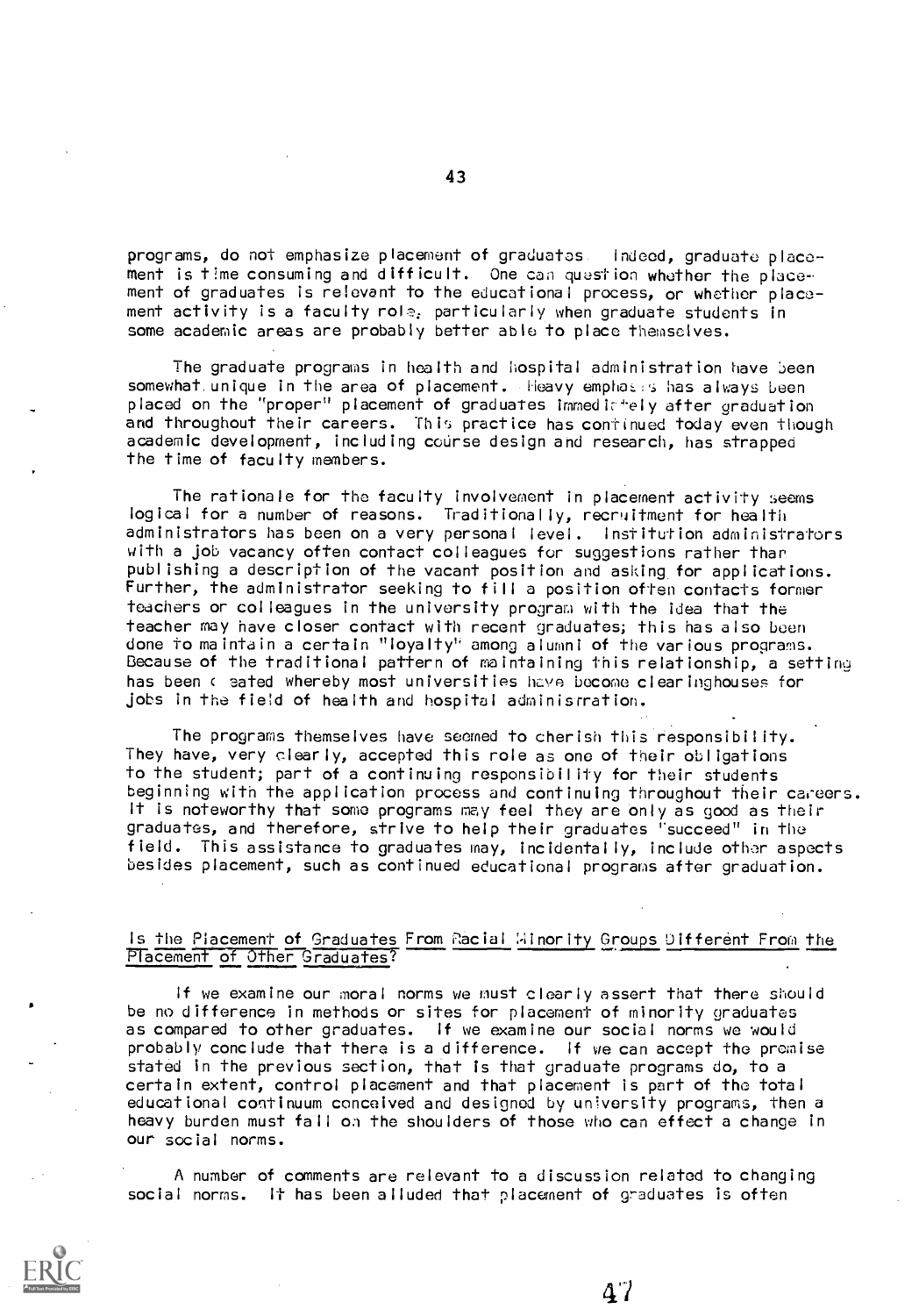programs, do not emphasize placement of graduates. Indeed, graduate placement is time consuming and difficult. One can question whether the placement of graduates is relevant to the educational process, or whether placement activity is a faculty role, particularly when graduate students in some academic areas are probably better able to place themselves.

The graduate programs in health and hospital administration have been somewhat unique in the area of placement. Heavy emphasis has always been placed on the "proper" placement of graduates immediately after graduation and throughout their careers. This practice has continued today even though academic development, including course design and research, has strapped the time of faculty members.

The rationale for the faculty involvement in placement activity seems logical for a number of reasons. Traditionally, recruitment for health administrators has been on a very personal level. Institution administrators with a job vacancy often contact colleagues for suggestions rather than publishing a description of the vacant position and asking for applications. Further, the administrator seeking to fill a position often contacts former teachers or colleagues in the university program with the idea that the teacher may have closer contact with recent graduates; this has also been done to maintain a certain "loyalty" among alumni of the various programs. Because of the traditional pattern of maintaining this relationship, a setting has been created whereby most universities have become clearinghouses for jobs in the field of health and hospital administration.

The programs themselves have seemed to cherish this responsibility. They have, very clearly, accepted this role as one of their obligations to the student; part of a continuing responsibility for their students beginning with the application process and continuing throughout their careers. It is noteworthy that some programs may feel they are only as good as their graduates, and therefore, strive to help their graduates "succeed" in the field. This assistance to graduates may, incidentally, include other aspects besides placement, such as continued educational programs after graduation.

## Is the Placement of Graduates From Racial Minority Groups Different From the Placement of Other Graduates?

If we examine our moral norms we must clearly assert that there should be no difference in methods or sites for placement of minority graduates as compared to other graduates. If we examine our social norms we would probably conclude that there is a difference. If we can accept the premise stated in the previous section, that is that graduate programs do, to a certain extent, control placement and that placement is part of the total educational continuum conceived and designed by university programs, then a heavy burden must fall on the shoulders of those who can effect a change in our social norms.

A number of comments are relevant to a discussion related to changing social norms. It has been alluded that placement of graduates is often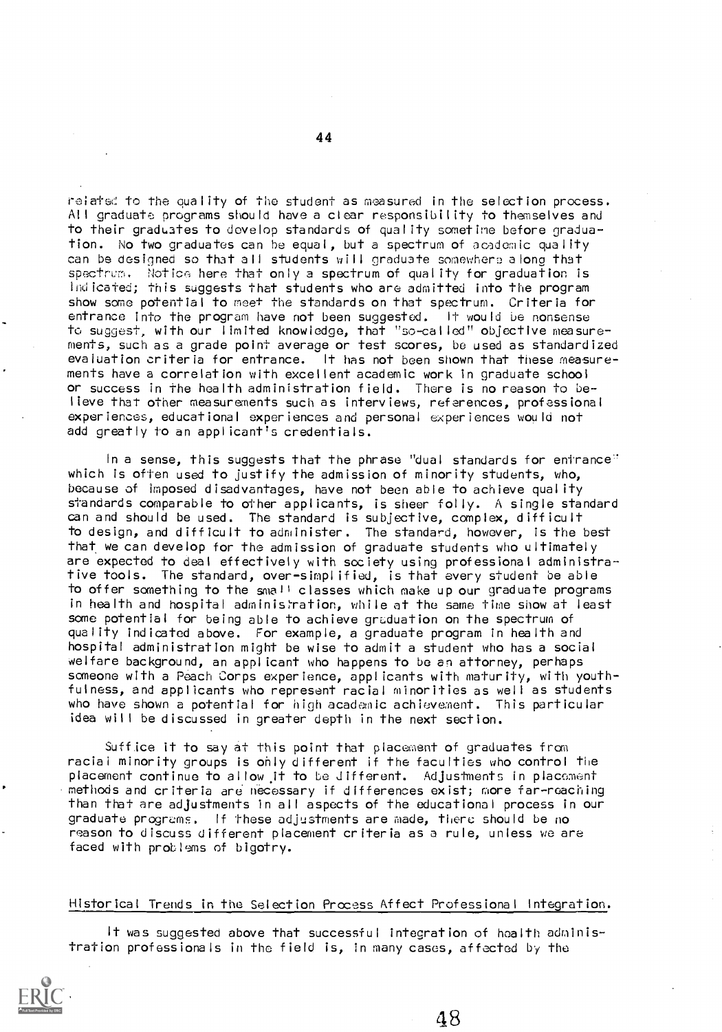related to the quality of the student as measured in the selection process. All graduate programs should have a clear responsibility to themselves and to their graduates to develop standards of quality sometime before graduation. No two graduates can be equal, but a spectrum of academic quality can be designed so that all students will graduate somewhere along that spectrum. Notice here that only a spectrum of quality for graduation is indicated; this suggests that students who are admitted into the program show some potential to meet the standards on that spectrum. Criteria for entrance into the program have not been suggested. It would be nonsense to suggest, with our limited knowledge, that "so-called" objective measurements, such as a grade point average or test scores, be used as standardized evaluation criteria for entrance. It has not been shown that these measurements have a correlation with excellent academic work in graduate school or success in the health administration field. There is no reason to believe that other measurements such as interviews, references, professional experiences, educational experiences and personal experiences would not add greatly to an applicant's credentials.

In a sense, this suggests that the phrase "dual standards for entrance" which is often used to justify the admission of minority students, who, because of imposed disadvantages, have not been able to achieve quality standards comparable to other applicants, is sheer folly. A single standard can and should be used. The standard is subjective, complex, difficult to design, and difficult to administer. The standard, however, is the best that we can develop for the admission of graduate students who ultimately are expected to deal effectively with society using professional administrative tools. The standard, over-simplified, is that every student be able to offer something to the small classes which make up our graduate programs in health and hospital administration, while at the same time show at least some potential for being able to achieve graduation on the spectrum of quality indicated above. For example, a graduate program in health and hospital administration might be wise to admit a student who has a social welfare background, an applicant who happens to be an attorney, perhaps someone with a Peach Corps experience, applicants with maturity, with youthfulness, and applicants who represent racial minorities as well as students who have shown a potential for high academic achievement. This particular idea will be discussed in greater depth in the next section.

Suffice it to say at this point that placement of graduates from racial minority groups is only different if the faculties who control the placement continue to allow it to be different. Adjustments in placement methods and criteria are necessary if differences exist; more far-reaching than that are adjustments in all aspects of the educational process in our graduate programs. If these adjustments are made, there should be no reason to discuss different placement criteria as a rule, unless we are faced with problems of bigotry.

## Historical Trends in the Selection Process Affect Professional Integration.

It was suggested above that successful integration of health administration professionals in the field is, in many cases, affected by the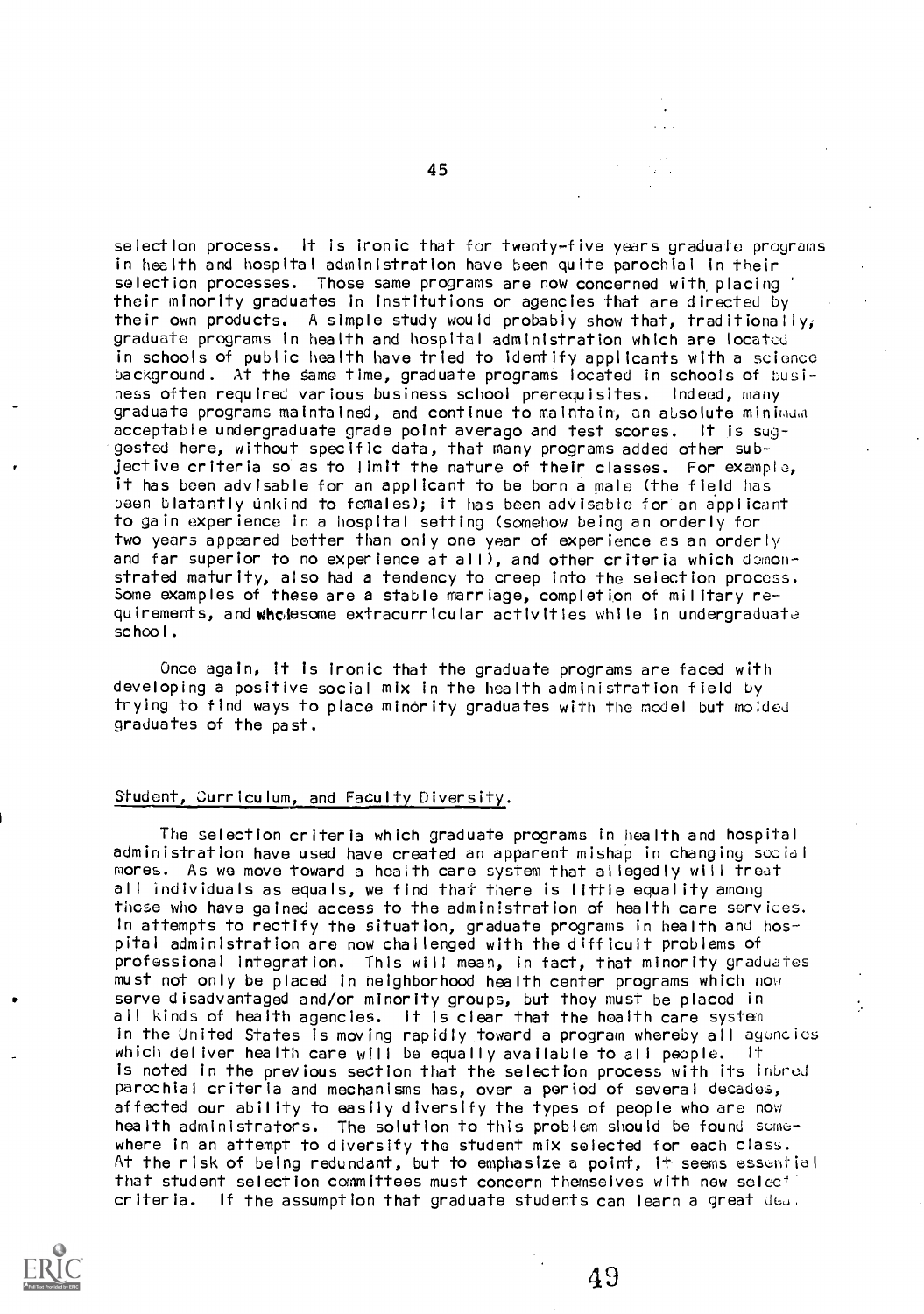selection process. It is ironic that for twenty-five years graduate programs in health and hospital administration have been quite parochial in their selection processes. Those same programs are now concerned with placing their minority graduates in institutions or agencies that are directed by their own products. A simple study would probably show that, traditionally, graduate programs in health and hospital administration which are located in schools of public health have tried to identify applicants with a science background. At the same time, graduate programs located in schools of business often required various business school prerequisites. Indeed, many graduate programs maintained, and continue to maintain, an absolute minimum acceptable undergraduate grade point average and test scores. It is suggested here, without specific data, that many programs added other subjective criteria so as to limit the nature of their classes. For example, it has been advisable for an applicant to be born a male (the field has been blatantly unkind to females); it has been advisable for an applicant to gain experience in a hospital setting (somehow being an orderly for two years appeared better than only one year of experience as an orderly and far superior to no experience at all), and other criteria which demonstrated maturity, also had a tendency to creep into the selection process. Some examples of these are a stable marriage, completion of military requirements, and wholesome extracurricular activities while in undergraduate school.

Once again, it is ironic that the graduate programs are faced with developing a positive social mix in the health administration field by trying to find ways to place minority graduates with the model but molded graduates of the past.

## Student, Curriculum, and Faculty Diversity.

The selection criteria which graduate programs in health and hospital administration have used have created an apparent mishap in changing social mores. As we move toward a health care system that allegedly will treat all individuals as equals, we find that there is little equality among those who have gained access to the administration of health care services. In attempts to rectify the situation, graduate programs in health and hospital administration are now challenged with the difficult problems of professional integration. This will mean, in fact, that minority graduates must not only be placed in neighborhood health center programs which now serve disadvantaged and/or minority groups, but they must be placed in all kinds of health agencies. It is clear that the health care system in the United States is moving rapidly toward a program whereby all agencies which deliver health care will be equally available to all people. It is noted in the previous section that the selection process with its inbred parochial criteria and mechanisms has, over a period of several decades, affected our ability to easily diversify the types of people who are now health administrators. The solution to this problem should be found somewhere in an attempt to diversify the student mix selected for each class. At the risk of being redundant, but to emphasize a point, it seems essential that student selection committees must concern themselves with new selection criteria. If the assumption that graduate students can learn a great deal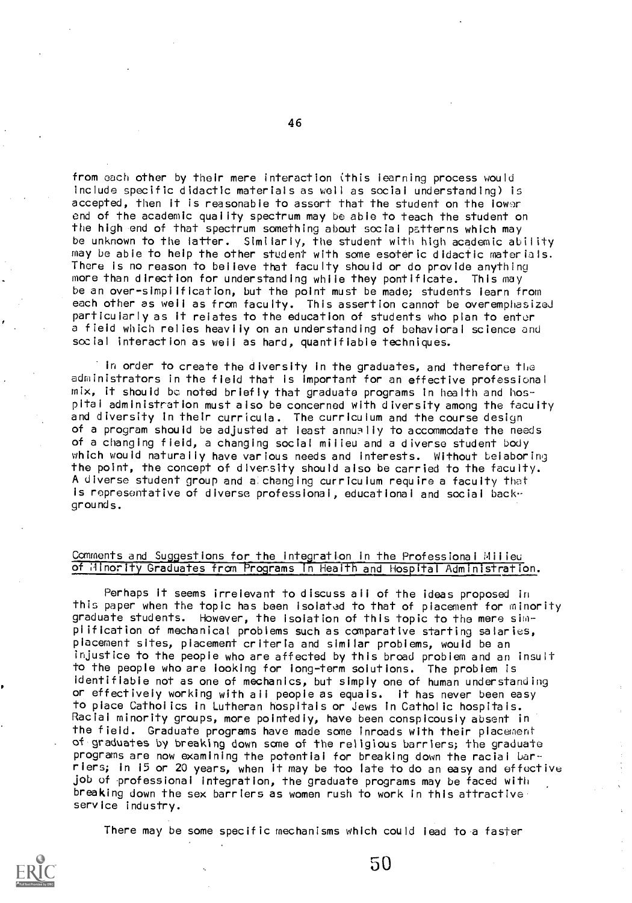from each other by their mere interaction (this learning process would include specific didactic materials as well as social understanding) is accepted, then it is reasonable to assert that the student on the lower end of the academic quality spectrum may be able to teach the student on the high end of that spectrum something about social patterns which may be unknown to the latter. Similarly, the student with high academic ability may be able to help the other student with some esoteric didactic materials. There is no reason to believe that faculty should or do provide anything more than direction for understanding while they pontificate. This may be an over-simplification, but the point must be made; students learn from each other as well as from faculty. This assertion cannot be overemphasized particularly as it relates to the education of students who plan to enter a field which relies heavily on an understanding of behavioral science and social interaction as well as hard, quantifiable techniques.

In order to create the diversity in the graduates, and therefore the administrators in the field that is important for an effective professional mix, it should be noted briefly that graduate programs in health and hospital administration must also be concerned with diversity among the faculty and diversity in their curricula. The curriculum and the course design of a program should be adjusted at least annually to accommodate the needs of a changing field, a changing social milieu and a diverse student body which would naturally have various needs and interests. Without belaboring the point, the concept of diversity should also be carried to the faculty. A diverse student group and a changing curriculum require a faculty that is representative of diverse professional, educational and social backgrounds.

## Comments and Suggestions for the Integration in the Professional Milieu of Minority Graduates from Programs in Health and Hospital Administration.

Perhaps it seems irrelevant to discuss all of the ideas proposed in this paper when the topic has been isolated to that of placement for minority graduate students. However, the isolation of this topic to the mere simplification of mechanical problems such as comparative starting salaries, placement sites, placement criteria and similar problems, would be an injustice to the people who are affected by this broad problem and an insult to the people who are looking for long-term solutions. The problem is identifiable not as one of mechanics, but simply one of human understanding or effectively working with all people as equals. It has never been easy to place Catholics in Lutheran hospitals or Jews in Catholic hospitals. Racial minority groups, more pointedly, have been conspicuously absent in the field. Graduate programs have made some inroads with their placement of graduates by breaking down some of the religious barriers; the graduate programs are now examining the potential for breaking down the racial barriers; in 15 or 20 years, when it may be too late to do an easy and effective job of professional integration, the graduate programs may be faced with breaking down the sex barriers as women rush to work in this attractive service industry.

There may be some specific mechanisms which could lead to a faster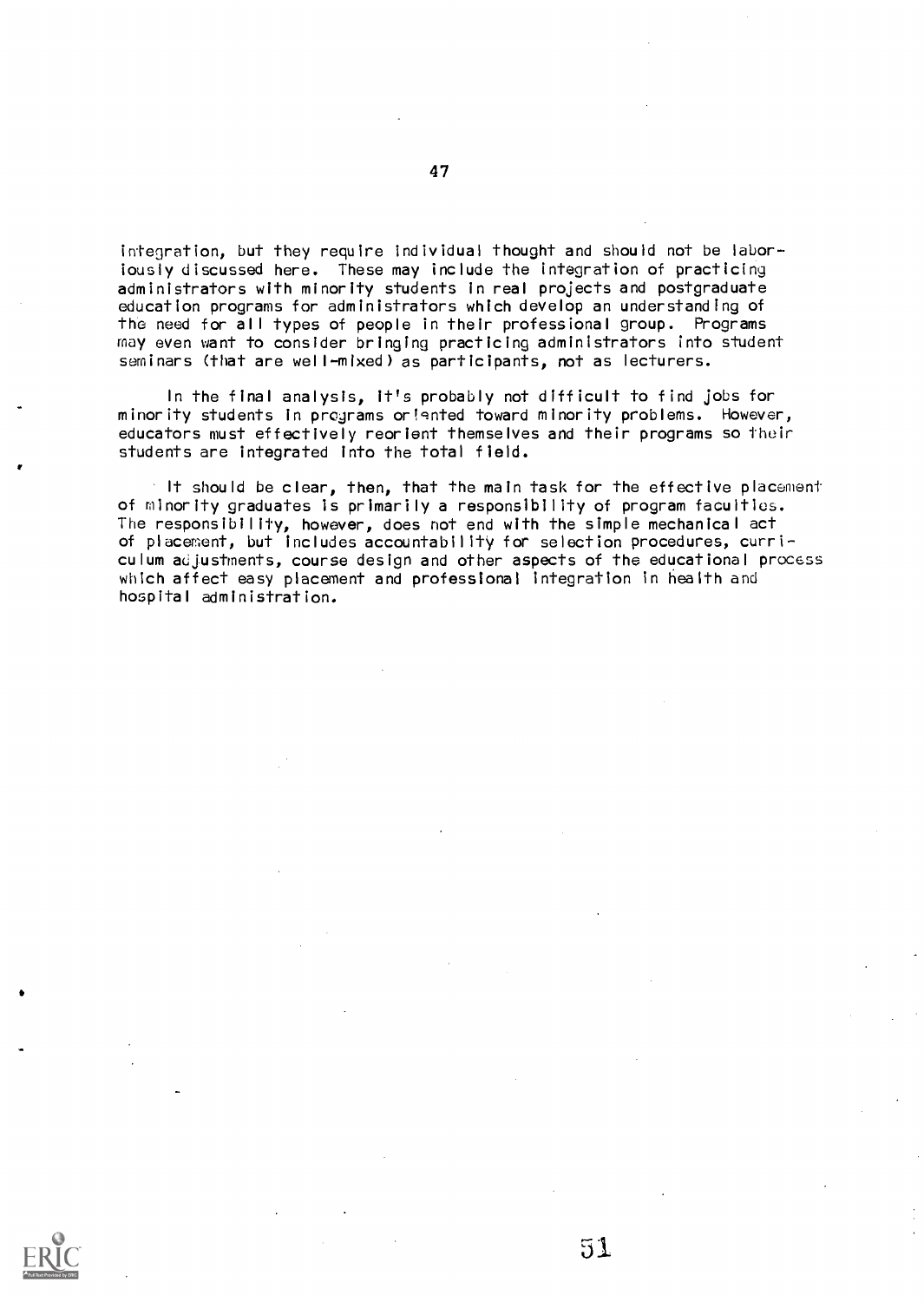integration, but they require individual thought and should not be laboriously discussed here. These may include the integration of practicing administrators with minority students in real projects and postgraduate education programs for administrators which develop an understanding of the need for all types of people in their professional group. Programs may even want to consider bringing practicing administrators into student seminars (that are well-mixed) as participants, not as lecturers.

In the final analysis, it's probably not difficult to find jobs for minority students in programs oriented toward minority problems. However, educators must effectively reorient themselves and their programs so their students are integrated into the total field.

It should be clear, then, that the main task for the effective placement of minority graduates is primarily a responsibility of program faculties. The responsibility, however, does not end with the simple mechanical act of placement, but includes accountability for selection procedures, curriculum adjustments, course design and other aspects of the educational process which affect easy placement and professional integration in health and hospital administration.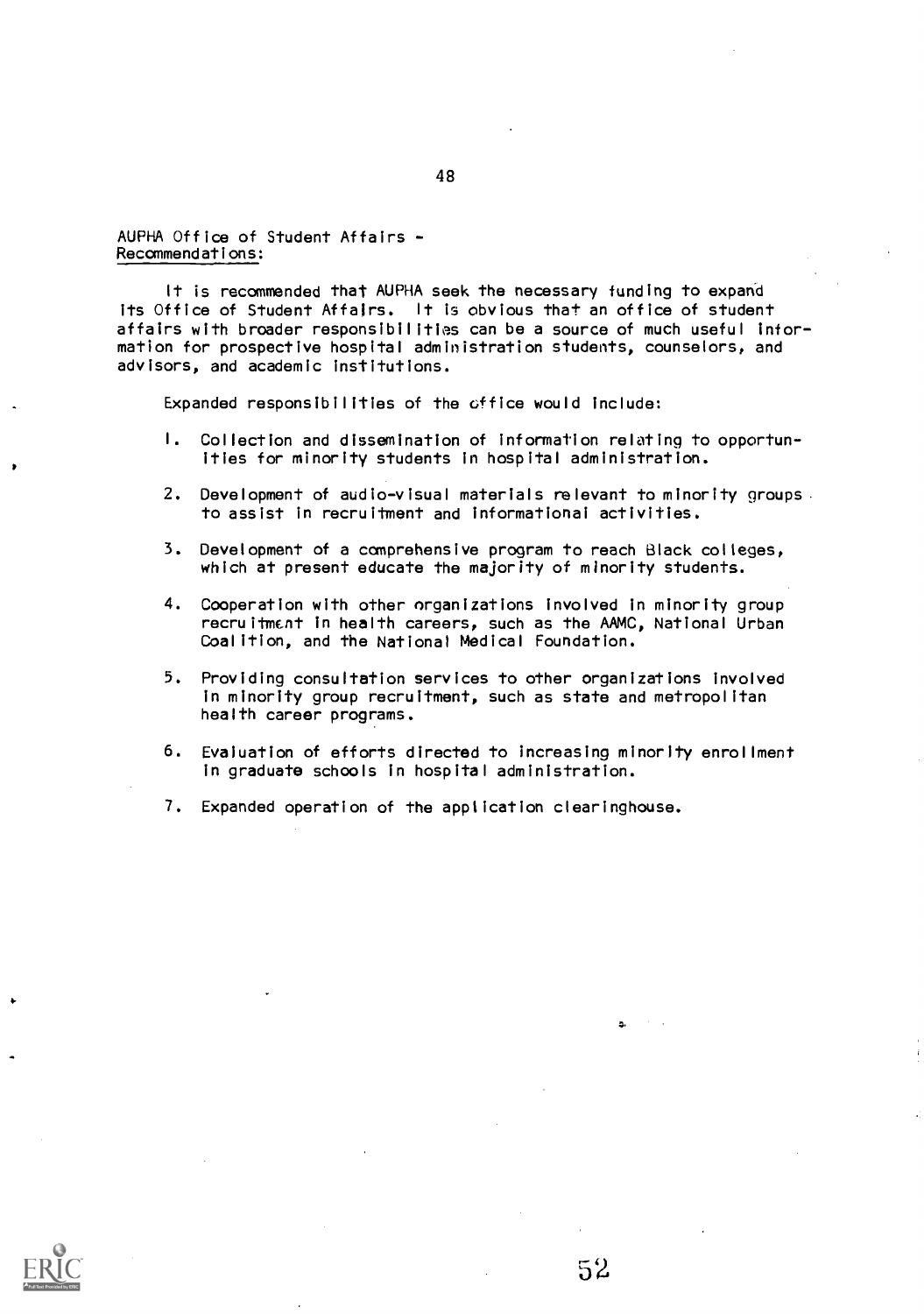AUPHA Office of Student Affairs -
Recommendations:

It is recommended that AUPHA seek the necessary funding to expand its Office of Student Affairs. It is obvious that an office of student affairs with broader responsibilities can be a source of much useful information for prospective hospital administration students, counselors, and advisors, and academic institutions.

Expanded responsibilities of the office would include:

1. Collection and dissemination of information relating to opportunities for minority students in hospital administration.

2. Development of audio-visual materials relevant to minority groups to assist in recruitment and informational activities.

3. Development of a comprehensive program to reach Black colleges, which at present educate the majority of minority students.

4. Cooperation with other organizations involved in minority group recruitment in health careers, such as the AAMC, National Urban Coalition, and the National Medical Foundation.

5. Providing consultation services to other organizations involved in minority group recruitment, such as state and metropolitan health career programs.

6. Evaluation of efforts directed to increasing minority enrollment in graduate schools in hospital administration.

7. Expanded operation of the application clearinghouse.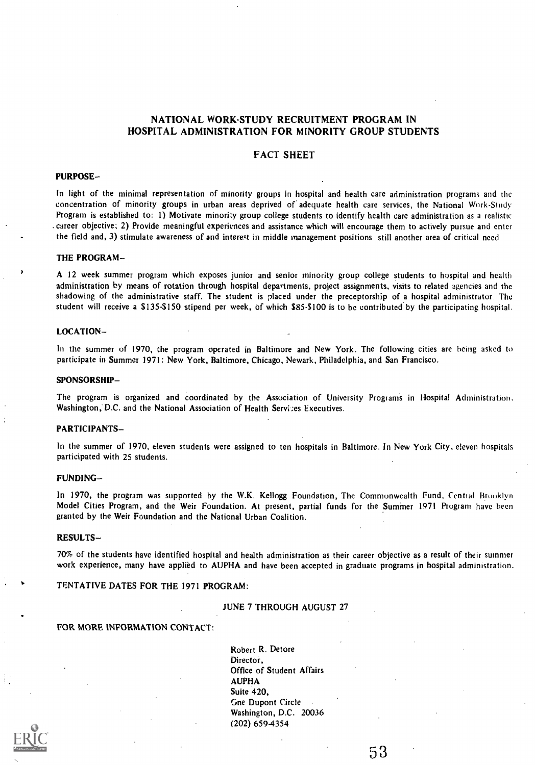# NATIONAL WORK-STUDY RECRUITMENT PROGRAM IN HOSPITAL ADMINISTRATION FOR MINORITY GROUP STUDENTS

## FACT SHEET

### PURPOSE–

In light of the minimal representation of minority groups in hospital and health care administration programs and the concentration of minority groups in urban areas deprived of adequate health care services, the National Work-Study Program is established to: 1) Motivate minority group college students to identify health care administration as a realistic career objective; 2) Provide meaningful experiences and assistance which will encourage them to actively pursue and enter the field and, 3) stimulate awareness of and interest in middle management positions still another area of critical need

### THE PROGRAM–

A 12 week summer program which exposes junior and senior minority group college students to hospital and health administration by means of rotation through hospital departments, project assignments, visits to related agencies and the shadowing of the administrative staff. The student is placed under the preceptorship of a hospital administrator. The student will receive a $135-$150 stipend per week, of which $85-$100 is to be contributed by the participating hospital.

### LOCATION–

In the summer of 1970, the program operated in Baltimore and New York. The following cities are being asked to participate in Summer 1971: New York, Baltimore, Chicago, Newark, Philadelphia, and San Francisco.

### SPONSORSHIP–

The program is organized and coordinated by the Association of University Programs in Hospital Administration. Washington, D.C. and the National Association of Health Services Executives.

### PARTICIPANTS–

In the summer of 1970, eleven students were assigned to ten hospitals in Baltimore. In New York City, eleven hospitals participated with 25 students.

### FUNDING–

In 1970, the program was supported by the W.K. Kellogg Foundation, The Commonwealth Fund, Central Brooklyn Model Cities Program, and the Weir Foundation. At present, partial funds for the Summer 1971 Program have been granted by the Weir Foundation and the National Urban Coalition.

### RESULTS–

70% of the students have identified hospital and health administration as their career objective as a result of their summer work experience, many have applied to AUPHA and have been accepted in graduate programs in hospital administration.

### TENTATIVE DATES FOR THE 1971 PROGRAM:

JUNE 7 THROUGH AUGUST 27

### FOR MORE INFORMATION CONTACT:

Robert R. Detore
Director,
Office of Student Affairs
AUPHA
Suite 420,
One Dupont Circle
Washington, D.C. 20036
(202) 659-4354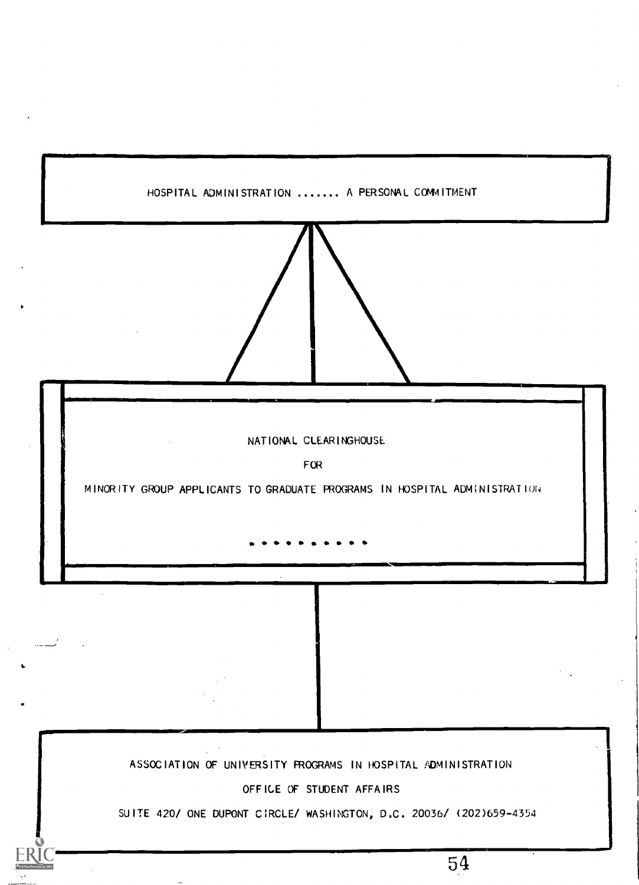HOSPITAL ADMINISTRATION ....... A PERSONAL COMMITMENT

NATIONAL CLEARINGHOUSE

FOR

MINORITY GROUP APPLICANTS TO GRADUATE PROGRAMS IN HOSPITAL ADMINISTRATION

. . . . . . . . . . .

ASSOCIATION OF UNIVERSITY PROGRAMS IN HOSPITAL ADMINISTRATION

OFFICE OF STUDENT AFFAIRS

SUITE 420/ ONE DUPONT CIRCLE/ WASHINGTON, D.C. 20036/ (202)659-4354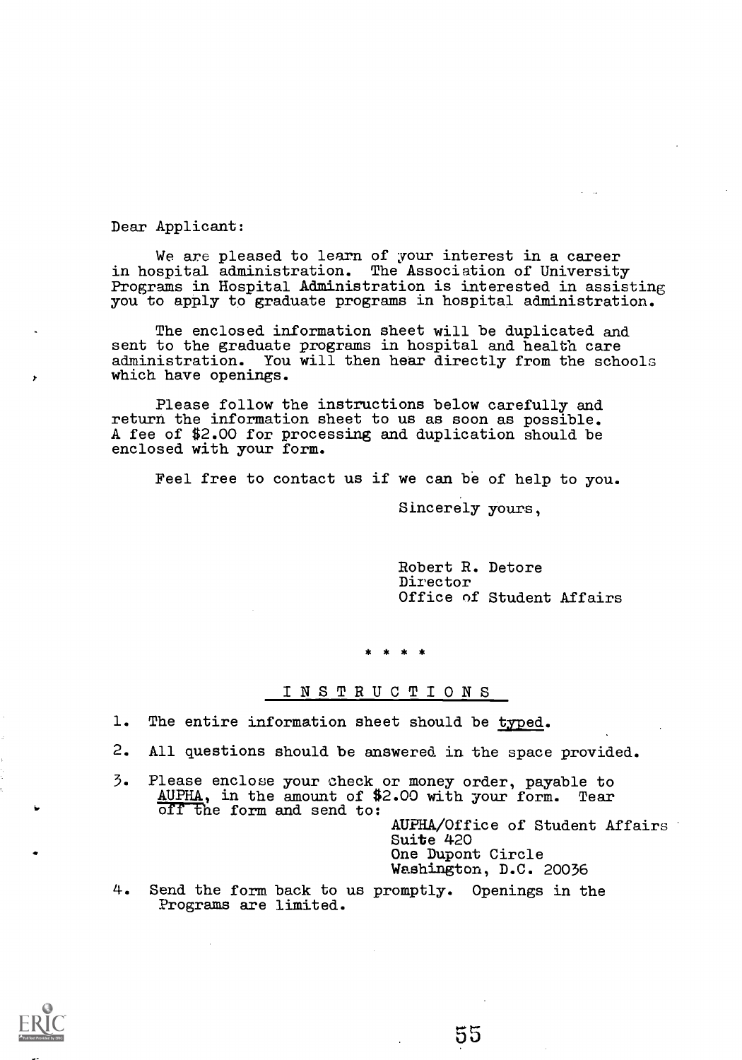Dear Applicant:

We are pleased to learn of your interest in a career in hospital administration. The Association of University Programs in Hospital Administration is interested in assisting you to apply to graduate programs in hospital administration.

The enclosed information sheet will be duplicated and sent to the graduate programs in hospital and health care administration. You will then hear directly from the schools which have openings.

Please follow the instructions below carefully and return the information sheet to us as soon as possible. A fee of $2.00 for processing and duplication should be enclosed with your form.

Feel free to contact us if we can be of help to you.

Sincerely yours,

Robert R. Detore
Director
Office of Student Affairs

\* \* \* \*

## INSTRUCTIONS

1. The entire information sheet should be typed.
2. All questions should be answered in the space provided.
3. Please enclose your check or money order, payable to AUPHA, in the amount of $2.00 with your form. Tear off the form and send to:

   AUPHA/Office of Student Affairs
   Suite 420
   One Dupont Circle
   Washington, D.C. 20036

4. Send the form back to us promptly. Openings in the Programs are limited.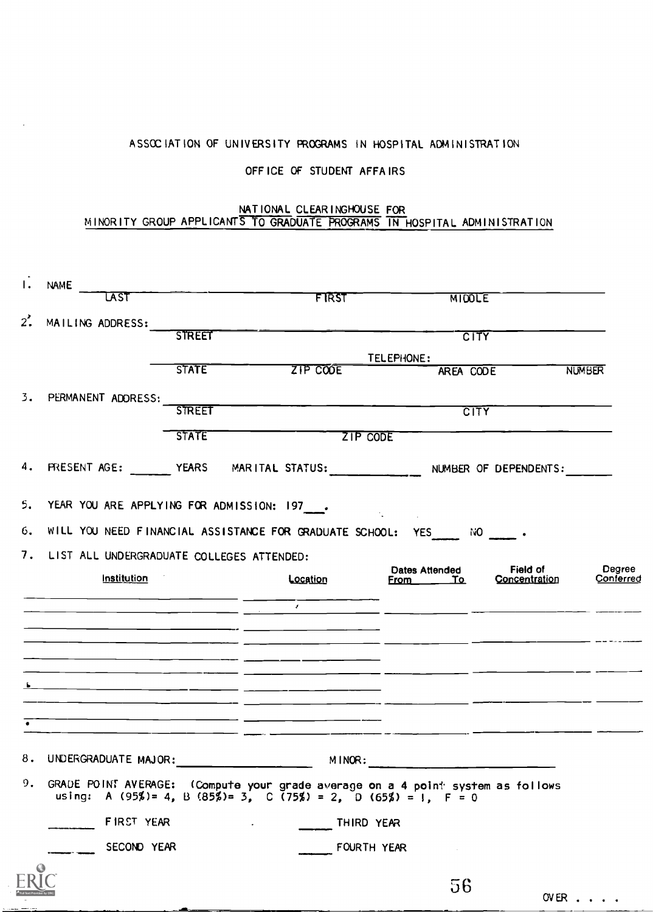ASSOCIATION OF UNIVERSITY PROGRAMS IN HOSPITAL ADMINISTRATION

OFFICE OF STUDENT AFFAIRS

NATIONAL CLEARINGHOUSE FOR
MINORITY GROUP APPLICANTS TO GRADUATE PROGRAMS IN HOSPITAL ADMINISTRATION

1. NAME ______________________________________________
   LAST FIRST MIDDLE

2. MAILING ADDRESS: ______________________________________________
   STREET CITY

   ______________________________ TELEPHONE: ______________________
   STATE ZIP CODE AREA CODE NUMBER

3. PERMANENT ADDRESS: ______________________________________________
   STREET CITY

   ______________________________
   STATE ZIP CODE

4. PRESENT AGE: ______ YEARS MARITAL STATUS: ____________ NUMBER OF DEPENDENTS: ______

5. YEAR YOU ARE APPLYING FOR ADMISSION: 197__.

6. WILL YOU NEED FINANCIAL ASSISTANCE FOR GRADUATE SCHOOL: YES____ NO ____.

7. LIST ALL UNDERGRADUATE COLLEGES ATTENDED:

| Institution | Location | Dates Attended From | To | Field of Concentration | Degree Conferred |
|---|---|---|---|---|---|
| | | | | | |
| | | | | | |
| | | | | | |
| | | | | | |
| | | | | | |

8. UNDERGRADUATE MAJOR: ____________________ MINOR: ____________________

9. GRADE POINT AVERAGE: (Compute your grade average on a 4 point system as follows using: A (95%)= 4, B (85%)= 3, C (75%) = 2, D (65%) = 1, F = 0

   ______ FIRST YEAR ______ THIRD YEAR

   ______ SECOND YEAR ______ FOURTH YEAR

OVER . . . .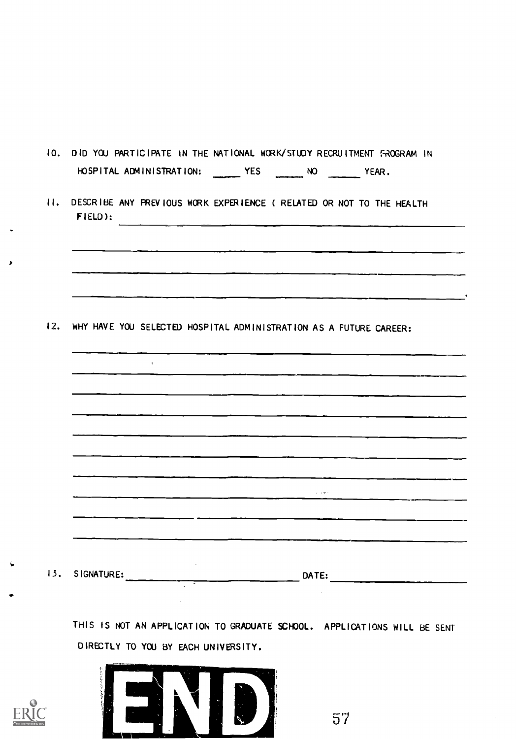10. DID YOU PARTICIPATE IN THE NATIONAL WORK/STUDY RECRUITMENT PROGRAM IN HOSPITAL ADMINISTRATION: _____ YES _____ NO _____ YEAR.

11. DESCRIBE ANY PREVIOUS WORK EXPERIENCE ( RELATED OR NOT TO THE HEALTH FIELD): ______________________________________________

______________________________________________________________

______________________________________________________________

______________________________________________________________.

12. WHY HAVE YOU SELECTED HOSPITAL ADMINISTRATION AS A FUTURE CAREER:

______________________________________________________________

______________________________________________________________

______________________________________________________________

______________________________________________________________

______________________________________________________________

______________________________________________________________

______________________________________________________________

______________________________________________________________

______________________________________________________________

______________________________________________________________

13. SIGNATURE: ______________________________ DATE: ____________________

THIS IS NOT AN APPLICATION TO GRADUATE SCHOOL. APPLICATIONS WILL BE SENT DIRECTLY TO YOU BY EACH UNIVERSITY.

END